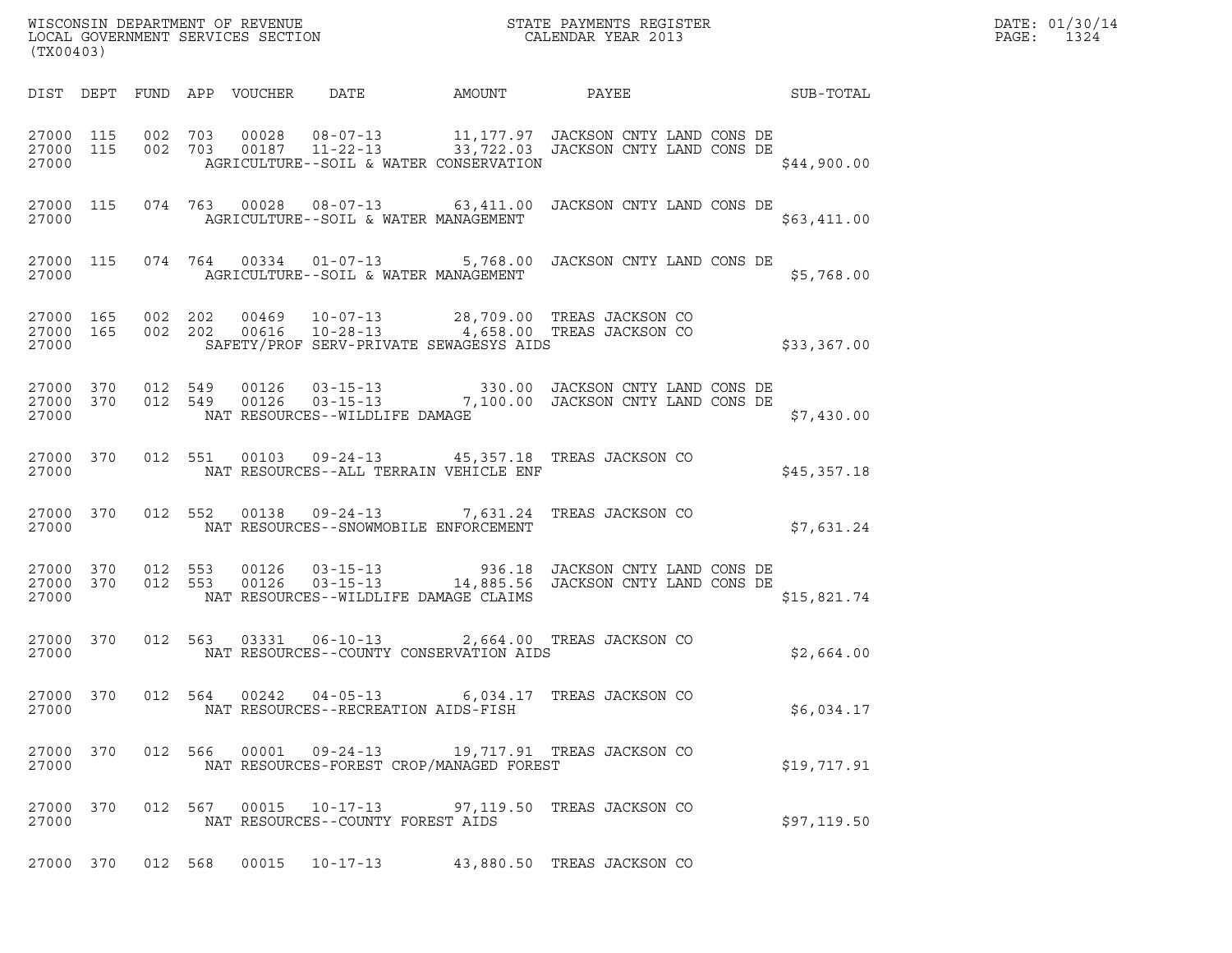WISCONSIN DEPARTMENT OF REVENUE
LOCAL GOVERNMENT SERVICES SECTION
(TX00403)

STATE PAYMENTS REGISTER
CALENDAR YEAR 2013

DATE: 01/30/14
PAGE: 1324

| DIST | DEPT | FUND | APP | VOUCHER | DATE | AMOUNT | PAYEE | SUB-TOTAL |
|---|---|---|---|---|---|---|---|---|
| 27000 | 115 | 002 | 703 | 00028 | 08-07-13 | 11,177.97 | JACKSON CNTY LAND CONS DE | |
| 27000 | 115 | 002 | 703 | 00187 | 11-22-13 | 33,722.03 | JACKSON CNTY LAND CONS DE | |
| 27000 | | | | | AGRICULTURE--SOIL & WATER CONSERVATION | | | $44,900.00 |
| 27000 | 115 | 074 | 763 | 00028 | 08-07-13 | 63,411.00 | JACKSON CNTY LAND CONS DE | |
| 27000 | | | | | AGRICULTURE--SOIL & WATER MANAGEMENT | | | $63,411.00 |
| 27000 | 115 | 074 | 764 | 00334 | 01-07-13 | 5,768.00 | JACKSON CNTY LAND CONS DE | |
| 27000 | | | | | AGRICULTURE--SOIL & WATER MANAGEMENT | | | $5,768.00 |
| 27000 | 165 | 002 | 202 | 00469 | 10-07-13 | 28,709.00 | TREAS JACKSON CO | |
| 27000 | 165 | 002 | 202 | 00616 | 10-28-13 | 4,658.00 | TREAS JACKSON CO | |
| 27000 | | | | | SAFETY/PROF SERV-PRIVATE SEWAGESYS AIDS | | | $33,367.00 |
| 27000 | 370 | 012 | 549 | 00126 | 03-15-13 | 330.00 | JACKSON CNTY LAND CONS DE | |
| 27000 | 370 | 012 | 549 | 00126 | 03-15-13 | 7,100.00 | JACKSON CNTY LAND CONS DE | |
| 27000 | | | | | NAT RESOURCES--WILDLIFE DAMAGE | | | $7,430.00 |
| 27000 | 370 | 012 | 551 | 00103 | 09-24-13 | 45,357.18 | TREAS JACKSON CO | |
| 27000 | | | | | NAT RESOURCES--ALL TERRAIN VEHICLE ENF | | | $45,357.18 |
| 27000 | 370 | 012 | 552 | 00138 | 09-24-13 | 7,631.24 | TREAS JACKSON CO | |
| 27000 | | | | | NAT RESOURCES--SNOWMOBILE ENFORCEMENT | | | $7,631.24 |
| 27000 | 370 | 012 | 553 | 00126 | 03-15-13 | 936.18 | JACKSON CNTY LAND CONS DE | |
| 27000 | 370 | 012 | 553 | 00126 | 03-15-13 | 14,885.56 | JACKSON CNTY LAND CONS DE | |
| 27000 | | | | | NAT RESOURCES--WILDLIFE DAMAGE CLAIMS | | | $15,821.74 |
| 27000 | 370 | 012 | 563 | 03331 | 06-10-13 | 2,664.00 | TREAS JACKSON CO | |
| 27000 | | | | | NAT RESOURCES--COUNTY CONSERVATION AIDS | | | $2,664.00 |
| 27000 | 370 | 012 | 564 | 00242 | 04-05-13 | 6,034.17 | TREAS JACKSON CO | |
| 27000 | | | | | NAT RESOURCES--RECREATION AIDS-FISH | | | $6,034.17 |
| 27000 | 370 | 012 | 566 | 00001 | 09-24-13 | 19,717.91 | TREAS JACKSON CO | |
| 27000 | | | | | NAT RESOURCES-FOREST CROP/MANAGED FOREST | | | $19,717.91 |
| 27000 | 370 | 012 | 567 | 00015 | 10-17-13 | 97,119.50 | TREAS JACKSON CO | |
| 27000 | | | | | NAT RESOURCES--COUNTY FOREST AIDS | | | $97,119.50 |
| 27000 | 370 | 012 | 568 | 00015 | 10-17-13 | 43,880.50 | TREAS JACKSON CO | |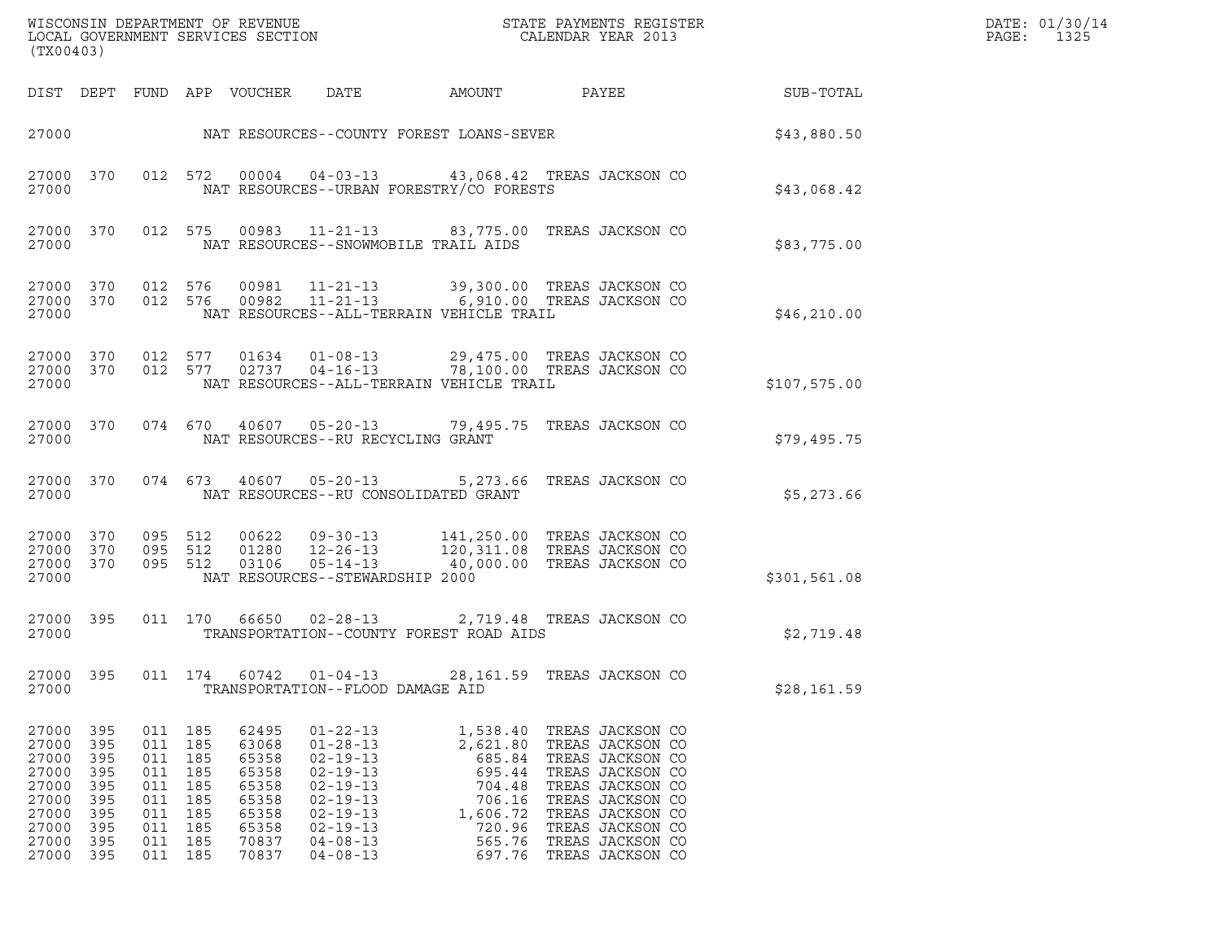WISCONSIN DEPARTMENT OF REVENUE
LOCAL GOVERNMENT SERVICES SECTION
(TX00403)

STATE PAYMENTS REGISTER
CALENDAR YEAR 2013

DATE: 01/30/14
PAGE: 1325

| DIST | DEPT | FUND | APP | VOUCHER | DATE | AMOUNT | PAYEE | SUB-TOTAL |
|---|---|---|---|---|---|---|---|---|
| 27000 | | | | | NAT RESOURCES--COUNTY FOREST LOANS-SEVER | | | $43,880.50 |
| 27000 | 370 | 012 | 572 | 00004 | 04-03-13 | 43,068.42 | TREAS JACKSON CO | |
| 27000 | | | | | NAT RESOURCES--URBAN FORESTRY/CO FORESTS | | | $43,068.42 |
| 27000 | 370 | 012 | 575 | 00983 | 11-21-13 | 83,775.00 | TREAS JACKSON CO | |
| 27000 | | | | | NAT RESOURCES--SNOWMOBILE TRAIL AIDS | | | $83,775.00 |
| 27000 | 370 | 012 | 576 | 00981 | 11-21-13 | 39,300.00 | TREAS JACKSON CO | |
| 27000 | 370 | 012 | 576 | 00982 | 11-21-13 | 6,910.00 | TREAS JACKSON CO | |
| 27000 | | | | | NAT RESOURCES--ALL-TERRAIN VEHICLE TRAIL | | | $46,210.00 |
| 27000 | 370 | 012 | 577 | 01634 | 01-08-13 | 29,475.00 | TREAS JACKSON CO | |
| 27000 | 370 | 012 | 577 | 02737 | 04-16-13 | 78,100.00 | TREAS JACKSON CO | |
| 27000 | | | | | NAT RESOURCES--ALL-TERRAIN VEHICLE TRAIL | | | $107,575.00 |
| 27000 | 370 | 074 | 670 | 40607 | 05-20-13 | 79,495.75 | TREAS JACKSON CO | |
| 27000 | | | | | NAT RESOURCES--RU RECYCLING GRANT | | | $79,495.75 |
| 27000 | 370 | 074 | 673 | 40607 | 05-20-13 | 5,273.66 | TREAS JACKSON CO | |
| 27000 | | | | | NAT RESOURCES--RU CONSOLIDATED GRANT | | | $5,273.66 |
| 27000 | 370 | 095 | 512 | 00622 | 09-30-13 | 141,250.00 | TREAS JACKSON CO | |
| 27000 | 370 | 095 | 512 | 01280 | 12-26-13 | 120,311.08 | TREAS JACKSON CO | |
| 27000 | 370 | 095 | 512 | 03106 | 05-14-13 | 40,000.00 | TREAS JACKSON CO | |
| 27000 | | | | | NAT RESOURCES--STEWARDSHIP 2000 | | | $301,561.08 |
| 27000 | 395 | 011 | 170 | 66650 | 02-28-13 | 2,719.48 | TREAS JACKSON CO | |
| 27000 | | | | | TRANSPORTATION--COUNTY FOREST ROAD AIDS | | | $2,719.48 |
| 27000 | 395 | 011 | 174 | 60742 | 01-04-13 | 28,161.59 | TREAS JACKSON CO | |
| 27000 | | | | | TRANSPORTATION--FLOOD DAMAGE AID | | | $28,161.59 |
| 27000 | 395 | 011 | 185 | 62495 | 01-22-13 | 1,538.40 | TREAS JACKSON CO | |
| 27000 | 395 | 011 | 185 | 63068 | 01-28-13 | 2,621.80 | TREAS JACKSON CO | |
| 27000 | 395 | 011 | 185 | 65358 | 02-19-13 | 685.84 | TREAS JACKSON CO | |
| 27000 | 395 | 011 | 185 | 65358 | 02-19-13 | 695.44 | TREAS JACKSON CO | |
| 27000 | 395 | 011 | 185 | 65358 | 02-19-13 | 704.48 | TREAS JACKSON CO | |
| 27000 | 395 | 011 | 185 | 65358 | 02-19-13 | 706.16 | TREAS JACKSON CO | |
| 27000 | 395 | 011 | 185 | 65358 | 02-19-13 | 1,606.72 | TREAS JACKSON CO | |
| 27000 | 395 | 011 | 185 | 65358 | 02-19-13 | 720.96 | TREAS JACKSON CO | |
| 27000 | 395 | 011 | 185 | 70837 | 04-08-13 | 565.76 | TREAS JACKSON CO | |
| 27000 | 395 | 011 | 185 | 70837 | 04-08-13 | 697.76 | TREAS JACKSON CO | |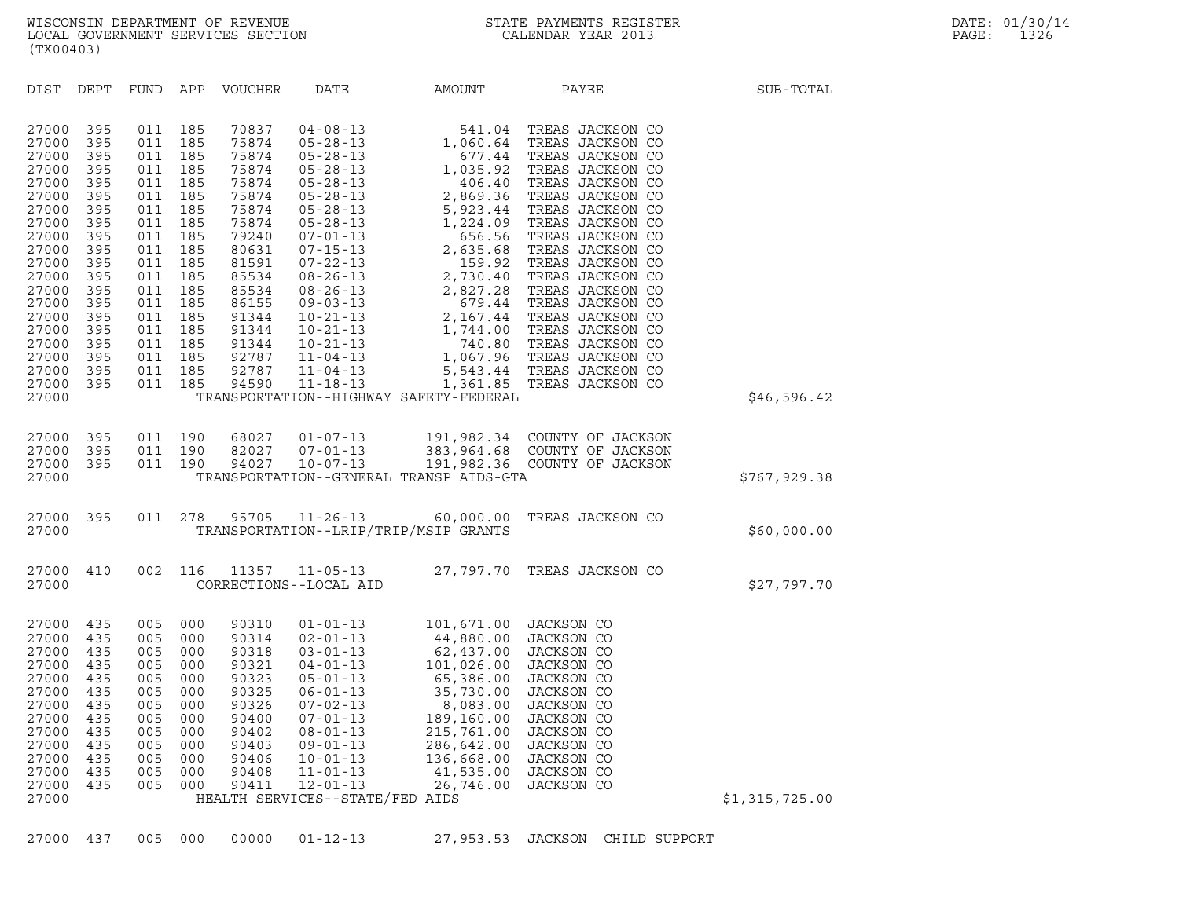WISCONSIN DEPARTMENT OF REVENUE
LOCAL GOVERNMENT SERVICES SECTION
(TX00403)

STATE PAYMENTS REGISTER
CALENDAR YEAR 2013

DATE: 01/30/14

| DIST | DEPT | FUND | APP | VOUCHER | DATE | AMOUNT | PAYEE | SUB-TOTAL |
|---|---|---|---|---|---|---|---|---|
| 27000 | 395 | 011 | 185 | 70837 | 04-08-13 | 541.04 | TREAS JACKSON CO | |
| 27000 | 395 | 011 | 185 | 75874 | 05-28-13 | 1,060.64 | TREAS JACKSON CO | |
| 27000 | 395 | 011 | 185 | 75874 | 05-28-13 | 677.44 | TREAS JACKSON CO | |
| 27000 | 395 | 011 | 185 | 75874 | 05-28-13 | 1,035.92 | TREAS JACKSON CO | |
| 27000 | 395 | 011 | 185 | 75874 | 05-28-13 | 406.40 | TREAS JACKSON CO | |
| 27000 | 395 | 011 | 185 | 75874 | 05-28-13 | 2,869.36 | TREAS JACKSON CO | |
| 27000 | 395 | 011 | 185 | 75874 | 05-28-13 | 5,923.44 | TREAS JACKSON CO | |
| 27000 | 395 | 011 | 185 | 75874 | 05-28-13 | 1,224.09 | TREAS JACKSON CO | |
| 27000 | 395 | 011 | 185 | 79240 | 07-01-13 | 656.56 | TREAS JACKSON CO | |
| 27000 | 395 | 011 | 185 | 80631 | 07-15-13 | 2,635.68 | TREAS JACKSON CO | |
| 27000 | 395 | 011 | 185 | 81591 | 07-22-13 | 159.92 | TREAS JACKSON CO | |
| 27000 | 395 | 011 | 185 | 85534 | 08-26-13 | 2,730.40 | TREAS JACKSON CO | |
| 27000 | 395 | 011 | 185 | 85534 | 08-26-13 | 2,827.28 | TREAS JACKSON CO | |
| 27000 | 395 | 011 | 185 | 86155 | 09-03-13 | 679.44 | TREAS JACKSON CO | |
| 27000 | 395 | 011 | 185 | 91344 | 10-21-13 | 2,167.44 | TREAS JACKSON CO | |
| 27000 | 395 | 011 | 185 | 91344 | 10-21-13 | 1,744.00 | TREAS JACKSON CO | |
| 27000 | 395 | 011 | 185 | 91344 | 10-21-13 | 740.80 | TREAS JACKSON CO | |
| 27000 | 395 | 011 | 185 | 92787 | 11-04-13 | 1,067.96 | TREAS JACKSON CO | |
| 27000 | 395 | 011 | 185 | 92787 | 11-04-13 | 5,543.44 | TREAS JACKSON CO | |
| 27000 | 395 | 011 | 185 | 94590 | 11-18-13 | 1,361.85 | TREAS JACKSON CO | |
| 27000 | | | | TRANSPORTATION--HIGHWAY SAFETY-FEDERAL | | | | $46,596.42 |
| 27000 | 395 | 011 | 190 | 68027 | 01-07-13 | 191,982.34 | COUNTY OF JACKSON | |
| 27000 | 395 | 011 | 190 | 82027 | 07-01-13 | 383,964.68 | COUNTY OF JACKSON | |
| 27000 | 395 | 011 | 190 | 94027 | 10-07-13 | 191,982.36 | COUNTY OF JACKSON | |
| 27000 | | | | TRANSPORTATION--GENERAL TRANSP AIDS-GTA | | | | $767,929.38 |
| 27000 | 395 | 011 | 278 | 95705 | 11-26-13 | 60,000.00 | TREAS JACKSON CO | |
| 27000 | | | | TRANSPORTATION--LRIP/TRIP/MSIP GRANTS | | | | $60,000.00 |
| 27000 | 410 | 002 | 116 | 11357 | 11-05-13 | 27,797.70 | TREAS JACKSON CO | |
| 27000 | | | | CORRECTIONS--LOCAL AID | | | | $27,797.70 |
| 27000 | 435 | 005 | 000 | 90310 | 01-01-13 | 101,671.00 | JACKSON CO | |
| 27000 | 435 | 005 | 000 | 90314 | 02-01-13 | 44,880.00 | JACKSON CO | |
| 27000 | 435 | 005 | 000 | 90318 | 03-01-13 | 62,437.00 | JACKSON CO | |
| 27000 | 435 | 005 | 000 | 90321 | 04-01-13 | 101,026.00 | JACKSON CO | |
| 27000 | 435 | 005 | 000 | 90323 | 05-01-13 | 65,386.00 | JACKSON CO | |
| 27000 | 435 | 005 | 000 | 90325 | 06-01-13 | 35,730.00 | JACKSON CO | |
| 27000 | 435 | 005 | 000 | 90326 | 07-02-13 | 8,083.00 | JACKSON CO | |
| 27000 | 435 | 005 | 000 | 90400 | 07-01-13 | 189,160.00 | JACKSON CO | |
| 27000 | 435 | 005 | 000 | 90402 | 08-01-13 | 215,761.00 | JACKSON CO | |
| 27000 | 435 | 005 | 000 | 90403 | 09-01-13 | 286,642.00 | JACKSON CO | |
| 27000 | 435 | 005 | 000 | 90406 | 10-01-13 | 136,668.00 | JACKSON CO | |
| 27000 | 435 | 005 | 000 | 90408 | 11-01-13 | 41,535.00 | JACKSON CO | |
| 27000 | 435 | 005 | 000 | 90411 | 12-01-13 | 26,746.00 | JACKSON CO | |
| 27000 | | | | HEALTH SERVICES--STATE/FED AIDS | | | | $1,315,725.00 |
| 27000 | 437 | 005 | 000 | 00000 | 01-12-13 | 27,953.53 | JACKSON CHILD SUPPORT | |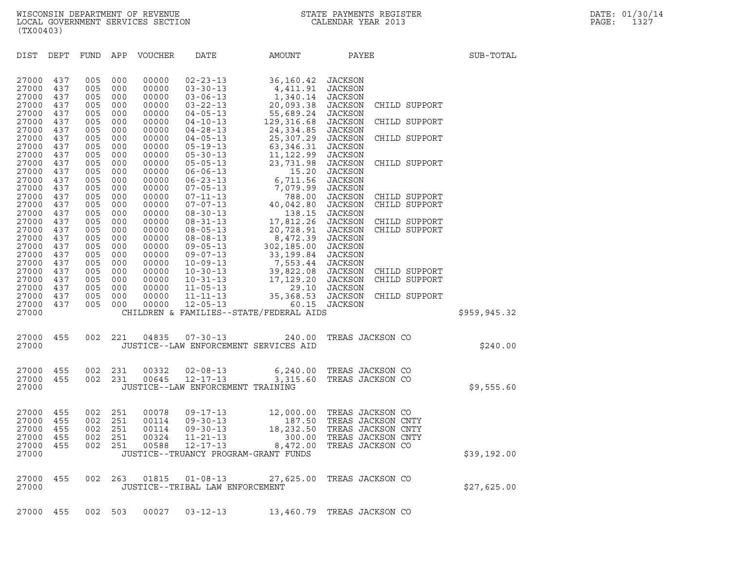WISCONSIN DEPARTMENT OF REVENUE
LOCAL GOVERNMENT SERVICES SECTION
(TX00403)

STATE PAYMENTS REGISTER
CALENDAR YEAR 2013

DATE: 01/30/14

| DIST | DEPT | FUND | APP | VOUCHER | DATE | AMOUNT | PAYEE | SUB-TOTAL |
|---|---|---|---|---|---|---|---|---|
| 27000 | 437 | 005 | 000 | 00000 | 02-23-13 | 36,160.42 | JACKSON | |
| 27000 | 437 | 005 | 000 | 00000 | 03-30-13 | 4,411.91 | JACKSON | |
| 27000 | 437 | 005 | 000 | 00000 | 03-06-13 | 1,340.14 | JACKSON | |
| 27000 | 437 | 005 | 000 | 00000 | 03-22-13 | 20,093.38 | JACKSON CHILD SUPPORT | |
| 27000 | 437 | 005 | 000 | 00000 | 04-05-13 | 55,689.24 | JACKSON | |
| 27000 | 437 | 005 | 000 | 00000 | 04-10-13 | 129,316.68 | JACKSON CHILD SUPPORT | |
| 27000 | 437 | 005 | 000 | 00000 | 04-28-13 | 24,334.85 | JACKSON | |
| 27000 | 437 | 005 | 000 | 00000 | 04-05-13 | 25,307.29 | JACKSON CHILD SUPPORT | |
| 27000 | 437 | 005 | 000 | 00000 | 05-19-13 | 63,346.31 | JACKSON | |
| 27000 | 437 | 005 | 000 | 00000 | 05-30-13 | 11,122.99 | JACKSON | |
| 27000 | 437 | 005 | 000 | 00000 | 05-05-13 | 23,731.98 | JACKSON CHILD SUPPORT | |
| 27000 | 437 | 005 | 000 | 00000 | 06-06-13 | 15.20 | JACKSON | |
| 27000 | 437 | 005 | 000 | 00000 | 06-23-13 | 6,711.56 | JACKSON | |
| 27000 | 437 | 005 | 000 | 00000 | 07-05-13 | 7,079.99 | JACKSON | |
| 27000 | 437 | 005 | 000 | 00000 | 07-11-13 | 788.00 | JACKSON CHILD SUPPORT | |
| 27000 | 437 | 005 | 000 | 00000 | 07-07-13 | 40,042.80 | JACKSON CHILD SUPPORT | |
| 27000 | 437 | 005 | 000 | 00000 | 08-30-13 | 138.15 | JACKSON | |
| 27000 | 437 | 005 | 000 | 00000 | 08-31-13 | 17,812.26 | JACKSON CHILD SUPPORT | |
| 27000 | 437 | 005 | 000 | 00000 | 08-05-13 | 20,728.91 | JACKSON CHILD SUPPORT | |
| 27000 | 437 | 005 | 000 | 00000 | 08-08-13 | 8,472.39 | JACKSON | |
| 27000 | 437 | 005 | 000 | 00000 | 09-05-13 | 302,185.00 | JACKSON | |
| 27000 | 437 | 005 | 000 | 00000 | 09-07-13 | 33,199.84 | JACKSON | |
| 27000 | 437 | 005 | 000 | 00000 | 10-09-13 | 7,553.44 | JACKSON | |
| 27000 | 437 | 005 | 000 | 00000 | 10-30-13 | 39,822.08 | JACKSON CHILD SUPPORT | |
| 27000 | 437 | 005 | 000 | 00000 | 10-31-13 | 17,129.20 | JACKSON CHILD SUPPORT | |
| 27000 | 437 | 005 | 000 | 00000 | 11-05-13 | 29.10 | JACKSON | |
| 27000 | 437 | 005 | 000 | 00000 | 11-11-13 | 35,368.53 | JACKSON CHILD SUPPORT | |
| 27000 | 437 | 005 | 000 | 00000 | 12-05-13 | 60.15 | JACKSON | |
| 27000 | | | | | CHILDREN & FAMILIES--STATE/FEDERAL AIDS | | | $959,945.32 |
| 27000 | 455 | 002 | 221 | 04835 | 07-30-13 | 240.00 | TREAS JACKSON CO | |
| 27000 | | | | | JUSTICE--LAW ENFORCEMENT SERVICES AID | | | $240.00 |
| 27000 | 455 | 002 | 231 | 00332 | 02-08-13 | 6,240.00 | TREAS JACKSON CO | |
| 27000 | 455 | 002 | 231 | 00645 | 12-17-13 | 3,315.60 | TREAS JACKSON CO | |
| 27000 | | | | | JUSTICE--LAW ENFORCEMENT TRAINING | | | $9,555.60 |
| 27000 | 455 | 002 | 251 | 00078 | 09-17-13 | 12,000.00 | TREAS JACKSON CO | |
| 27000 | 455 | 002 | 251 | 00114 | 09-30-13 | 187.50 | TREAS JACKSON CNTY | |
| 27000 | 455 | 002 | 251 | 00114 | 09-30-13 | 18,232.50 | TREAS JACKSON CNTY | |
| 27000 | 455 | 002 | 251 | 00324 | 11-21-13 | 300.00 | TREAS JACKSON CNTY | |
| 27000 | 455 | 002 | 251 | 00588 | 12-17-13 | 8,472.00 | TREAS JACKSON CO | |
| 27000 | | | | | JUSTICE--TRUANCY PROGRAM-GRANT FUNDS | | | $39,192.00 |
| 27000 | 455 | 002 | 263 | 01815 | 01-08-13 | 27,625.00 | TREAS JACKSON CO | |
| 27000 | | | | | JUSTICE--TRIBAL LAW ENFORCEMENT | | | $27,625.00 |
| 27000 | 455 | 002 | 503 | 00027 | 03-12-13 | 13,460.79 | TREAS JACKSON CO | |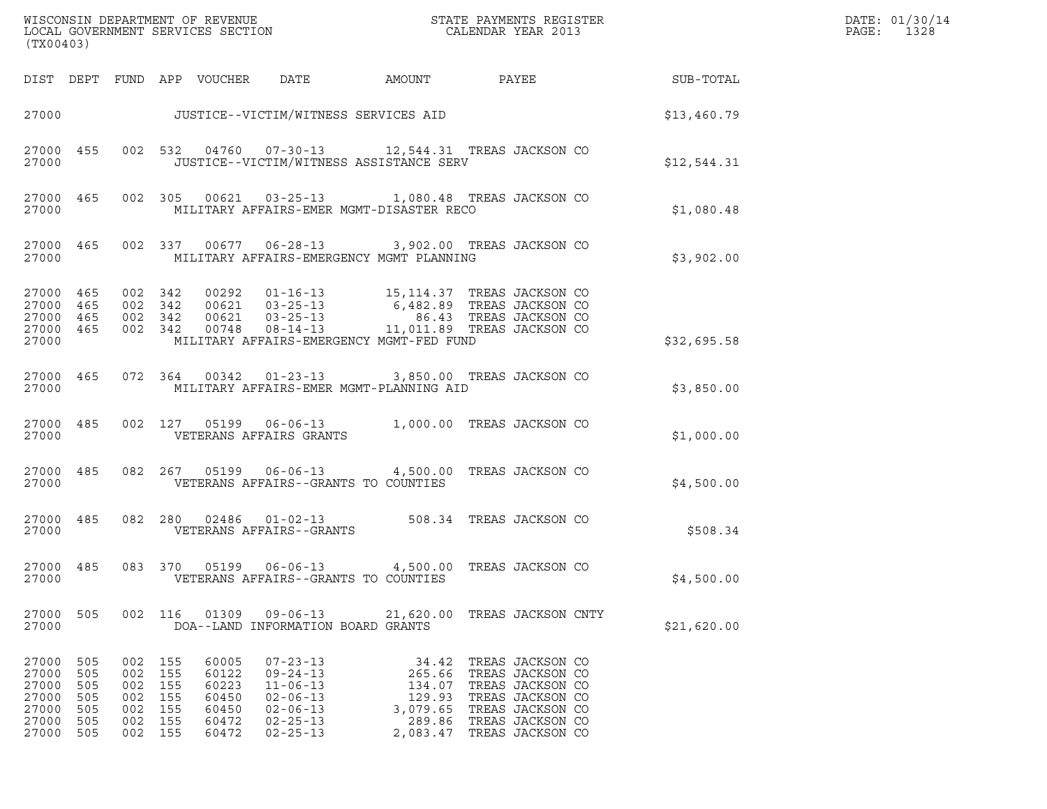WISCONSIN DEPARTMENT OF REVENUE
LOCAL GOVERNMENT SERVICES SECTION
(TX00403)

STATE PAYMENTS REGISTER
CALENDAR YEAR 2013

DATE: 01/30/14
PAGE: 1328

| DIST | DEPT | FUND | APP | VOUCHER | DATE | AMOUNT | PAYEE | SUB-TOTAL |
|---|---|---|---|---|---|---|---|---|
| 27000 | | | | | JUSTICE--VICTIM/WITNESS SERVICES AID | | | $13,460.79 |
| 27000 | 455 | 002 | 532 | 04760 | 07-30-13 | 12,544.31 | TREAS JACKSON CO | |
| 27000 | | | | | JUSTICE--VICTIM/WITNESS ASSISTANCE SERV | | | $12,544.31 |
| 27000 | 465 | 002 | 305 | 00621 | 03-25-13 | 1,080.48 | TREAS JACKSON CO | |
| 27000 | | | | | MILITARY AFFAIRS-EMER MGMT-DISASTER RECO | | | $1,080.48 |
| 27000 | 465 | 002 | 337 | 00677 | 06-28-13 | 3,902.00 | TREAS JACKSON CO | |
| 27000 | | | | | MILITARY AFFAIRS-EMERGENCY MGMT PLANNING | | | $3,902.00 |
| 27000 | 465 | 002 | 342 | 00292 | 01-16-13 | 15,114.37 | TREAS JACKSON CO | |
| 27000 | 465 | 002 | 342 | 00621 | 03-25-13 | 6,482.89 | TREAS JACKSON CO | |
| 27000 | 465 | 002 | 342 | 00621 | 03-25-13 | 86.43 | TREAS JACKSON CO | |
| 27000 | 465 | 002 | 342 | 00748 | 08-14-13 | 11,011.89 | TREAS JACKSON CO | |
| 27000 | | | | | MILITARY AFFAIRS-EMERGENCY MGMT-FED FUND | | | $32,695.58 |
| 27000 | 465 | 072 | 364 | 00342 | 01-23-13 | 3,850.00 | TREAS JACKSON CO | |
| 27000 | | | | | MILITARY AFFAIRS-EMER MGMT-PLANNING AID | | | $3,850.00 |
| 27000 | 485 | 002 | 127 | 05199 | 06-06-13 | 1,000.00 | TREAS JACKSON CO | |
| 27000 | | | | | VETERANS AFFAIRS GRANTS | | | $1,000.00 |
| 27000 | 485 | 082 | 267 | 05199 | 06-06-13 | 4,500.00 | TREAS JACKSON CO | |
| 27000 | | | | | VETERANS AFFAIRS--GRANTS TO COUNTIES | | | $4,500.00 |
| 27000 | 485 | 082 | 280 | 02486 | 01-02-13 | 508.34 | TREAS JACKSON CO | |
| 27000 | | | | | VETERANS AFFAIRS--GRANTS | | | $508.34 |
| 27000 | 485 | 083 | 370 | 05199 | 06-06-13 | 4,500.00 | TREAS JACKSON CO | |
| 27000 | | | | | VETERANS AFFAIRS--GRANTS TO COUNTIES | | | $4,500.00 |
| 27000 | 505 | 002 | 116 | 01309 | 09-06-13 | 21,620.00 | TREAS JACKSON CNTY | |
| 27000 | | | | | DOA--LAND INFORMATION BOARD GRANTS | | | $21,620.00 |
| 27000 | 505 | 002 | 155 | 60005 | 07-23-13 | 34.42 | TREAS JACKSON CO | |
| 27000 | 505 | 002 | 155 | 60122 | 09-24-13 | 265.66 | TREAS JACKSON CO | |
| 27000 | 505 | 002 | 155 | 60223 | 11-06-13 | 134.07 | TREAS JACKSON CO | |
| 27000 | 505 | 002 | 155 | 60450 | 02-06-13 | 129.93 | TREAS JACKSON CO | |
| 27000 | 505 | 002 | 155 | 60450 | 02-06-13 | 3,079.65 | TREAS JACKSON CO | |
| 27000 | 505 | 002 | 155 | 60472 | 02-25-13 | 289.86 | TREAS JACKSON CO | |
| 27000 | 505 | 002 | 155 | 60472 | 02-25-13 | 2,083.47 | TREAS JACKSON CO | |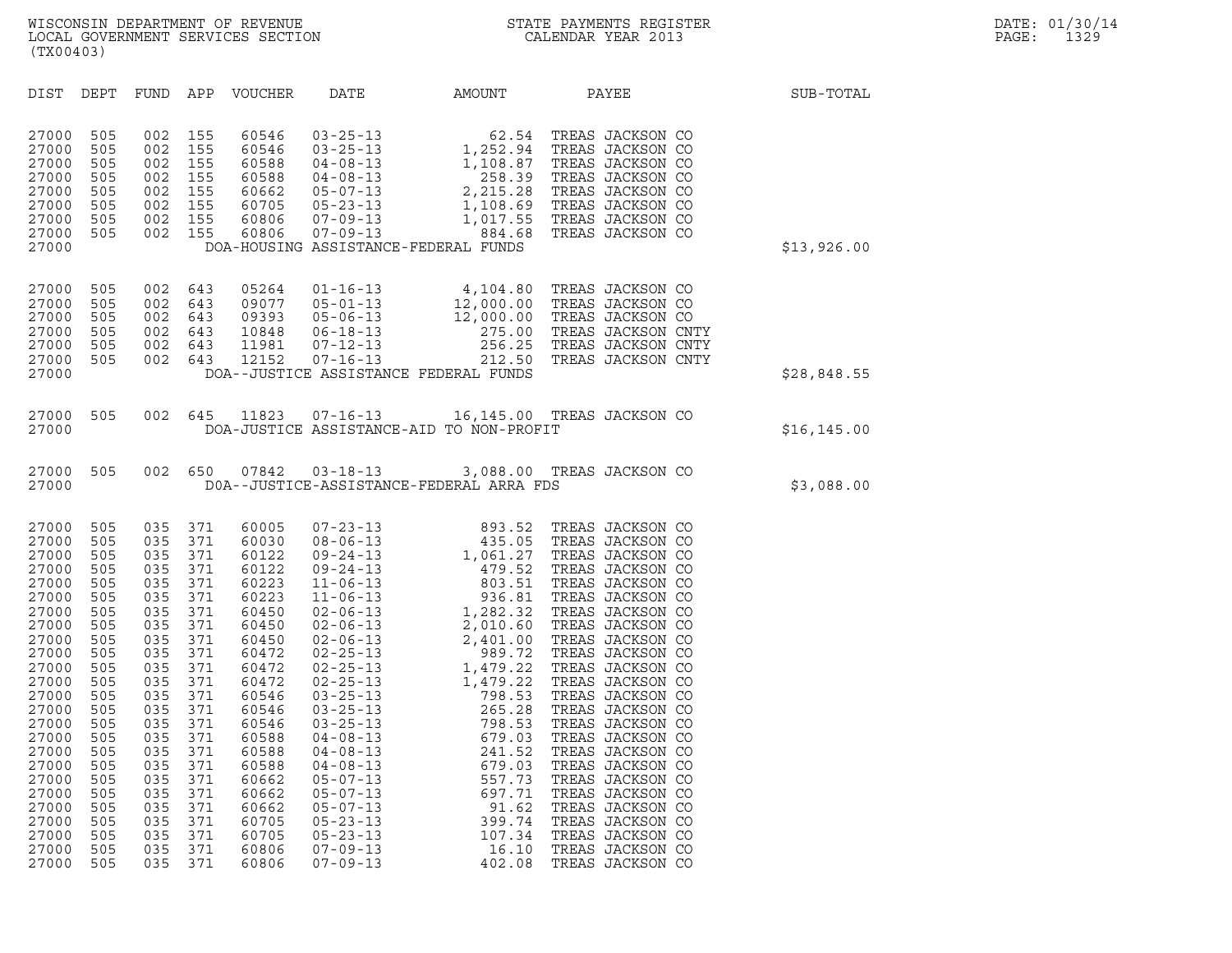WISCONSIN DEPARTMENT OF REVENUE
LOCAL GOVERNMENT SERVICES SECTION
(TX00403)

STATE PAYMENTS REGISTER
CALENDAR YEAR 2013

DATE: 01/30/14
PAGE: 1329

| DIST | DEPT | FUND | APP | VOUCHER | DATE | AMOUNT | PAYEE | SUB-TOTAL |
|---|---|---|---|---|---|---|---|---|
| 27000 | 505 | 002 | 155 | 60546 | 03-25-13 | 62.54 | TREAS JACKSON CO | |
| 27000 | 505 | 002 | 155 | 60546 | 03-25-13 | 1,252.94 | TREAS JACKSON CO | |
| 27000 | 505 | 002 | 155 | 60588 | 04-08-13 | 1,108.87 | TREAS JACKSON CO | |
| 27000 | 505 | 002 | 155 | 60588 | 04-08-13 | 258.39 | TREAS JACKSON CO | |
| 27000 | 505 | 002 | 155 | 60662 | 05-07-13 | 2,215.28 | TREAS JACKSON CO | |
| 27000 | 505 | 002 | 155 | 60705 | 05-23-13 | 1,108.69 | TREAS JACKSON CO | |
| 27000 | 505 | 002 | 155 | 60806 | 07-09-13 | 1,017.55 | TREAS JACKSON CO | |
| 27000 | 505 | 002 | 155 | 60806 | 07-09-13 | 884.68 | TREAS JACKSON CO | |
| 27000 | | | | | DOA-HOUSING ASSISTANCE-FEDERAL FUNDS | | | $13,926.00 |
| 27000 | 505 | 002 | 643 | 05264 | 01-16-13 | 4,104.80 | TREAS JACKSON CO | |
| 27000 | 505 | 002 | 643 | 09077 | 05-01-13 | 12,000.00 | TREAS JACKSON CO | |
| 27000 | 505 | 002 | 643 | 09393 | 05-06-13 | 12,000.00 | TREAS JACKSON CO | |
| 27000 | 505 | 002 | 643 | 10848 | 06-18-13 | 275.00 | TREAS JACKSON CNTY | |
| 27000 | 505 | 002 | 643 | 11981 | 07-12-13 | 256.25 | TREAS JACKSON CNTY | |
| 27000 | 505 | 002 | 643 | 12152 | 07-16-13 | 212.50 | TREAS JACKSON CNTY | |
| 27000 | | | | | DOA--JUSTICE ASSISTANCE FEDERAL FUNDS | | | $28,848.55 |
| 27000 | 505 | 002 | 645 | 11823 | 07-16-13 | 16,145.00 | TREAS JACKSON CO | |
| 27000 | | | | | DOA-JUSTICE ASSISTANCE-AID TO NON-PROFIT | | | $16,145.00 |
| 27000 | 505 | 002 | 650 | 07842 | 03-18-13 | 3,088.00 | TREAS JACKSON CO | |
| 27000 | | | | | D0A--JUSTICE-ASSISTANCE-FEDERAL ARRA FDS | | | $3,088.00 |
| 27000 | 505 | 035 | 371 | 60005 | 07-23-13 | 893.52 | TREAS JACKSON CO | |
| 27000 | 505 | 035 | 371 | 60030 | 08-06-13 | 435.05 | TREAS JACKSON CO | |
| 27000 | 505 | 035 | 371 | 60122 | 09-24-13 | 1,061.27 | TREAS JACKSON CO | |
| 27000 | 505 | 035 | 371 | 60122 | 09-24-13 | 479.52 | TREAS JACKSON CO | |
| 27000 | 505 | 035 | 371 | 60223 | 11-06-13 | 803.51 | TREAS JACKSON CO | |
| 27000 | 505 | 035 | 371 | 60223 | 11-06-13 | 936.81 | TREAS JACKSON CO | |
| 27000 | 505 | 035 | 371 | 60450 | 02-06-13 | 1,282.32 | TREAS JACKSON CO | |
| 27000 | 505 | 035 | 371 | 60450 | 02-06-13 | 2,010.60 | TREAS JACKSON CO | |
| 27000 | 505 | 035 | 371 | 60450 | 02-06-13 | 2,401.00 | TREAS JACKSON CO | |
| 27000 | 505 | 035 | 371 | 60472 | 02-25-13 | 989.72 | TREAS JACKSON CO | |
| 27000 | 505 | 035 | 371 | 60472 | 02-25-13 | 1,479.22 | TREAS JACKSON CO | |
| 27000 | 505 | 035 | 371 | 60472 | 02-25-13 | 1,479.22 | TREAS JACKSON CO | |
| 27000 | 505 | 035 | 371 | 60546 | 03-25-13 | 798.53 | TREAS JACKSON CO | |
| 27000 | 505 | 035 | 371 | 60546 | 03-25-13 | 265.28 | TREAS JACKSON CO | |
| 27000 | 505 | 035 | 371 | 60546 | 03-25-13 | 798.53 | TREAS JACKSON CO | |
| 27000 | 505 | 035 | 371 | 60588 | 04-08-13 | 679.03 | TREAS JACKSON CO | |
| 27000 | 505 | 035 | 371 | 60588 | 04-08-13 | 241.52 | TREAS JACKSON CO | |
| 27000 | 505 | 035 | 371 | 60588 | 04-08-13 | 679.03 | TREAS JACKSON CO | |
| 27000 | 505 | 035 | 371 | 60662 | 05-07-13 | 557.73 | TREAS JACKSON CO | |
| 27000 | 505 | 035 | 371 | 60662 | 05-07-13 | 697.71 | TREAS JACKSON CO | |
| 27000 | 505 | 035 | 371 | 60662 | 05-07-13 | 91.62 | TREAS JACKSON CO | |
| 27000 | 505 | 035 | 371 | 60705 | 05-23-13 | 399.74 | TREAS JACKSON CO | |
| 27000 | 505 | 035 | 371 | 60705 | 05-23-13 | 107.34 | TREAS JACKSON CO | |
| 27000 | 505 | 035 | 371 | 60806 | 07-09-13 | 16.10 | TREAS JACKSON CO | |
| 27000 | 505 | 035 | 371 | 60806 | 07-09-13 | 402.08 | TREAS JACKSON CO | |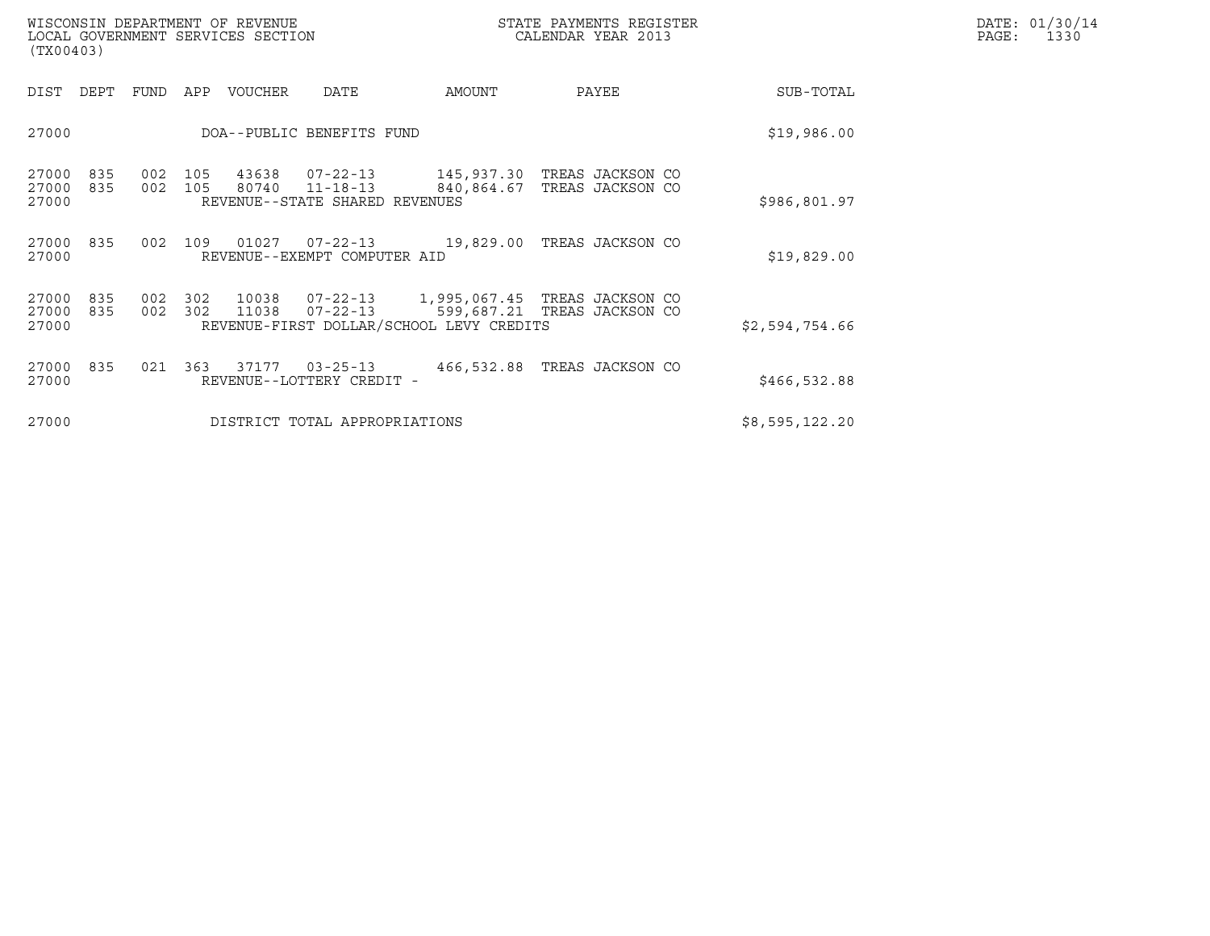| DIST | DEPT | FUND | APP | VOUCHER | DATE | AMOUNT | PAYEE | SUB-TOTAL |
|---|---|---|---|---|---|---|---|---|
| 27000 | | | | DOA--PUBLIC BENEFITS FUND | | | | $19,986.00 |
| 27000 | 835 | 002 | 105 | 43638 | 07-22-13 | 145,937.30 | TREAS JACKSON CO | |
| 27000 | 835 | 002 | 105 | 80740 | 11-18-13 | 840,864.67 | TREAS JACKSON CO | |
| 27000 | | | | REVENUE--STATE SHARED REVENUES | | | | $986,801.97 |
| 27000 | 835 | 002 | 109 | 01027 | 07-22-13 | 19,829.00 | TREAS JACKSON CO | |
| 27000 | | | | REVENUE--EXEMPT COMPUTER AID | | | | $19,829.00 |
| 27000 | 835 | 002 | 302 | 10038 | 07-22-13 | 1,995,067.45 | TREAS JACKSON CO | |
| 27000 | 835 | 002 | 302 | 11038 | 07-22-13 | 599,687.21 | TREAS JACKSON CO | |
| 27000 | | | | REVENUE-FIRST DOLLAR/SCHOOL LEVY CREDITS | | | | $2,594,754.66 |
| 27000 | 835 | 021 | 363 | 37177 | 03-25-13 | 466,532.88 | TREAS JACKSON CO | |
| 27000 | | | | REVENUE--LOTTERY CREDIT - | | | | $466,532.88 |
| 27000 | | | | DISTRICT TOTAL APPROPRIATIONS | | | | $8,595,122.20 |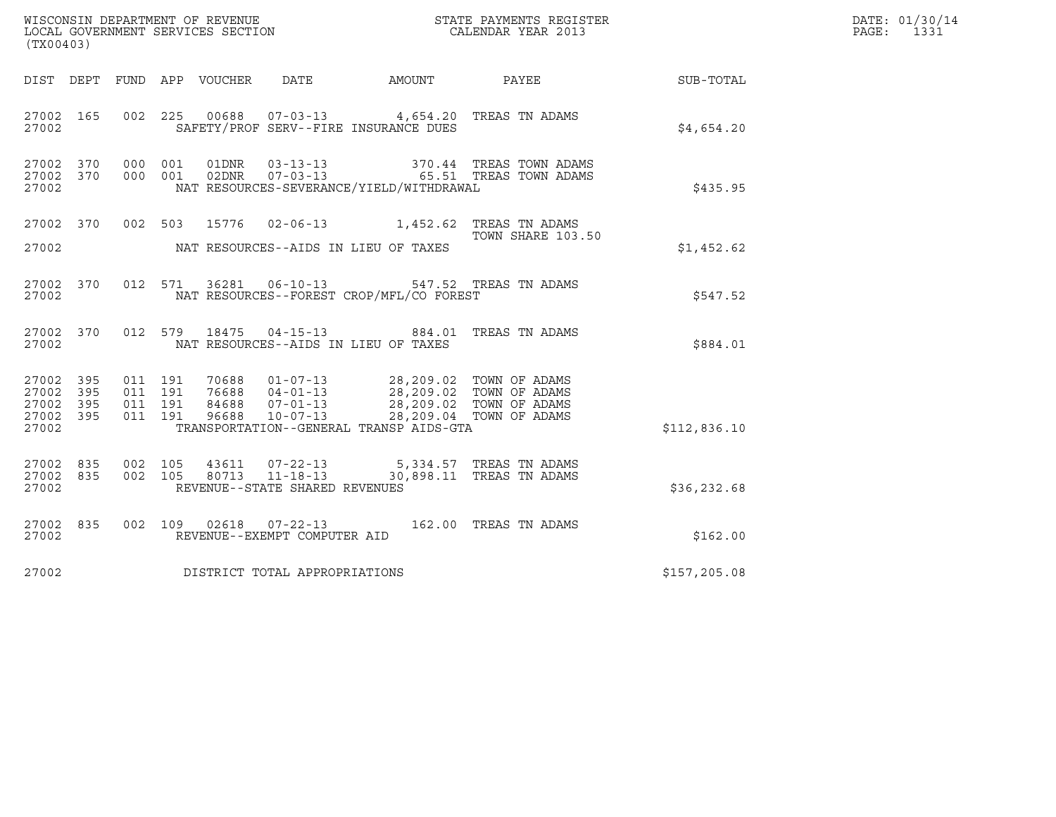WISCONSIN DEPARTMENT OF REVENUE
LOCAL GOVERNMENT SERVICES SECTION
(TX00403)

STATE PAYMENTS REGISTER
CALENDAR YEAR 2013

DATE: 01/30/14
PAGE: 1331

| DIST | DEPT | FUND | APP | VOUCHER | DATE | AMOUNT | PAYEE | SUB-TOTAL |
|---|---|---|---|---|---|---|---|---|
| 27002 | 165 | 002 | 225 | 00688 | 07-03-13 | 4,654.20 | TREAS TN ADAMS | |
| 27002 | | | | SAFETY/PROF SERV--FIRE INSURANCE DUES | | | | $4,654.20 |
| 27002 | 370 | 000 | 001 | 01DNR | 03-13-13 | 370.44 | TREAS TOWN ADAMS | |
| 27002 | 370 | 000 | 001 | 02DNR | 07-03-13 | 65.51 | TREAS TOWN ADAMS | |
| 27002 | | | | NAT RESOURCES-SEVERANCE/YIELD/WITHDRAWAL | | | | $435.95 |
| 27002 | 370 | 002 | 503 | 15776 | 02-06-13 | 1,452.62 | TREAS TN ADAMS<br>TOWN SHARE 103.50 | |
| 27002 | | | | NAT RESOURCES--AIDS IN LIEU OF TAXES | | | | $1,452.62 |
| 27002 | 370 | 012 | 571 | 36281 | 06-10-13 | 547.52 | TREAS TN ADAMS | |
| 27002 | | | | NAT RESOURCES--FOREST CROP/MFL/CO FOREST | | | | $547.52 |
| 27002 | 370 | 012 | 579 | 18475 | 04-15-13 | 884.01 | TREAS TN ADAMS | |
| 27002 | | | | NAT RESOURCES--AIDS IN LIEU OF TAXES | | | | $884.01 |
| 27002 | 395 | 011 | 191 | 70688 | 01-07-13 | 28,209.02 | TOWN OF ADAMS | |
| 27002 | 395 | 011 | 191 | 76688 | 04-01-13 | 28,209.02 | TOWN OF ADAMS | |
| 27002 | 395 | 011 | 191 | 84688 | 07-01-13 | 28,209.02 | TOWN OF ADAMS | |
| 27002 | 395 | 011 | 191 | 96688 | 10-07-13 | 28,209.04 | TOWN OF ADAMS | |
| 27002 | | | | TRANSPORTATION--GENERAL TRANSP AIDS-GTA | | | | $112,836.10 |
| 27002 | 835 | 002 | 105 | 43611 | 07-22-13 | 5,334.57 | TREAS TN ADAMS | |
| 27002 | 835 | 002 | 105 | 80713 | 11-18-13 | 30,898.11 | TREAS TN ADAMS | |
| 27002 | | | | REVENUE--STATE SHARED REVENUES | | | | $36,232.68 |
| 27002 | 835 | 002 | 109 | 02618 | 07-22-13 | 162.00 | TREAS TN ADAMS | |
| 27002 | | | | REVENUE--EXEMPT COMPUTER AID | | | | $162.00 |
| 27002 | | | | DISTRICT TOTAL APPROPRIATIONS | | | | $157,205.08 |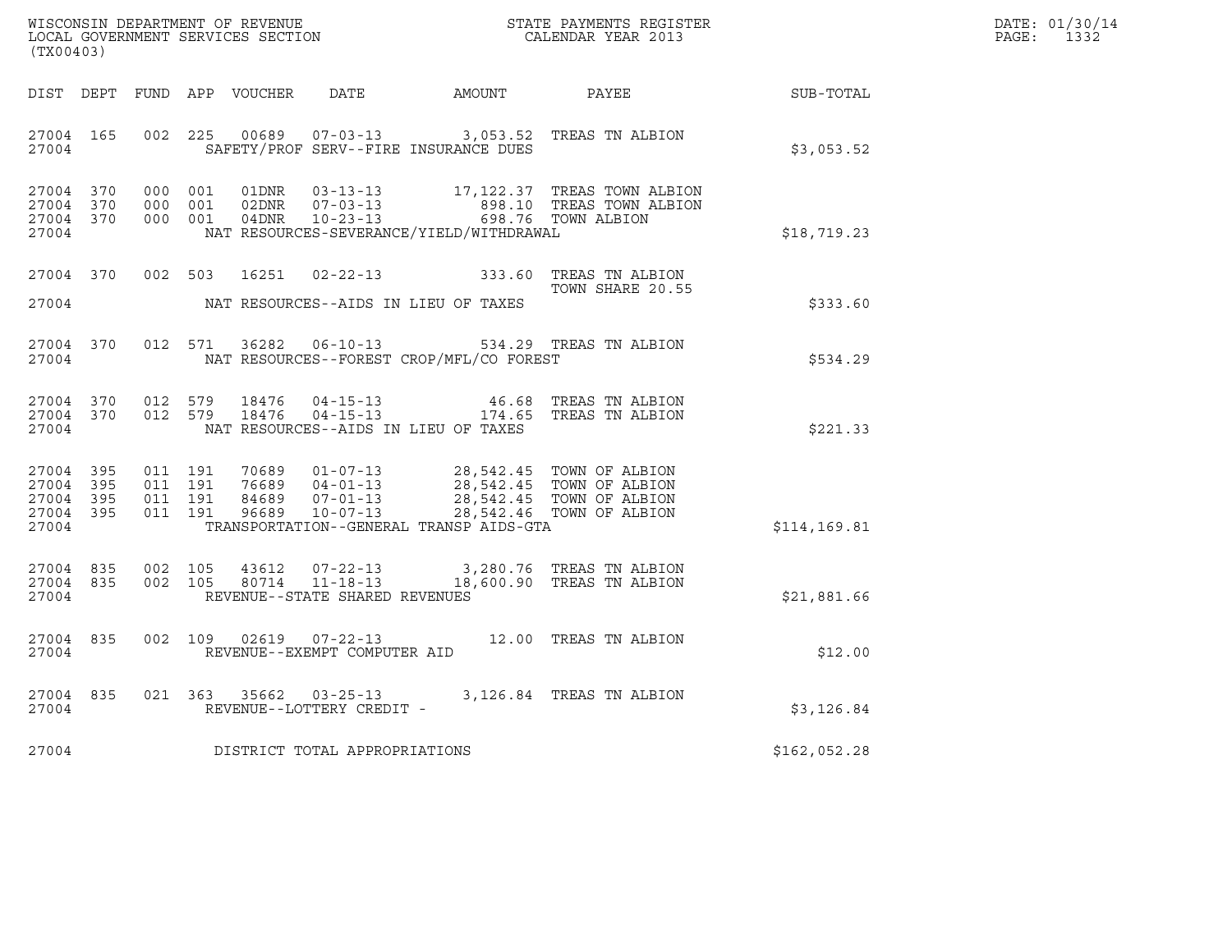WISCONSIN DEPARTMENT OF REVENUE
LOCAL GOVERNMENT SERVICES SECTION
(TX00403)

STATE PAYMENTS REGISTER
CALENDAR YEAR 2013

DATE: 01/30/14
PAGE: 1332

| DIST | DEPT | FUND | APP | VOUCHER | DATE | AMOUNT | PAYEE | SUB-TOTAL |
|---|---|---|---|---|---|---|---|---|
| 27004 | 165 | 002 | 225 | 00689 | 07-03-13 | 3,053.52 | TREAS TN ALBION | |
| 27004 | | | | SAFETY/PROF SERV--FIRE INSURANCE DUES | | | | $3,053.52 |
| 27004 | 370 | 000 | 001 | 01DNR | 03-13-13 | 17,122.37 | TREAS TOWN ALBION | |
| 27004 | 370 | 000 | 001 | 02DNR | 07-03-13 | 898.10 | TREAS TOWN ALBION | |
| 27004 | 370 | 000 | 001 | 04DNR | 10-23-13 | 698.76 | TOWN ALBION | |
| 27004 | | | | NAT RESOURCES-SEVERANCE/YIELD/WITHDRAWAL | | | | $18,719.23 |
| 27004 | 370 | 002 | 503 | 16251 | 02-22-13 | 333.60 | TREAS TN ALBION TOWN SHARE 20.55 | |
| 27004 | | | | NAT RESOURCES--AIDS IN LIEU OF TAXES | | | | $333.60 |
| 27004 | 370 | 012 | 571 | 36282 | 06-10-13 | 534.29 | TREAS TN ALBION | |
| 27004 | | | | NAT RESOURCES--FOREST CROP/MFL/CO FOREST | | | | $534.29 |
| 27004 | 370 | 012 | 579 | 18476 | 04-15-13 | 46.68 | TREAS TN ALBION | |
| 27004 | 370 | 012 | 579 | 18476 | 04-15-13 | 174.65 | TREAS TN ALBION | |
| 27004 | | | | NAT RESOURCES--AIDS IN LIEU OF TAXES | | | | $221.33 |
| 27004 | 395 | 011 | 191 | 70689 | 01-07-13 | 28,542.45 | TOWN OF ALBION | |
| 27004 | 395 | 011 | 191 | 76689 | 04-01-13 | 28,542.45 | TOWN OF ALBION | |
| 27004 | 395 | 011 | 191 | 84689 | 07-01-13 | 28,542.45 | TOWN OF ALBION | |
| 27004 | 395 | 011 | 191 | 96689 | 10-07-13 | 28,542.46 | TOWN OF ALBION | |
| 27004 | | | | TRANSPORTATION--GENERAL TRANSP AIDS-GTA | | | | $114,169.81 |
| 27004 | 835 | 002 | 105 | 43612 | 07-22-13 | 3,280.76 | TREAS TN ALBION | |
| 27004 | 835 | 002 | 105 | 80714 | 11-18-13 | 18,600.90 | TREAS TN ALBION | |
| 27004 | | | | REVENUE--STATE SHARED REVENUES | | | | $21,881.66 |
| 27004 | 835 | 002 | 109 | 02619 | 07-22-13 | 12.00 | TREAS TN ALBION | |
| 27004 | | | | REVENUE--EXEMPT COMPUTER AID | | | | $12.00 |
| 27004 | 835 | 021 | 363 | 35662 | 03-25-13 | 3,126.84 | TREAS TN ALBION | |
| 27004 | | | | REVENUE--LOTTERY CREDIT - | | | | $3,126.84 |
| 27004 | | | | DISTRICT TOTAL APPROPRIATIONS | | | | $162,052.28 |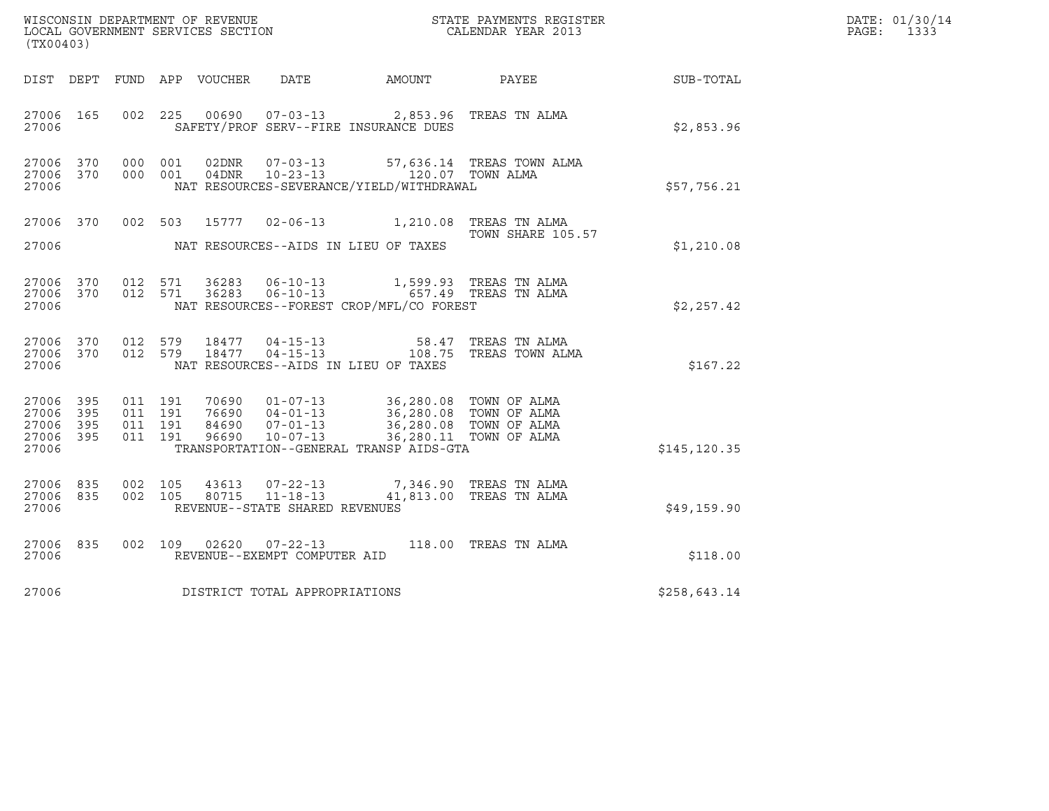WISCONSIN DEPARTMENT OF REVENUE
LOCAL GOVERNMENT SERVICES SECTION
(TX00403)

STATE PAYMENTS REGISTER
CALENDAR YEAR 2013

DATE: 01/30/14
PAGE: 1333

| DIST | DEPT | FUND | APP | VOUCHER | DATE | AMOUNT | PAYEE | SUB-TOTAL |
|---|---|---|---|---|---|---|---|---|
| 27006 | 165 | 002 | 225 | 00690 | 07-03-13 | 2,853.96 | TREAS TN ALMA | |
| 27006 | | | | | SAFETY/PROF SERV--FIRE INSURANCE DUES | | | $2,853.96 |
| 27006 | 370 | 000 | 001 | 02DNR | 07-03-13 | 57,636.14 | TREAS TOWN ALMA | |
| 27006 | 370 | 000 | 001 | 04DNR | 10-23-13 | 120.07 | TOWN ALMA | |
| 27006 | | | | | NAT RESOURCES-SEVERANCE/YIELD/WITHDRAWAL | | | $57,756.21 |
| 27006 | 370 | 002 | 503 | 15777 | 02-06-13 | 1,210.08 | TREAS TN ALMA<br>TOWN SHARE 105.57 | |
| 27006 | | | | | NAT RESOURCES--AIDS IN LIEU OF TAXES | | | $1,210.08 |
| 27006 | 370 | 012 | 571 | 36283 | 06-10-13 | 1,599.93 | TREAS TN ALMA | |
| 27006 | 370 | 012 | 571 | 36283 | 06-10-13 | 657.49 | TREAS TN ALMA | |
| 27006 | | | | | NAT RESOURCES--FOREST CROP/MFL/CO FOREST | | | $2,257.42 |
| 27006 | 370 | 012 | 579 | 18477 | 04-15-13 | 58.47 | TREAS TN ALMA | |
| 27006 | 370 | 012 | 579 | 18477 | 04-15-13 | 108.75 | TREAS TOWN ALMA | |
| 27006 | | | | | NAT RESOURCES--AIDS IN LIEU OF TAXES | | | $167.22 |
| 27006 | 395 | 011 | 191 | 70690 | 01-07-13 | 36,280.08 | TOWN OF ALMA | |
| 27006 | 395 | 011 | 191 | 76690 | 04-01-13 | 36,280.08 | TOWN OF ALMA | |
| 27006 | 395 | 011 | 191 | 84690 | 07-01-13 | 36,280.08 | TOWN OF ALMA | |
| 27006 | 395 | 011 | 191 | 96690 | 10-07-13 | 36,280.11 | TOWN OF ALMA | |
| 27006 | | | | | TRANSPORTATION--GENERAL TRANSP AIDS-GTA | | | $145,120.35 |
| 27006 | 835 | 002 | 105 | 43613 | 07-22-13 | 7,346.90 | TREAS TN ALMA | |
| 27006 | 835 | 002 | 105 | 80715 | 11-18-13 | 41,813.00 | TREAS TN ALMA | |
| 27006 | | | | | REVENUE--STATE SHARED REVENUES | | | $49,159.90 |
| 27006 | 835 | 002 | 109 | 02620 | 07-22-13 | 118.00 | TREAS TN ALMA | |
| 27006 | | | | | REVENUE--EXEMPT COMPUTER AID | | | $118.00 |
| 27006 | | | | | DISTRICT TOTAL APPROPRIATIONS | | | $258,643.14 |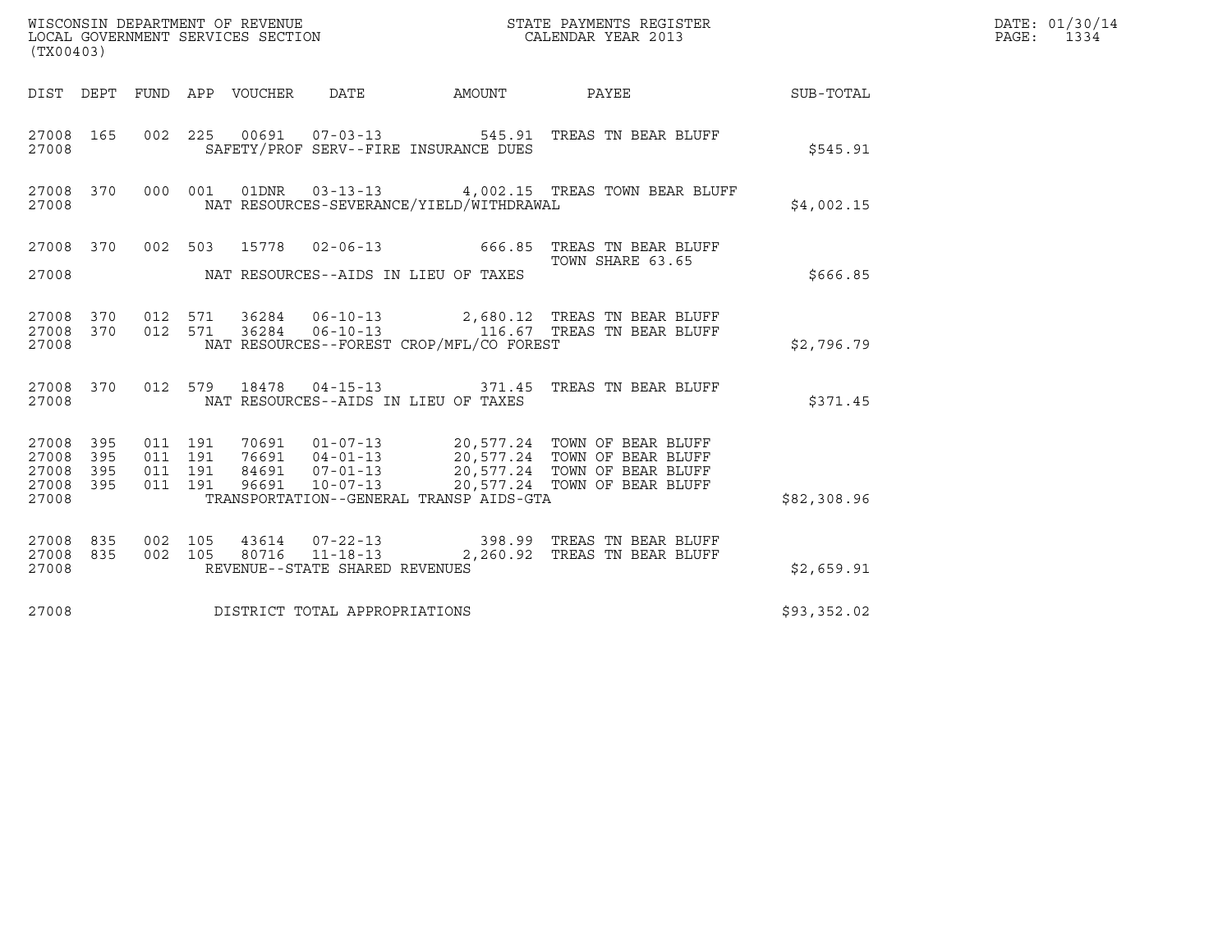WISCONSIN DEPARTMENT OF REVENUE
LOCAL GOVERNMENT SERVICES SECTION
(TX00403)

STATE PAYMENTS REGISTER
CALENDAR YEAR 2013

DATE: 01/30/14
PAGE: 1334

| DIST | DEPT | FUND | APP | VOUCHER | DATE | AMOUNT | PAYEE | SUB-TOTAL |
|---|---|---|---|---|---|---|---|---|
| 27008 | 165 | 002 | 225 | 00691 | 07-03-13 | 545.91 | TREAS TN BEAR BLUFF | |
| 27008 | | | | SAFETY/PROF SERV--FIRE INSURANCE DUES | | | | $545.91 |
| 27008 | 370 | 000 | 001 | 01DNR | 03-13-13 | 4,002.15 | TREAS TOWN BEAR BLUFF | |
| 27008 | | | | NAT RESOURCES-SEVERANCE/YIELD/WITHDRAWAL | | | | $4,002.15 |
| 27008 | 370 | 002 | 503 | 15778 | 02-06-13 | 666.85 | TREAS TN BEAR BLUFF TOWN SHARE 63.65 | |
| 27008 | | | | NAT RESOURCES--AIDS IN LIEU OF TAXES | | | | $666.85 |
| 27008 | 370 | 012 | 571 | 36284 | 06-10-13 | 2,680.12 | TREAS TN BEAR BLUFF | |
| 27008 | 370 | 012 | 571 | 36284 | 06-10-13 | 116.67 | TREAS TN BEAR BLUFF | |
| 27008 | | | | NAT RESOURCES--FOREST CROP/MFL/CO FOREST | | | | $2,796.79 |
| 27008 | 370 | 012 | 579 | 18478 | 04-15-13 | 371.45 | TREAS TN BEAR BLUFF | |
| 27008 | | | | NAT RESOURCES--AIDS IN LIEU OF TAXES | | | | $371.45 |
| 27008 | 395 | 011 | 191 | 70691 | 01-07-13 | 20,577.24 | TOWN OF BEAR BLUFF | |
| 27008 | 395 | 011 | 191 | 76691 | 04-01-13 | 20,577.24 | TOWN OF BEAR BLUFF | |
| 27008 | 395 | 011 | 191 | 84691 | 07-01-13 | 20,577.24 | TOWN OF BEAR BLUFF | |
| 27008 | 395 | 011 | 191 | 96691 | 10-07-13 | 20,577.24 | TOWN OF BEAR BLUFF | |
| 27008 | | | | TRANSPORTATION--GENERAL TRANSP AIDS-GTA | | | | $82,308.96 |
| 27008 | 835 | 002 | 105 | 43614 | 07-22-13 | 398.99 | TREAS TN BEAR BLUFF | |
| 27008 | 835 | 002 | 105 | 80716 | 11-18-13 | 2,260.92 | TREAS TN BEAR BLUFF | |
| 27008 | | | | REVENUE--STATE SHARED REVENUES | | | | $2,659.91 |
| 27008 | | | | DISTRICT TOTAL APPROPRIATIONS | | | | $93,352.02 |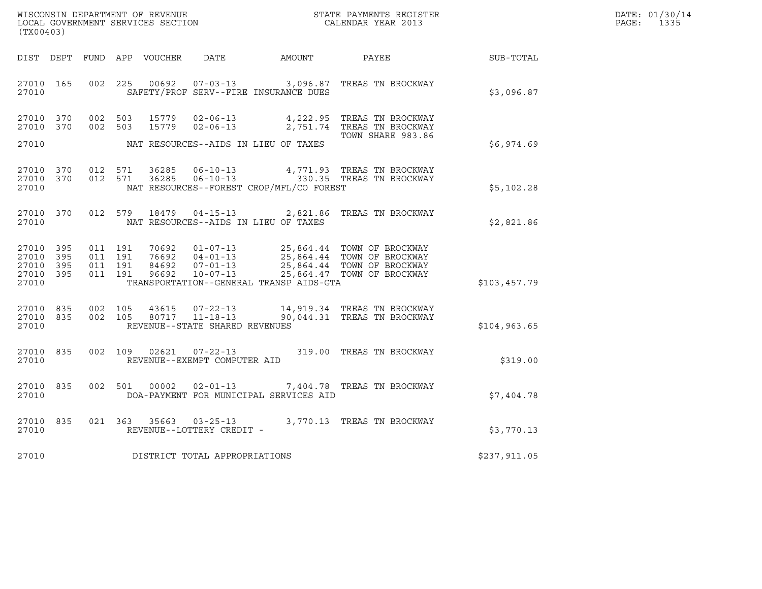WISCONSIN DEPARTMENT OF REVENUE
LOCAL GOVERNMENT SERVICES SECTION
(TX00403)

STATE PAYMENTS REGISTER
CALENDAR YEAR 2013

DATE: 01/30/14
PAGE: 1335

| DIST | DEPT | FUND | APP | VOUCHER | DATE | AMOUNT | PAYEE | SUB-TOTAL |
|---|---|---|---|---|---|---|---|---|
| 27010 | 165 | 002 | 225 | 00692 | 07-03-13 | 3,096.87 | TREAS TN BROCKWAY | |
| 27010 | | | | | SAFETY/PROF SERV--FIRE INSURANCE DUES | | | $3,096.87 |
| 27010 | 370 | 002 | 503 | 15779 | 02-06-13 | 4,222.95 | TREAS TN BROCKWAY | |
| 27010 | 370 | 002 | 503 | 15779 | 02-06-13 | 2,751.74 | TREAS TN BROCKWAY TOWN SHARE 983.86 | |
| 27010 | | | | | NAT RESOURCES--AIDS IN LIEU OF TAXES | | | $6,974.69 |
| 27010 | 370 | 012 | 571 | 36285 | 06-10-13 | 4,771.93 | TREAS TN BROCKWAY | |
| 27010 | 370 | 012 | 571 | 36285 | 06-10-13 | 330.35 | TREAS TN BROCKWAY | |
| 27010 | | | | | NAT RESOURCES--FOREST CROP/MFL/CO FOREST | | | $5,102.28 |
| 27010 | 370 | 012 | 579 | 18479 | 04-15-13 | 2,821.86 | TREAS TN BROCKWAY | |
| 27010 | | | | | NAT RESOURCES--AIDS IN LIEU OF TAXES | | | $2,821.86 |
| 27010 | 395 | 011 | 191 | 70692 | 01-07-13 | 25,864.44 | TOWN OF BROCKWAY | |
| 27010 | 395 | 011 | 191 | 76692 | 04-01-13 | 25,864.44 | TOWN OF BROCKWAY | |
| 27010 | 395 | 011 | 191 | 84692 | 07-01-13 | 25,864.44 | TOWN OF BROCKWAY | |
| 27010 | 395 | 011 | 191 | 96692 | 10-07-13 | 25,864.47 | TOWN OF BROCKWAY | |
| 27010 | | | | | TRANSPORTATION--GENERAL TRANSP AIDS-GTA | | | $103,457.79 |
| 27010 | 835 | 002 | 105 | 43615 | 07-22-13 | 14,919.34 | TREAS TN BROCKWAY | |
| 27010 | 835 | 002 | 105 | 80717 | 11-18-13 | 90,044.31 | TREAS TN BROCKWAY | |
| 27010 | | | | | REVENUE--STATE SHARED REVENUES | | | $104,963.65 |
| 27010 | 835 | 002 | 109 | 02621 | 07-22-13 | 319.00 | TREAS TN BROCKWAY | |
| 27010 | | | | | REVENUE--EXEMPT COMPUTER AID | | | $319.00 |
| 27010 | 835 | 002 | 501 | 00002 | 02-01-13 | 7,404.78 | TREAS TN BROCKWAY | |
| 27010 | | | | | DOA-PAYMENT FOR MUNICIPAL SERVICES AID | | | $7,404.78 |
| 27010 | 835 | 021 | 363 | 35663 | 03-25-13 | 3,770.13 | TREAS TN BROCKWAY | |
| 27010 | | | | | REVENUE--LOTTERY CREDIT - | | | $3,770.13 |
| 27010 | | | | | DISTRICT TOTAL APPROPRIATIONS | | | $237,911.05 |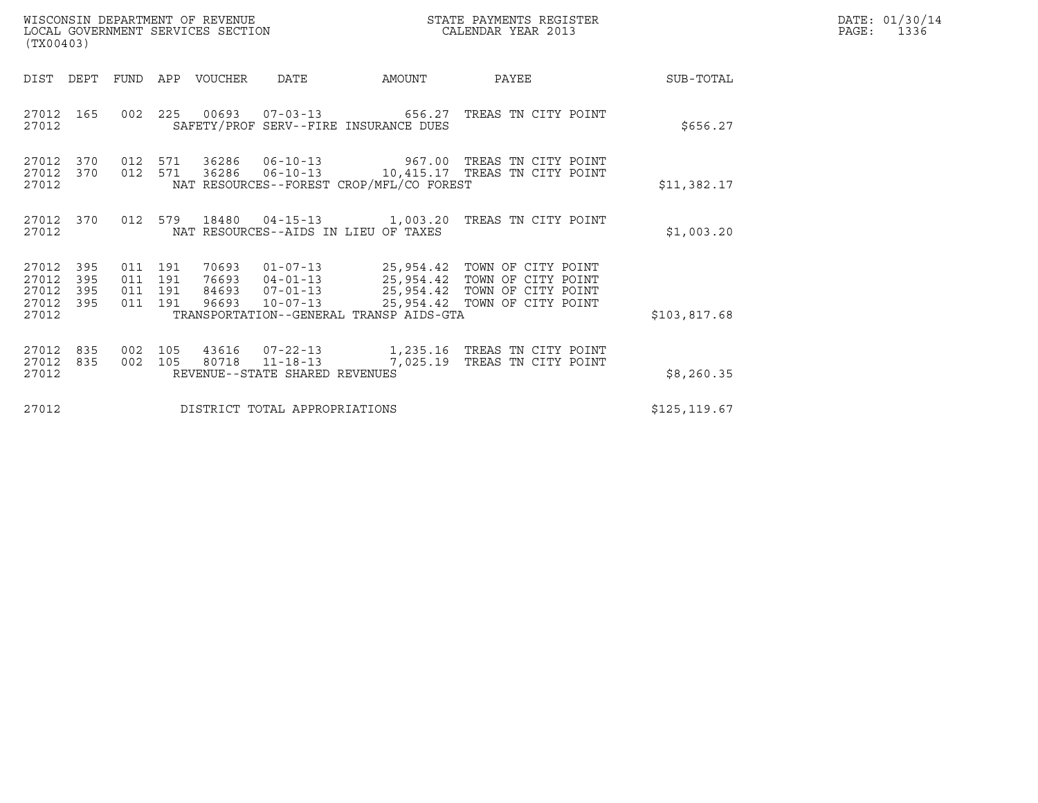WISCONSIN DEPARTMENT OF REVENUE
LOCAL GOVERNMENT SERVICES SECTION
(TX00403)

STATE PAYMENTS REGISTER
CALENDAR YEAR 2013

DATE: 01/30/14

| DIST | DEPT | FUND | APP | VOUCHER | DATE | AMOUNT | PAYEE | SUB-TOTAL |
|---|---|---|---|---|---|---|---|---|
| 27012 | 165 | 002 | 225 | 00693 | 07-03-13 | 656.27 | TREAS TN CITY POINT | |
| 27012 | | | | | SAFETY/PROF SERV--FIRE INSURANCE DUES | | | $656.27 |
| 27012 | 370 | 012 | 571 | 36286 | 06-10-13 | 967.00 | TREAS TN CITY POINT | |
| 27012 | 370 | 012 | 571 | 36286 | 06-10-13 | 10,415.17 | TREAS TN CITY POINT | |
| 27012 | | | | | NAT RESOURCES--FOREST CROP/MFL/CO FOREST | | | $11,382.17 |
| 27012 | 370 | 012 | 579 | 18480 | 04-15-13 | 1,003.20 | TREAS TN CITY POINT | |
| 27012 | | | | | NAT RESOURCES--AIDS IN LIEU OF TAXES | | | $1,003.20 |
| 27012 | 395 | 011 | 191 | 70693 | 01-07-13 | 25,954.42 | TOWN OF CITY POINT | |
| 27012 | 395 | 011 | 191 | 76693 | 04-01-13 | 25,954.42 | TOWN OF CITY POINT | |
| 27012 | 395 | 011 | 191 | 84693 | 07-01-13 | 25,954.42 | TOWN OF CITY POINT | |
| 27012 | 395 | 011 | 191 | 96693 | 10-07-13 | 25,954.42 | TOWN OF CITY POINT | |
| 27012 | | | | | TRANSPORTATION--GENERAL TRANSP AIDS-GTA | | | $103,817.68 |
| 27012 | 835 | 002 | 105 | 43616 | 07-22-13 | 1,235.16 | TREAS TN CITY POINT | |
| 27012 | 835 | 002 | 105 | 80718 | 11-18-13 | 7,025.19 | TREAS TN CITY POINT | |
| 27012 | | | | | REVENUE--STATE SHARED REVENUES | | | $8,260.35 |
| 27012 | | | | | DISTRICT TOTAL APPROPRIATIONS | | | $125,119.67 |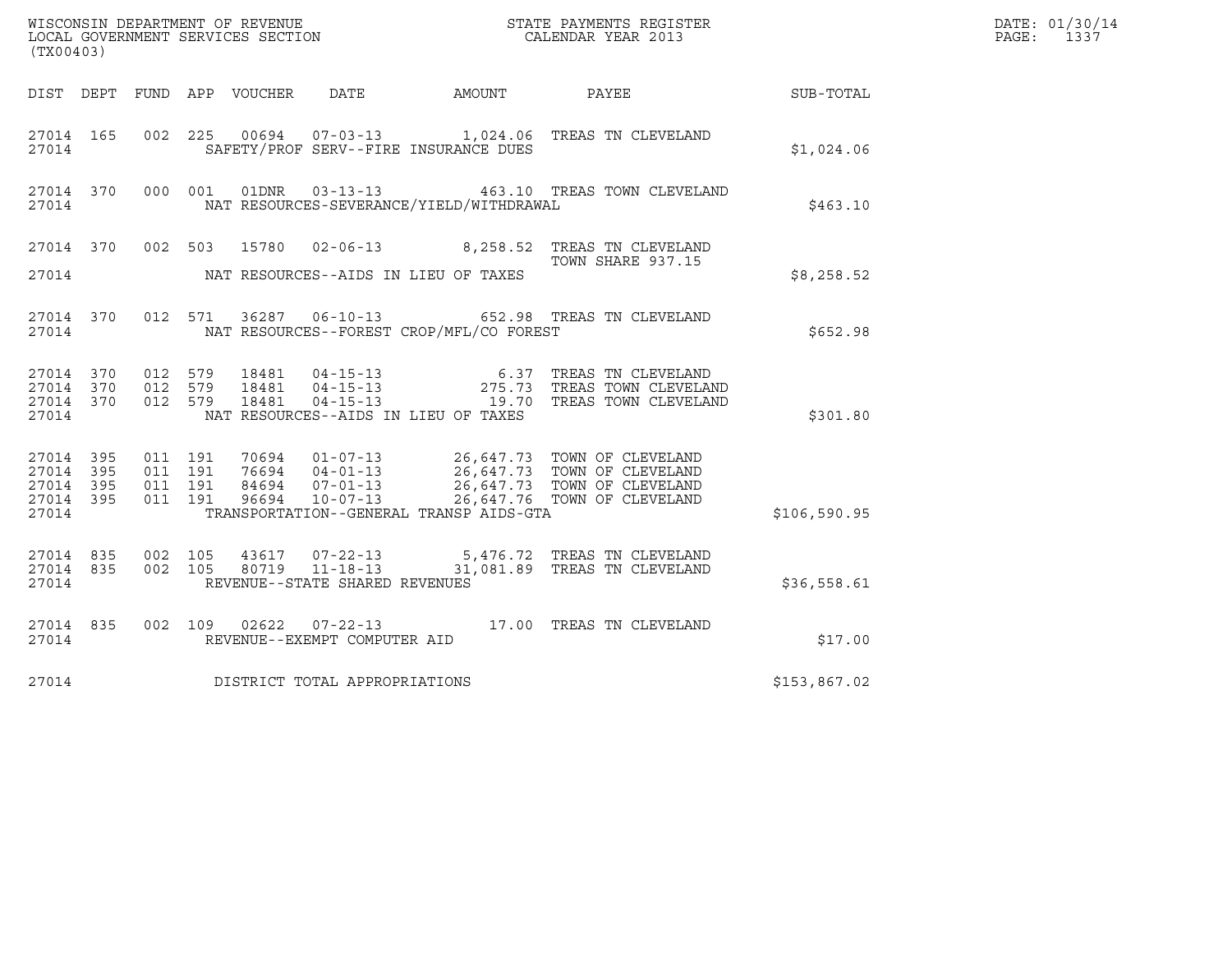WISCONSIN DEPARTMENT OF REVENUE
LOCAL GOVERNMENT SERVICES SECTION
(TX00403)

STATE PAYMENTS REGISTER
CALENDAR YEAR 2013

DATE: 01/30/14
PAGE: 1337

| DIST | DEPT | FUND | APP | VOUCHER | DATE | AMOUNT | PAYEE | SUB-TOTAL |
|---|---|---|---|---|---|---|---|---|
| 27014 | 165 | 002 | 225 | 00694 | 07-03-13 | 1,024.06 | TREAS TN CLEVELAND | |
| 27014 | | | | | SAFETY/PROF SERV--FIRE INSURANCE DUES | | | $1,024.06 |
| 27014 | 370 | 000 | 001 | 01DNR | 03-13-13 | 463.10 | TREAS TOWN CLEVELAND | |
| 27014 | | | | | NAT RESOURCES-SEVERANCE/YIELD/WITHDRAWAL | | | $463.10 |
| 27014 | 370 | 002 | 503 | 15780 | 02-06-13 | 8,258.52 | TREAS TN CLEVELAND TOWN SHARE 937.15 | |
| 27014 | | | | | NAT RESOURCES--AIDS IN LIEU OF TAXES | | | $8,258.52 |
| 27014 | 370 | 012 | 571 | 36287 | 06-10-13 | 652.98 | TREAS TN CLEVELAND | |
| 27014 | | | | | NAT RESOURCES--FOREST CROP/MFL/CO FOREST | | | $652.98 |
| 27014 | 370 | 012 | 579 | 18481 | 04-15-13 | 6.37 | TREAS TN CLEVELAND | |
| 27014 | 370 | 012 | 579 | 18481 | 04-15-13 | 275.73 | TREAS TOWN CLEVELAND | |
| 27014 | 370 | 012 | 579 | 18481 | 04-15-13 | 19.70 | TREAS TOWN CLEVELAND | |
| 27014 | | | | | NAT RESOURCES--AIDS IN LIEU OF TAXES | | | $301.80 |
| 27014 | 395 | 011 | 191 | 70694 | 01-07-13 | 26,647.73 | TOWN OF CLEVELAND | |
| 27014 | 395 | 011 | 191 | 76694 | 04-01-13 | 26,647.73 | TOWN OF CLEVELAND | |
| 27014 | 395 | 011 | 191 | 84694 | 07-01-13 | 26,647.73 | TOWN OF CLEVELAND | |
| 27014 | 395 | 011 | 191 | 96694 | 10-07-13 | 26,647.76 | TOWN OF CLEVELAND | |
| 27014 | | | | | TRANSPORTATION--GENERAL TRANSP AIDS-GTA | | | $106,590.95 |
| 27014 | 835 | 002 | 105 | 43617 | 07-22-13 | 5,476.72 | TREAS TN CLEVELAND | |
| 27014 | 835 | 002 | 105 | 80719 | 11-18-13 | 31,081.89 | TREAS TN CLEVELAND | |
| 27014 | | | | | REVENUE--STATE SHARED REVENUES | | | $36,558.61 |
| 27014 | 835 | 002 | 109 | 02622 | 07-22-13 | 17.00 | TREAS TN CLEVELAND | |
| 27014 | | | | | REVENUE--EXEMPT COMPUTER AID | | | $17.00 |
| 27014 | | | | | DISTRICT TOTAL APPROPRIATIONS | | | $153,867.02 |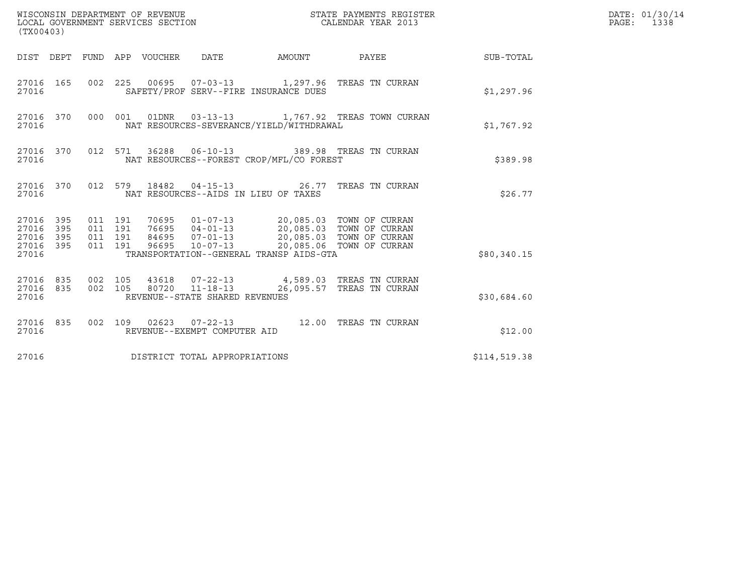WISCONSIN DEPARTMENT OF REVENUE
LOCAL GOVERNMENT SERVICES SECTION
(TX00403)

STATE PAYMENTS REGISTER
CALENDAR YEAR 2013

DATE: 01/30/14
PAGE: 1338

| DIST | DEPT | FUND | APP | VOUCHER | DATE | AMOUNT | PAYEE | SUB-TOTAL |
|---|---|---|---|---|---|---|---|---|
| 27016 | 165 | 002 | 225 | 00695 | 07-03-13 | 1,297.96 | TREAS TN CURRAN | |
| 27016 | | | | SAFETY/PROF SERV--FIRE INSURANCE DUES | | | | $1,297.96 |
| 27016 | 370 | 000 | 001 | 01DNR | 03-13-13 | 1,767.92 | TREAS TOWN CURRAN | |
| 27016 | | | | NAT RESOURCES-SEVERANCE/YIELD/WITHDRAWAL | | | | $1,767.92 |
| 27016 | 370 | 012 | 571 | 36288 | 06-10-13 | 389.98 | TREAS TN CURRAN | |
| 27016 | | | | NAT RESOURCES--FOREST CROP/MFL/CO FOREST | | | | $389.98 |
| 27016 | 370 | 012 | 579 | 18482 | 04-15-13 | 26.77 | TREAS TN CURRAN | |
| 27016 | | | | NAT RESOURCES--AIDS IN LIEU OF TAXES | | | | $26.77 |
| 27016 | 395 | 011 | 191 | 70695 | 01-07-13 | 20,085.03 | TOWN OF CURRAN | |
| 27016 | 395 | 011 | 191 | 76695 | 04-01-13 | 20,085.03 | TOWN OF CURRAN | |
| 27016 | 395 | 011 | 191 | 84695 | 07-01-13 | 20,085.03 | TOWN OF CURRAN | |
| 27016 | 395 | 011 | 191 | 96695 | 10-07-13 | 20,085.06 | TOWN OF CURRAN | |
| 27016 | | | | TRANSPORTATION--GENERAL TRANSP AIDS-GTA | | | | $80,340.15 |
| 27016 | 835 | 002 | 105 | 43618 | 07-22-13 | 4,589.03 | TREAS TN CURRAN | |
| 27016 | 835 | 002 | 105 | 80720 | 11-18-13 | 26,095.57 | TREAS TN CURRAN | |
| 27016 | | | | REVENUE--STATE SHARED REVENUES | | | | $30,684.60 |
| 27016 | 835 | 002 | 109 | 02623 | 07-22-13 | 12.00 | TREAS TN CURRAN | |
| 27016 | | | | REVENUE--EXEMPT COMPUTER AID | | | | $12.00 |
| 27016 | | | | DISTRICT TOTAL APPROPRIATIONS | | | | $114,519.38 |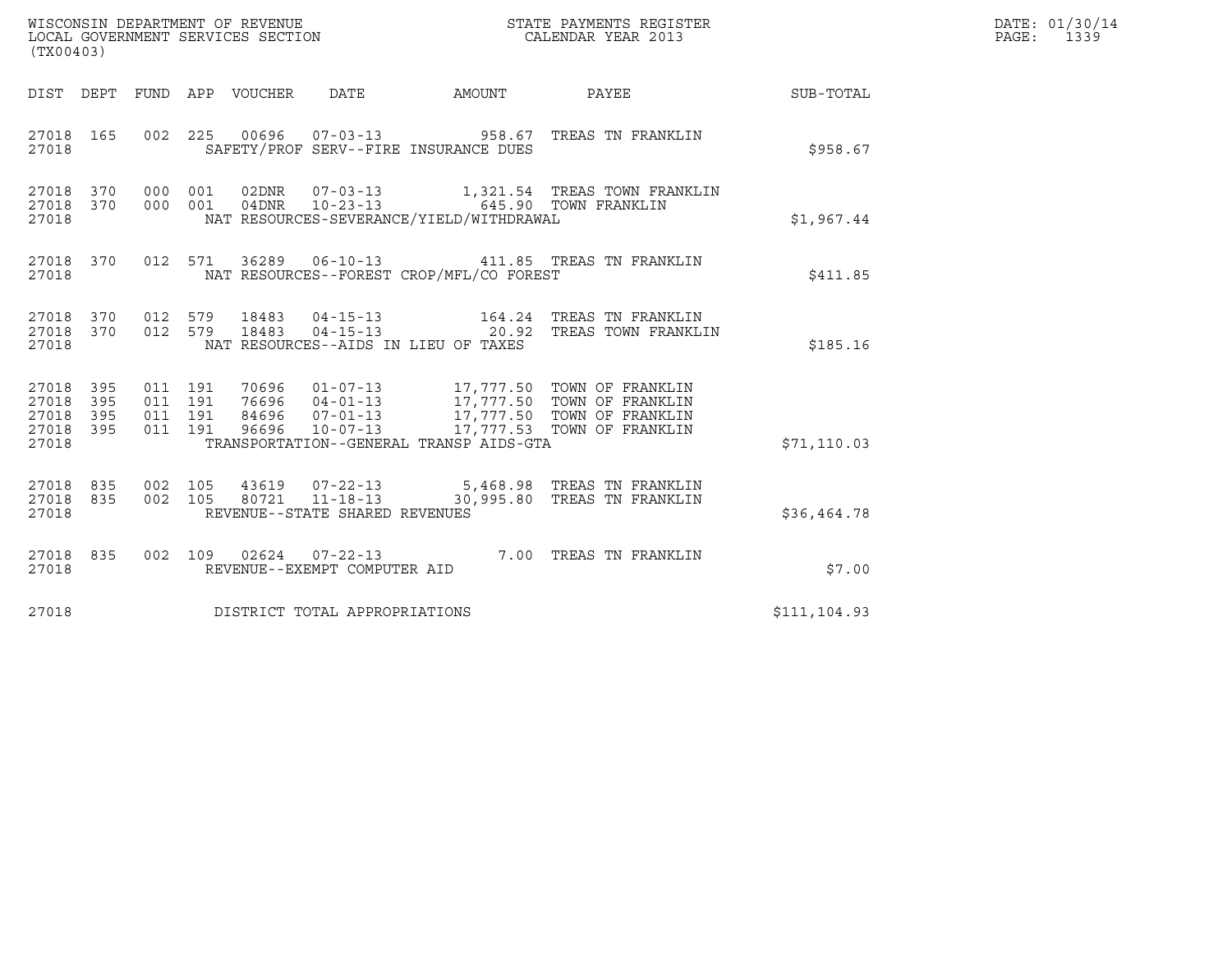WISCONSIN DEPARTMENT OF REVENUE
LOCAL GOVERNMENT SERVICES SECTION
(TX00403)

STATE PAYMENTS REGISTER
CALENDAR YEAR 2013

DATE: 01/30/14
PAGE: 1339

| DIST | DEPT | FUND | APP | VOUCHER | DATE | AMOUNT | PAYEE | SUB-TOTAL |
|---|---|---|---|---|---|---|---|---|
| 27018 | 165 | 002 | 225 | 00696 | 07-03-13 | 958.67 | TREAS TN FRANKLIN | |
| 27018 | | | | | SAFETY/PROF SERV--FIRE INSURANCE DUES | | | $958.67 |
| 27018 | 370 | 000 | 001 | 02DNR | 07-03-13 | 1,321.54 | TREAS TOWN FRANKLIN | |
| 27018 | 370 | 000 | 001 | 04DNR | 10-23-13 | 645.90 | TOWN FRANKLIN | |
| 27018 | | | | | NAT RESOURCES-SEVERANCE/YIELD/WITHDRAWAL | | | $1,967.44 |
| 27018 | 370 | 012 | 571 | 36289 | 06-10-13 | 411.85 | TREAS TN FRANKLIN | |
| 27018 | | | | | NAT RESOURCES--FOREST CROP/MFL/CO FOREST | | | $411.85 |
| 27018 | 370 | 012 | 579 | 18483 | 04-15-13 | 164.24 | TREAS TN FRANKLIN | |
| 27018 | 370 | 012 | 579 | 18483 | 04-15-13 | 20.92 | TREAS TOWN FRANKLIN | |
| 27018 | | | | | NAT RESOURCES--AIDS IN LIEU OF TAXES | | | $185.16 |
| 27018 | 395 | 011 | 191 | 70696 | 01-07-13 | 17,777.50 | TOWN OF FRANKLIN | |
| 27018 | 395 | 011 | 191 | 76696 | 04-01-13 | 17,777.50 | TOWN OF FRANKLIN | |
| 27018 | 395 | 011 | 191 | 84696 | 07-01-13 | 17,777.50 | TOWN OF FRANKLIN | |
| 27018 | 395 | 011 | 191 | 96696 | 10-07-13 | 17,777.53 | TOWN OF FRANKLIN | |
| 27018 | | | | | TRANSPORTATION--GENERAL TRANSP AIDS-GTA | | | $71,110.03 |
| 27018 | 835 | 002 | 105 | 43619 | 07-22-13 | 5,468.98 | TREAS TN FRANKLIN | |
| 27018 | 835 | 002 | 105 | 80721 | 11-18-13 | 30,995.80 | TREAS TN FRANKLIN | |
| 27018 | | | | | REVENUE--STATE SHARED REVENUES | | | $36,464.78 |
| 27018 | 835 | 002 | 109 | 02624 | 07-22-13 | 7.00 | TREAS TN FRANKLIN | |
| 27018 | | | | | REVENUE--EXEMPT COMPUTER AID | | | $7.00 |
| 27018 | | | | | DISTRICT TOTAL APPROPRIATIONS | | | $111,104.93 |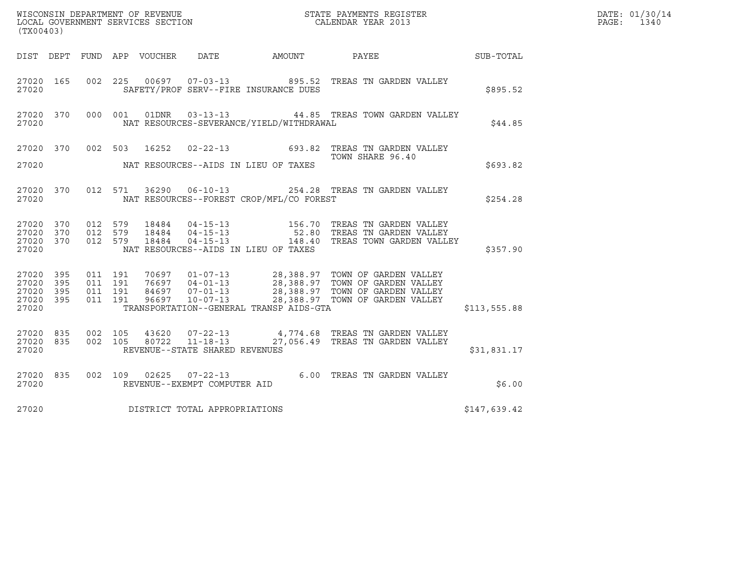WISCONSIN DEPARTMENT OF REVENUE
LOCAL GOVERNMENT SERVICES SECTION
(TX00403)

STATE PAYMENTS REGISTER
CALENDAR YEAR 2013

DATE: 01/30/14
PAGE: 1340

| DIST | DEPT | FUND | APP | VOUCHER | DATE | AMOUNT | PAYEE | SUB-TOTAL |
|---|---|---|---|---|---|---|---|---|
| 27020 | 165 | 002 | 225 | 00697 | 07-03-13 | 895.52 | TREAS TN GARDEN VALLEY | |
| 27020 | | | | | SAFETY/PROF SERV--FIRE INSURANCE DUES | | | $895.52 |
| 27020 | 370 | 000 | 001 | 01DNR | 03-13-13 | 44.85 | TREAS TOWN GARDEN VALLEY | |
| 27020 | | | | | NAT RESOURCES-SEVERANCE/YIELD/WITHDRAWAL | | | $44.85 |
| 27020 | 370 | 002 | 503 | 16252 | 02-22-13 | 693.82 | TREAS TN GARDEN VALLEY TOWN SHARE 96.40 | |
| 27020 | | | | | NAT RESOURCES--AIDS IN LIEU OF TAXES | | | $693.82 |
| 27020 | 370 | 012 | 571 | 36290 | 06-10-13 | 254.28 | TREAS TN GARDEN VALLEY | |
| 27020 | | | | | NAT RESOURCES--FOREST CROP/MFL/CO FOREST | | | $254.28 |
| 27020 | 370 | 012 | 579 | 18484 | 04-15-13 | 156.70 | TREAS TN GARDEN VALLEY | |
| 27020 | 370 | 012 | 579 | 18484 | 04-15-13 | 52.80 | TREAS TN GARDEN VALLEY | |
| 27020 | 370 | 012 | 579 | 18484 | 04-15-13 | 148.40 | TREAS TOWN GARDEN VALLEY | |
| 27020 | | | | | NAT RESOURCES--AIDS IN LIEU OF TAXES | | | $357.90 |
| 27020 | 395 | 011 | 191 | 70697 | 01-07-13 | 28,388.97 | TOWN OF GARDEN VALLEY | |
| 27020 | 395 | 011 | 191 | 76697 | 04-01-13 | 28,388.97 | TOWN OF GARDEN VALLEY | |
| 27020 | 395 | 011 | 191 | 84697 | 07-01-13 | 28,388.97 | TOWN OF GARDEN VALLEY | |
| 27020 | 395 | 011 | 191 | 96697 | 10-07-13 | 28,388.97 | TOWN OF GARDEN VALLEY | |
| 27020 | | | | | TRANSPORTATION--GENERAL TRANSP AIDS-GTA | | | $113,555.88 |
| 27020 | 835 | 002 | 105 | 43620 | 07-22-13 | 4,774.68 | TREAS TN GARDEN VALLEY | |
| 27020 | 835 | 002 | 105 | 80722 | 11-18-13 | 27,056.49 | TREAS TN GARDEN VALLEY | |
| 27020 | | | | | REVENUE--STATE SHARED REVENUES | | | $31,831.17 |
| 27020 | 835 | 002 | 109 | 02625 | 07-22-13 | 6.00 | TREAS TN GARDEN VALLEY | |
| 27020 | | | | | REVENUE--EXEMPT COMPUTER AID | | | $6.00 |
| 27020 | | | | | DISTRICT TOTAL APPROPRIATIONS | | | $147,639.42 |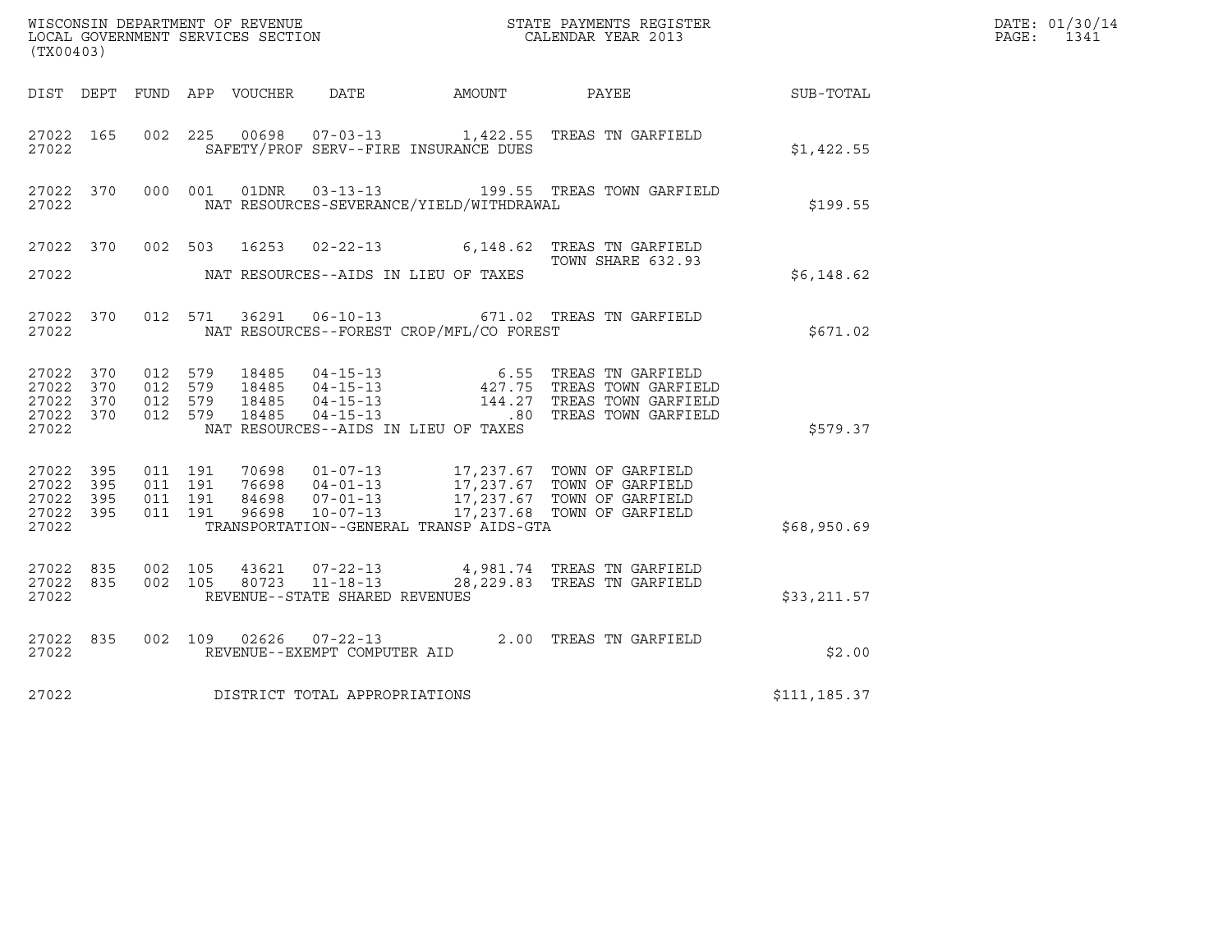WISCONSIN DEPARTMENT OF REVENUE
LOCAL GOVERNMENT SERVICES SECTION
(TX00403)

STATE PAYMENTS REGISTER
CALENDAR YEAR 2013

DATE: 01/30/14
PAGE: 1341

| DIST | DEPT | FUND | APP | VOUCHER | DATE | AMOUNT | PAYEE | SUB-TOTAL |
|---|---|---|---|---|---|---|---|---|
| 27022 | 165 | 002 | 225 | 00698 | 07-03-13 | 1,422.55 | TREAS TN GARFIELD | |
| 27022 | | | | SAFETY/PROF SERV--FIRE INSURANCE DUES | | | | $1,422.55 |
| 27022 | 370 | 000 | 001 | 01DNR | 03-13-13 | 199.55 | TREAS TOWN GARFIELD | |
| 27022 | | | | NAT RESOURCES-SEVERANCE/YIELD/WITHDRAWAL | | | | $199.55 |
| 27022 | 370 | 002 | 503 | 16253 | 02-22-13 | 6,148.62 | TREAS TN GARFIELD TOWN SHARE 632.93 | |
| 27022 | | | | NAT RESOURCES--AIDS IN LIEU OF TAXES | | | | $6,148.62 |
| 27022 | 370 | 012 | 571 | 36291 | 06-10-13 | 671.02 | TREAS TN GARFIELD | |
| 27022 | | | | NAT RESOURCES--FOREST CROP/MFL/CO FOREST | | | | $671.02 |
| 27022 | 370 | 012 | 579 | 18485 | 04-15-13 | 6.55 | TREAS TN GARFIELD | |
| 27022 | 370 | 012 | 579 | 18485 | 04-15-13 | 427.75 | TREAS TOWN GARFIELD | |
| 27022 | 370 | 012 | 579 | 18485 | 04-15-13 | 144.27 | TREAS TOWN GARFIELD | |
| 27022 | 370 | 012 | 579 | 18485 | 04-15-13 | .80 | TREAS TOWN GARFIELD | |
| 27022 | | | | NAT RESOURCES--AIDS IN LIEU OF TAXES | | | | $579.37 |
| 27022 | 395 | 011 | 191 | 70698 | 01-07-13 | 17,237.67 | TOWN OF GARFIELD | |
| 27022 | 395 | 011 | 191 | 76698 | 04-01-13 | 17,237.67 | TOWN OF GARFIELD | |
| 27022 | 395 | 011 | 191 | 84698 | 07-01-13 | 17,237.67 | TOWN OF GARFIELD | |
| 27022 | 395 | 011 | 191 | 96698 | 10-07-13 | 17,237.68 | TOWN OF GARFIELD | |
| 27022 | | | | TRANSPORTATION--GENERAL TRANSP AIDS-GTA | | | | $68,950.69 |
| 27022 | 835 | 002 | 105 | 43621 | 07-22-13 | 4,981.74 | TREAS TN GARFIELD | |
| 27022 | 835 | 002 | 105 | 80723 | 11-18-13 | 28,229.83 | TREAS TN GARFIELD | |
| 27022 | | | | REVENUE--STATE SHARED REVENUES | | | | $33,211.57 |
| 27022 | 835 | 002 | 109 | 02626 | 07-22-13 | 2.00 | TREAS TN GARFIELD | |
| 27022 | | | | REVENUE--EXEMPT COMPUTER AID | | | | $2.00 |
| 27022 | | | | DISTRICT TOTAL APPROPRIATIONS | | | | $111,185.37 |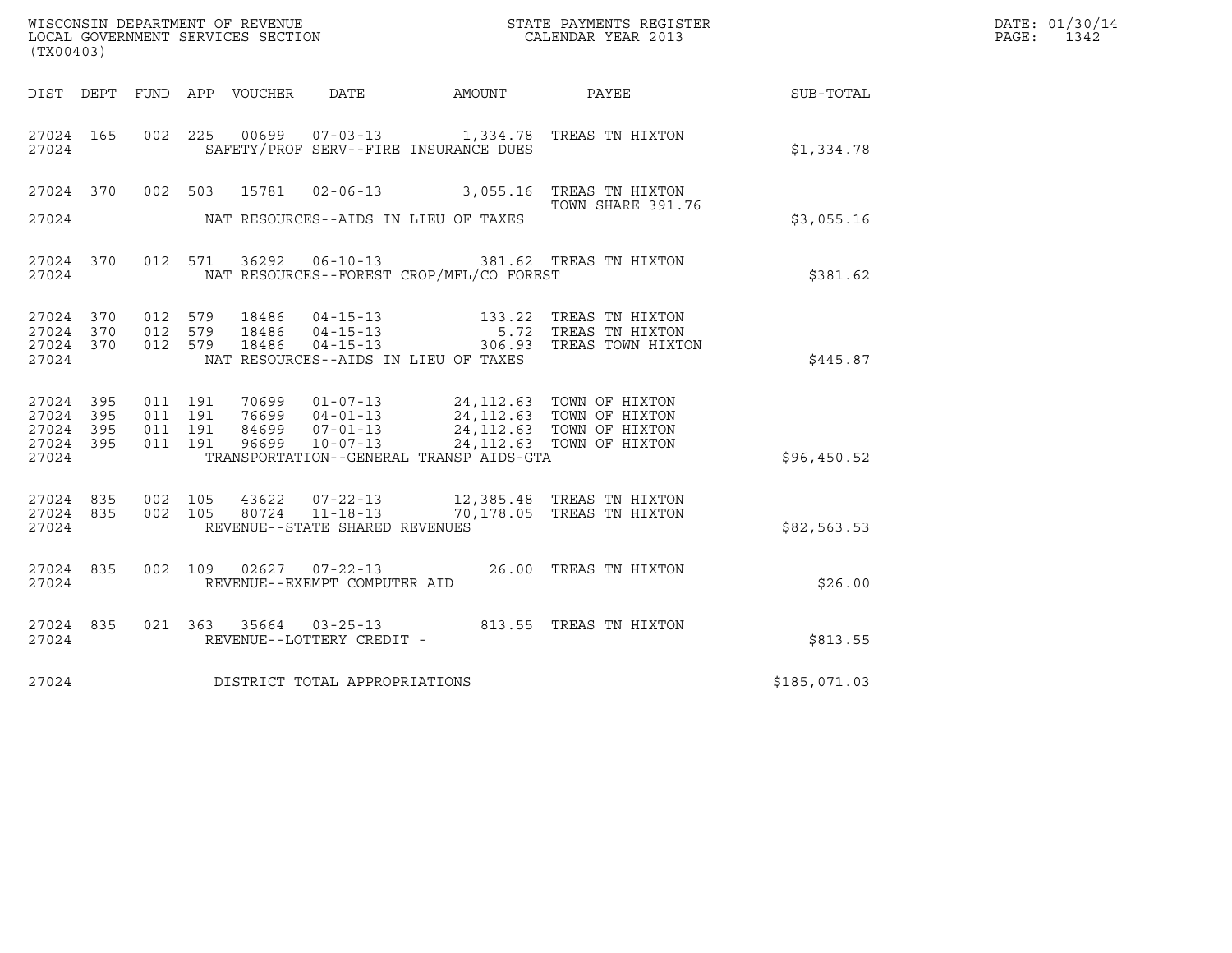WISCONSIN DEPARTMENT OF REVENUE
LOCAL GOVERNMENT SERVICES SECTION
(TX00403)

STATE PAYMENTS REGISTER
CALENDAR YEAR 2013

DATE: 01/30/14
PAGE: 1342

| DIST | DEPT | FUND | APP | VOUCHER | DATE | AMOUNT | PAYEE | SUB-TOTAL |
|---|---|---|---|---|---|---|---|---|
| 27024 | 165 | 002 | 225 | 00699 | 07-03-13 | 1,334.78 | TREAS TN HIXTON | |
| 27024 | | | | SAFETY/PROF SERV--FIRE INSURANCE DUES | | | | $1,334.78 |
| 27024 | 370 | 002 | 503 | 15781 | 02-06-13 | 3,055.16 | TREAS TN HIXTON TOWN SHARE 391.76 | |
| 27024 | | | | NAT RESOURCES--AIDS IN LIEU OF TAXES | | | | $3,055.16 |
| 27024 | 370 | 012 | 571 | 36292 | 06-10-13 | 381.62 | TREAS TN HIXTON | |
| 27024 | | | | NAT RESOURCES--FOREST CROP/MFL/CO FOREST | | | | $381.62 |
| 27024 | 370 | 012 | 579 | 18486 | 04-15-13 | 133.22 | TREAS TN HIXTON | |
| 27024 | 370 | 012 | 579 | 18486 | 04-15-13 | 5.72 | TREAS TN HIXTON | |
| 27024 | 370 | 012 | 579 | 18486 | 04-15-13 | 306.93 | TREAS TOWN HIXTON | |
| 27024 | | | | NAT RESOURCES--AIDS IN LIEU OF TAXES | | | | $445.87 |
| 27024 | 395 | 011 | 191 | 70699 | 01-07-13 | 24,112.63 | TOWN OF HIXTON | |
| 27024 | 395 | 011 | 191 | 76699 | 04-01-13 | 24,112.63 | TOWN OF HIXTON | |
| 27024 | 395 | 011 | 191 | 84699 | 07-01-13 | 24,112.63 | TOWN OF HIXTON | |
| 27024 | 395 | 011 | 191 | 96699 | 10-07-13 | 24,112.63 | TOWN OF HIXTON | |
| 27024 | | | | TRANSPORTATION--GENERAL TRANSP AIDS-GTA | | | | $96,450.52 |
| 27024 | 835 | 002 | 105 | 43622 | 07-22-13 | 12,385.48 | TREAS TN HIXTON | |
| 27024 | 835 | 002 | 105 | 80724 | 11-18-13 | 70,178.05 | TREAS TN HIXTON | |
| 27024 | | | | REVENUE--STATE SHARED REVENUES | | | | $82,563.53 |
| 27024 | 835 | 002 | 109 | 02627 | 07-22-13 | 26.00 | TREAS TN HIXTON | |
| 27024 | | | | REVENUE--EXEMPT COMPUTER AID | | | | $26.00 |
| 27024 | 835 | 021 | 363 | 35664 | 03-25-13 | 813.55 | TREAS TN HIXTON | |
| 27024 | | | | REVENUE--LOTTERY CREDIT - | | | | $813.55 |
| 27024 | | | | DISTRICT TOTAL APPROPRIATIONS | | | | $185,071.03 |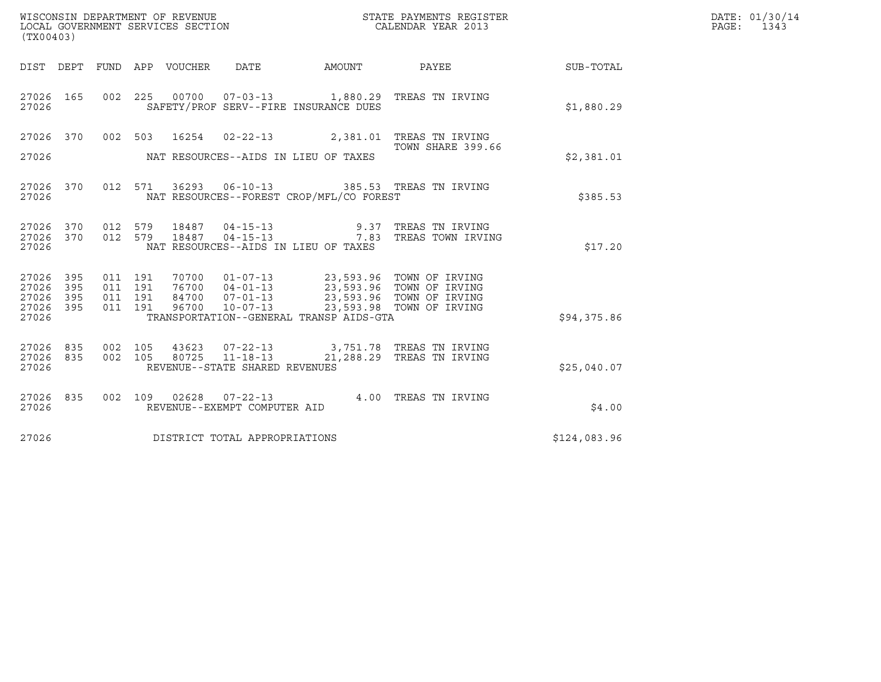WISCONSIN DEPARTMENT OF REVENUE
LOCAL GOVERNMENT SERVICES SECTION
(TX00403)

STATE PAYMENTS REGISTER
CALENDAR YEAR 2013

DATE: 01/30/14
PAGE: 1343

| DIST | DEPT | FUND | APP | VOUCHER | DATE | AMOUNT | PAYEE | SUB-TOTAL |
|---|---|---|---|---|---|---|---|---|
| 27026 | 165 | 002 | 225 | 00700 | 07-03-13 | 1,880.29 | TREAS TN IRVING | |
| 27026 | | | | | SAFETY/PROF SERV--FIRE INSURANCE DUES | | | $1,880.29 |
| 27026 | 370 | 002 | 503 | 16254 | 02-22-13 | 2,381.01 | TREAS TN IRVING TOWN SHARE 399.66 | |
| 27026 | | | | | NAT RESOURCES--AIDS IN LIEU OF TAXES | | | $2,381.01 |
| 27026 | 370 | 012 | 571 | 36293 | 06-10-13 | 385.53 | TREAS TN IRVING | |
| 27026 | | | | | NAT RESOURCES--FOREST CROP/MFL/CO FOREST | | | $385.53 |
| 27026 | 370 | 012 | 579 | 18487 | 04-15-13 | 9.37 | TREAS TN IRVING | |
| 27026 | 370 | 012 | 579 | 18487 | 04-15-13 | 7.83 | TREAS TOWN IRVING | |
| 27026 | | | | | NAT RESOURCES--AIDS IN LIEU OF TAXES | | | $17.20 |
| 27026 | 395 | 011 | 191 | 70700 | 01-07-13 | 23,593.96 | TOWN OF IRVING | |
| 27026 | 395 | 011 | 191 | 76700 | 04-01-13 | 23,593.96 | TOWN OF IRVING | |
| 27026 | 395 | 011 | 191 | 84700 | 07-01-13 | 23,593.96 | TOWN OF IRVING | |
| 27026 | 395 | 011 | 191 | 96700 | 10-07-13 | 23,593.98 | TOWN OF IRVING | |
| 27026 | | | | | TRANSPORTATION--GENERAL TRANSP AIDS-GTA | | | $94,375.86 |
| 27026 | 835 | 002 | 105 | 43623 | 07-22-13 | 3,751.78 | TREAS TN IRVING | |
| 27026 | 835 | 002 | 105 | 80725 | 11-18-13 | 21,288.29 | TREAS TN IRVING | |
| 27026 | | | | | REVENUE--STATE SHARED REVENUES | | | $25,040.07 |
| 27026 | 835 | 002 | 109 | 02628 | 07-22-13 | 4.00 | TREAS TN IRVING | |
| 27026 | | | | | REVENUE--EXEMPT COMPUTER AID | | | $4.00 |
| 27026 | | | | | DISTRICT TOTAL APPROPRIATIONS | | | $124,083.96 |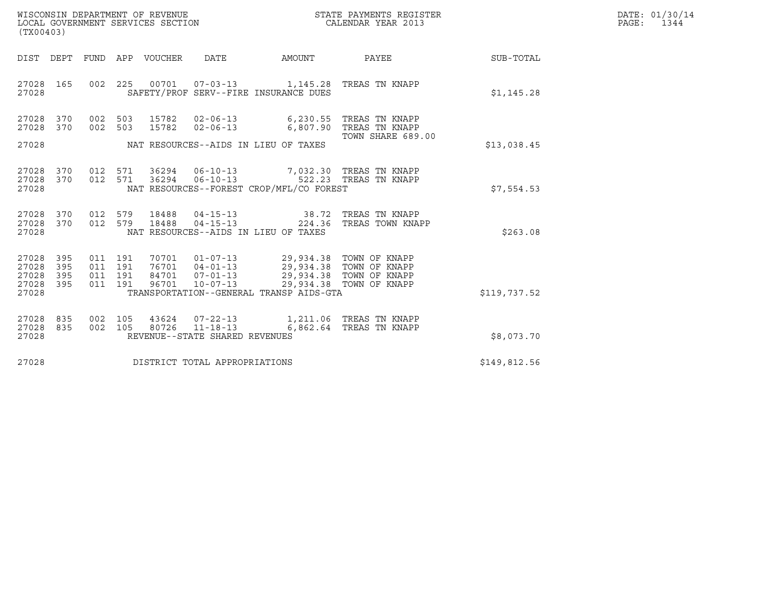WISCONSIN DEPARTMENT OF REVENUE
LOCAL GOVERNMENT SERVICES SECTION
(TX00403)

STATE PAYMENTS REGISTER
CALENDAR YEAR 2013

DATE: 01/30/14
PAGE: 1344

| DIST | DEPT | FUND | APP | VOUCHER | DATE | AMOUNT | PAYEE | SUB-TOTAL |
|---|---|---|---|---|---|---|---|---|
| 27028 | 165 | 002 | 225 | 00701 | 07-03-13 | 1,145.28 | TREAS TN KNAPP | |
| 27028 | | | | | SAFETY/PROF SERV--FIRE INSURANCE DUES | | | $1,145.28 |
| 27028 | 370 | 002 | 503 | 15782 | 02-06-13 | 6,230.55 | TREAS TN KNAPP | |
| 27028 | 370 | 002 | 503 | 15782 | 02-06-13 | 6,807.90 | TREAS TN KNAPP TOWN SHARE 689.00 | |
| 27028 | | | | | NAT RESOURCES--AIDS IN LIEU OF TAXES | | | $13,038.45 |
| 27028 | 370 | 012 | 571 | 36294 | 06-10-13 | 7,032.30 | TREAS TN KNAPP | |
| 27028 | 370 | 012 | 571 | 36294 | 06-10-13 | 522.23 | TREAS TN KNAPP | |
| 27028 | | | | | NAT RESOURCES--FOREST CROP/MFL/CO FOREST | | | $7,554.53 |
| 27028 | 370 | 012 | 579 | 18488 | 04-15-13 | 38.72 | TREAS TN KNAPP | |
| 27028 | 370 | 012 | 579 | 18488 | 04-15-13 | 224.36 | TREAS TOWN KNAPP | |
| 27028 | | | | | NAT RESOURCES--AIDS IN LIEU OF TAXES | | | $263.08 |
| 27028 | 395 | 011 | 191 | 70701 | 01-07-13 | 29,934.38 | TOWN OF KNAPP | |
| 27028 | 395 | 011 | 191 | 76701 | 04-01-13 | 29,934.38 | TOWN OF KNAPP | |
| 27028 | 395 | 011 | 191 | 84701 | 07-01-13 | 29,934.38 | TOWN OF KNAPP | |
| 27028 | 395 | 011 | 191 | 96701 | 10-07-13 | 29,934.38 | TOWN OF KNAPP | |
| 27028 | | | | | TRANSPORTATION--GENERAL TRANSP AIDS-GTA | | | $119,737.52 |
| 27028 | 835 | 002 | 105 | 43624 | 07-22-13 | 1,211.06 | TREAS TN KNAPP | |
| 27028 | 835 | 002 | 105 | 80726 | 11-18-13 | 6,862.64 | TREAS TN KNAPP | |
| 27028 | | | | | REVENUE--STATE SHARED REVENUES | | | $8,073.70 |
| 27028 | | | | | DISTRICT TOTAL APPROPRIATIONS | | | $149,812.56 |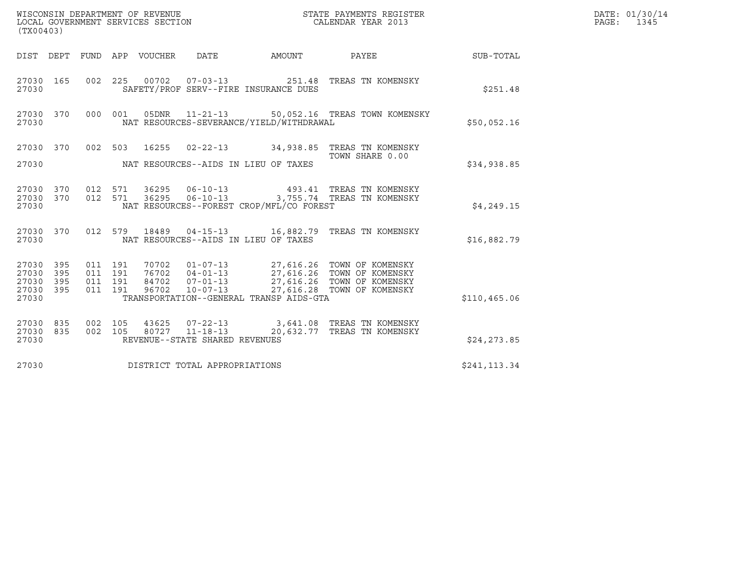WISCONSIN DEPARTMENT OF REVENUE
LOCAL GOVERNMENT SERVICES SECTION
(TX00403)

STATE PAYMENTS REGISTER
CALENDAR YEAR 2013

DATE: 01/30/14
PAGE: 1345

| DIST | DEPT | FUND | APP | VOUCHER | DATE | AMOUNT | PAYEE | SUB-TOTAL |
|---|---|---|---|---|---|---|---|---|
| 27030 | 165 | 002 | 225 | 00702 | 07-03-13 | 251.48 | TREAS TN KOMENSKY | |
| 27030 | | | | | SAFETY/PROF SERV--FIRE INSURANCE DUES | | | $251.48 |
| 27030 | 370 | 000 | 001 | 05DNR | 11-21-13 | 50,052.16 | TREAS TOWN KOMENSKY | |
| 27030 | | | | | NAT RESOURCES-SEVERANCE/YIELD/WITHDRAWAL | | | $50,052.16 |
| 27030 | 370 | 002 | 503 | 16255 | 02-22-13 | 34,938.85 | TREAS TN KOMENSKY TOWN SHARE 0.00 | |
| 27030 | | | | | NAT RESOURCES--AIDS IN LIEU OF TAXES | | | $34,938.85 |
| 27030 | 370 | 012 | 571 | 36295 | 06-10-13 | 493.41 | TREAS TN KOMENSKY | |
| 27030 | 370 | 012 | 571 | 36295 | 06-10-13 | 3,755.74 | TREAS TN KOMENSKY | |
| 27030 | | | | | NAT RESOURCES--FOREST CROP/MFL/CO FOREST | | | $4,249.15 |
| 27030 | 370 | 012 | 579 | 18489 | 04-15-13 | 16,882.79 | TREAS TN KOMENSKY | |
| 27030 | | | | | NAT RESOURCES--AIDS IN LIEU OF TAXES | | | $16,882.79 |
| 27030 | 395 | 011 | 191 | 70702 | 01-07-13 | 27,616.26 | TOWN OF KOMENSKY | |
| 27030 | 395 | 011 | 191 | 76702 | 04-01-13 | 27,616.26 | TOWN OF KOMENSKY | |
| 27030 | 395 | 011 | 191 | 84702 | 07-01-13 | 27,616.26 | TOWN OF KOMENSKY | |
| 27030 | 395 | 011 | 191 | 96702 | 10-07-13 | 27,616.28 | TOWN OF KOMENSKY | |
| 27030 | | | | | TRANSPORTATION--GENERAL TRANSP AIDS-GTA | | | $110,465.06 |
| 27030 | 835 | 002 | 105 | 43625 | 07-22-13 | 3,641.08 | TREAS TN KOMENSKY | |
| 27030 | 835 | 002 | 105 | 80727 | 11-18-13 | 20,632.77 | TREAS TN KOMENSKY | |
| 27030 | | | | | REVENUE--STATE SHARED REVENUES | | | $24,273.85 |
| 27030 | | | | | DISTRICT TOTAL APPROPRIATIONS | | | $241,113.34 |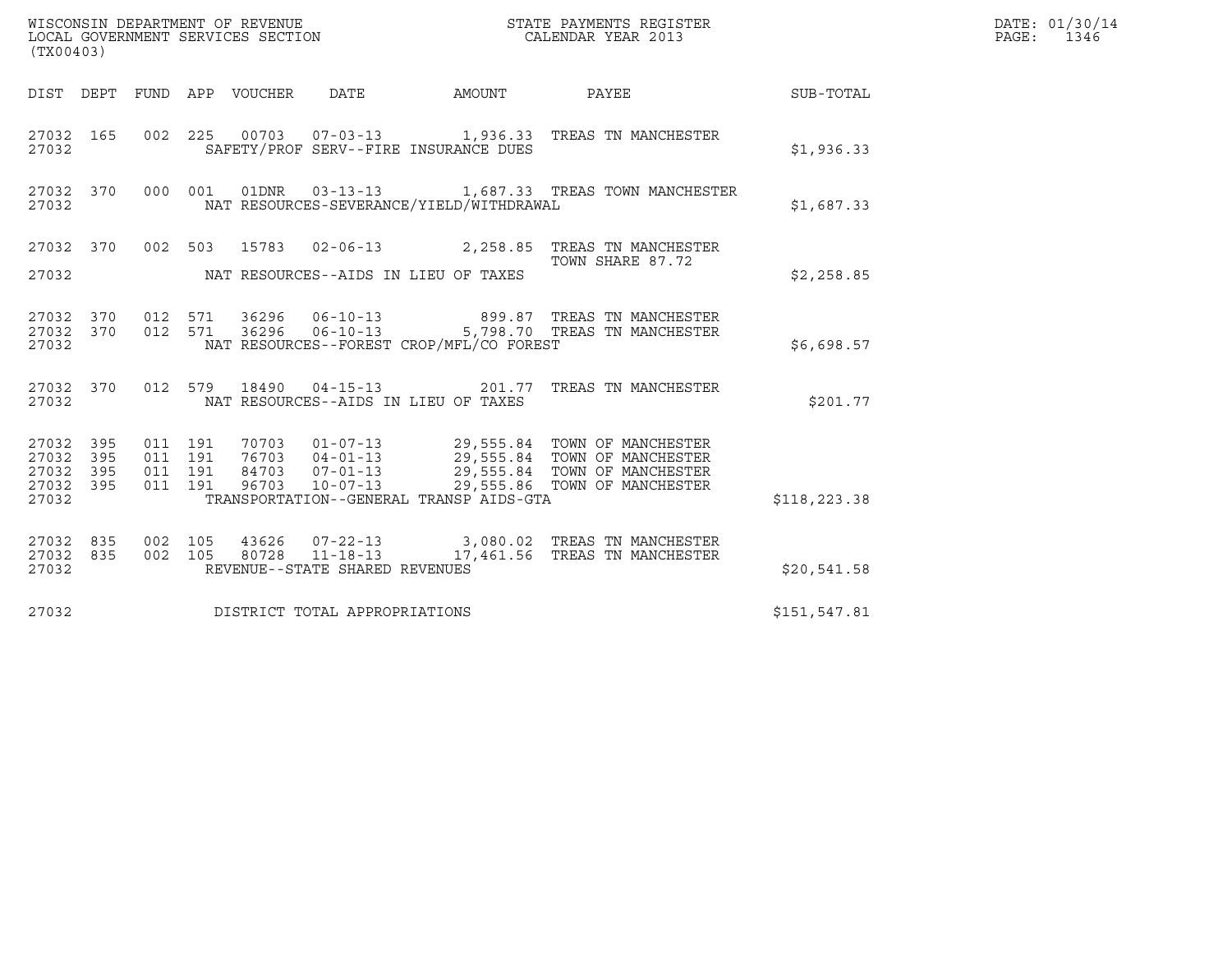WISCONSIN DEPARTMENT OF REVENUE
LOCAL GOVERNMENT SERVICES SECTION
(TX00403)

STATE PAYMENTS REGISTER
CALENDAR YEAR 2013

DATE: 01/30/14
PAGE: 1346

| DIST | DEPT | FUND | APP | VOUCHER | DATE | AMOUNT | PAYEE | SUB-TOTAL |
|---|---|---|---|---|---|---|---|---|
| 27032 | 165 | 002 | 225 | 00703 | 07-03-13 | 1,936.33 | TREAS TN MANCHESTER | |
| 27032 | | | | | SAFETY/PROF SERV--FIRE INSURANCE DUES | | | $1,936.33 |
| 27032 | 370 | 000 | 001 | 01DNR | 03-13-13 | 1,687.33 | TREAS TOWN MANCHESTER | |
| 27032 | | | | | NAT RESOURCES-SEVERANCE/YIELD/WITHDRAWAL | | | $1,687.33 |
| 27032 | 370 | 002 | 503 | 15783 | 02-06-13 | 2,258.85 | TREAS TN MANCHESTER TOWN SHARE 87.72 | |
| 27032 | | | | | NAT RESOURCES--AIDS IN LIEU OF TAXES | | | $2,258.85 |
| 27032 | 370 | 012 | 571 | 36296 | 06-10-13 | 899.87 | TREAS TN MANCHESTER | |
| 27032 | 370 | 012 | 571 | 36296 | 06-10-13 | 5,798.70 | TREAS TN MANCHESTER | |
| 27032 | | | | | NAT RESOURCES--FOREST CROP/MFL/CO FOREST | | | $6,698.57 |
| 27032 | 370 | 012 | 579 | 18490 | 04-15-13 | 201.77 | TREAS TN MANCHESTER | |
| 27032 | | | | | NAT RESOURCES--AIDS IN LIEU OF TAXES | | | $201.77 |
| 27032 | 395 | 011 | 191 | 70703 | 01-07-13 | 29,555.84 | TOWN OF MANCHESTER | |
| 27032 | 395 | 011 | 191 | 76703 | 04-01-13 | 29,555.84 | TOWN OF MANCHESTER | |
| 27032 | 395 | 011 | 191 | 84703 | 07-01-13 | 29,555.84 | TOWN OF MANCHESTER | |
| 27032 | 395 | 011 | 191 | 96703 | 10-07-13 | 29,555.86 | TOWN OF MANCHESTER | |
| 27032 | | | | | TRANSPORTATION--GENERAL TRANSP AIDS-GTA | | | $118,223.38 |
| 27032 | 835 | 002 | 105 | 43626 | 07-22-13 | 3,080.02 | TREAS TN MANCHESTER | |
| 27032 | 835 | 002 | 105 | 80728 | 11-18-13 | 17,461.56 | TREAS TN MANCHESTER | |
| 27032 | | | | | REVENUE--STATE SHARED REVENUES | | | $20,541.58 |
| 27032 | | | | | DISTRICT TOTAL APPROPRIATIONS | | | $151,547.81 |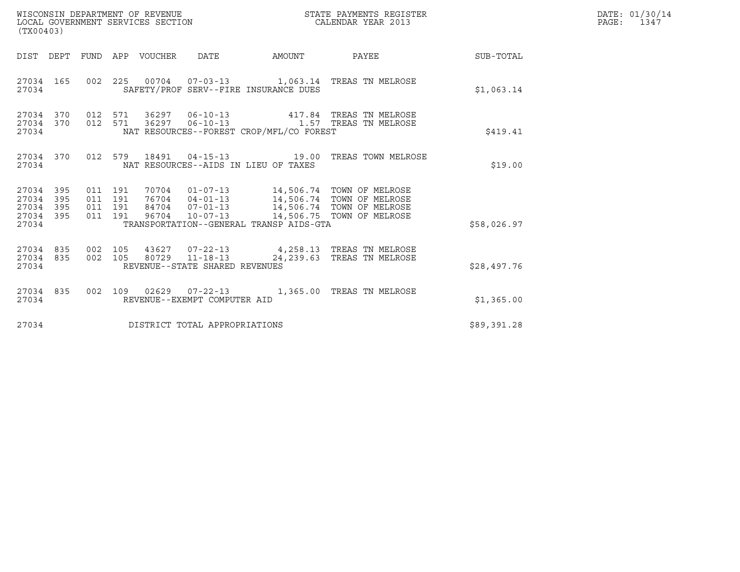WISCONSIN DEPARTMENT OF REVENUE
LOCAL GOVERNMENT SERVICES SECTION
(TX00403)

STATE PAYMENTS REGISTER
CALENDAR YEAR 2013

DATE: 01/30/14
PAGE: 1347

| DIST | DEPT | FUND | APP | VOUCHER | DATE | AMOUNT | PAYEE | SUB-TOTAL |
|---|---|---|---|---|---|---|---|---|
| 27034 | 165 | 002 | 225 | 00704 | 07-03-13 | 1,063.14 | TREAS TN MELROSE | |
| 27034 | | | | SAFETY/PROF SERV--FIRE INSURANCE DUES | | | | $1,063.14 |
| 27034 | 370 | 012 | 571 | 36297 | 06-10-13 | 417.84 | TREAS TN MELROSE | |
| 27034 | 370 | 012 | 571 | 36297 | 06-10-13 | 1.57 | TREAS TN MELROSE | |
| 27034 | | | | NAT RESOURCES--FOREST CROP/MFL/CO FOREST | | | | $419.41 |
| 27034 | 370 | 012 | 579 | 18491 | 04-15-13 | 19.00 | TREAS TOWN MELROSE | |
| 27034 | | | | NAT RESOURCES--AIDS IN LIEU OF TAXES | | | | $19.00 |
| 27034 | 395 | 011 | 191 | 70704 | 01-07-13 | 14,506.74 | TOWN OF MELROSE | |
| 27034 | 395 | 011 | 191 | 76704 | 04-01-13 | 14,506.74 | TOWN OF MELROSE | |
| 27034 | 395 | 011 | 191 | 84704 | 07-01-13 | 14,506.74 | TOWN OF MELROSE | |
| 27034 | 395 | 011 | 191 | 96704 | 10-07-13 | 14,506.75 | TOWN OF MELROSE | |
| 27034 | | | | TRANSPORTATION--GENERAL TRANSP AIDS-GTA | | | | $58,026.97 |
| 27034 | 835 | 002 | 105 | 43627 | 07-22-13 | 4,258.13 | TREAS TN MELROSE | |
| 27034 | 835 | 002 | 105 | 80729 | 11-18-13 | 24,239.63 | TREAS TN MELROSE | |
| 27034 | | | | REVENUE--STATE SHARED REVENUES | | | | $28,497.76 |
| 27034 | 835 | 002 | 109 | 02629 | 07-22-13 | 1,365.00 | TREAS TN MELROSE | |
| 27034 | | | | REVENUE--EXEMPT COMPUTER AID | | | | $1,365.00 |
| 27034 | | | | DISTRICT TOTAL APPROPRIATIONS | | | | $89,391.28 |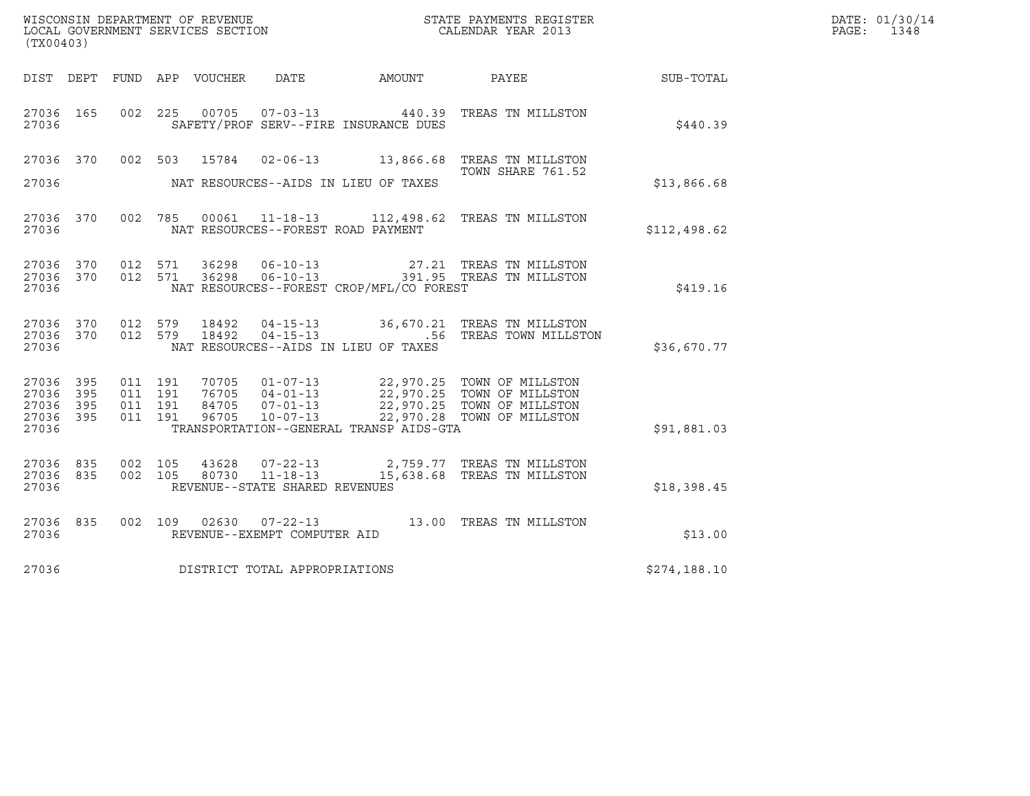WISCONSIN DEPARTMENT OF REVENUE
LOCAL GOVERNMENT SERVICES SECTION
(TX00403)

STATE PAYMENTS REGISTER
CALENDAR YEAR 2013

DATE: 01/30/14
PAGE: 1348

| DIST | DEPT | FUND | APP | VOUCHER | DATE | AMOUNT | PAYEE | SUB-TOTAL |
|---|---|---|---|---|---|---|---|---|
| 27036 | 165 | 002 | 225 | 00705 | 07-03-13 | 440.39 | TREAS TN MILLSTON | |
| 27036 | | | | SAFETY/PROF SERV--FIRE INSURANCE DUES | | | | $440.39 |
| 27036 | 370 | 002 | 503 | 15784 | 02-06-13 | 13,866.68 | TREAS TN MILLSTON TOWN SHARE 761.52 | |
| 27036 | | | | NAT RESOURCES--AIDS IN LIEU OF TAXES | | | | $13,866.68 |
| 27036 | 370 | 002 | 785 | 00061 | 11-18-13 | 112,498.62 | TREAS TN MILLSTON | |
| 27036 | | | | NAT RESOURCES--FOREST ROAD PAYMENT | | | | $112,498.62 |
| 27036 | 370 | 012 | 571 | 36298 | 06-10-13 | 27.21 | TREAS TN MILLSTON | |
| 27036 | 370 | 012 | 571 | 36298 | 06-10-13 | 391.95 | TREAS TN MILLSTON | |
| 27036 | | | | NAT RESOURCES--FOREST CROP/MFL/CO FOREST | | | | $419.16 |
| 27036 | 370 | 012 | 579 | 18492 | 04-15-13 | 36,670.21 | TREAS TN MILLSTON | |
| 27036 | 370 | 012 | 579 | 18492 | 04-15-13 | .56 | TREAS TOWN MILLSTON | |
| 27036 | | | | NAT RESOURCES--AIDS IN LIEU OF TAXES | | | | $36,670.77 |
| 27036 | 395 | 011 | 191 | 70705 | 01-07-13 | 22,970.25 | TOWN OF MILLSTON | |
| 27036 | 395 | 011 | 191 | 76705 | 04-01-13 | 22,970.25 | TOWN OF MILLSTON | |
| 27036 | 395 | 011 | 191 | 84705 | 07-01-13 | 22,970.25 | TOWN OF MILLSTON | |
| 27036 | 395 | 011 | 191 | 96705 | 10-07-13 | 22,970.28 | TOWN OF MILLSTON | |
| 27036 | | | | TRANSPORTATION--GENERAL TRANSP AIDS-GTA | | | | $91,881.03 |
| 27036 | 835 | 002 | 105 | 43628 | 07-22-13 | 2,759.77 | TREAS TN MILLSTON | |
| 27036 | 835 | 002 | 105 | 80730 | 11-18-13 | 15,638.68 | TREAS TN MILLSTON | |
| 27036 | | | | REVENUE--STATE SHARED REVENUES | | | | $18,398.45 |
| 27036 | 835 | 002 | 109 | 02630 | 07-22-13 | 13.00 | TREAS TN MILLSTON | |
| 27036 | | | | REVENUE--EXEMPT COMPUTER AID | | | | $13.00 |
| 27036 | | | | DISTRICT TOTAL APPROPRIATIONS | | | | $274,188.10 |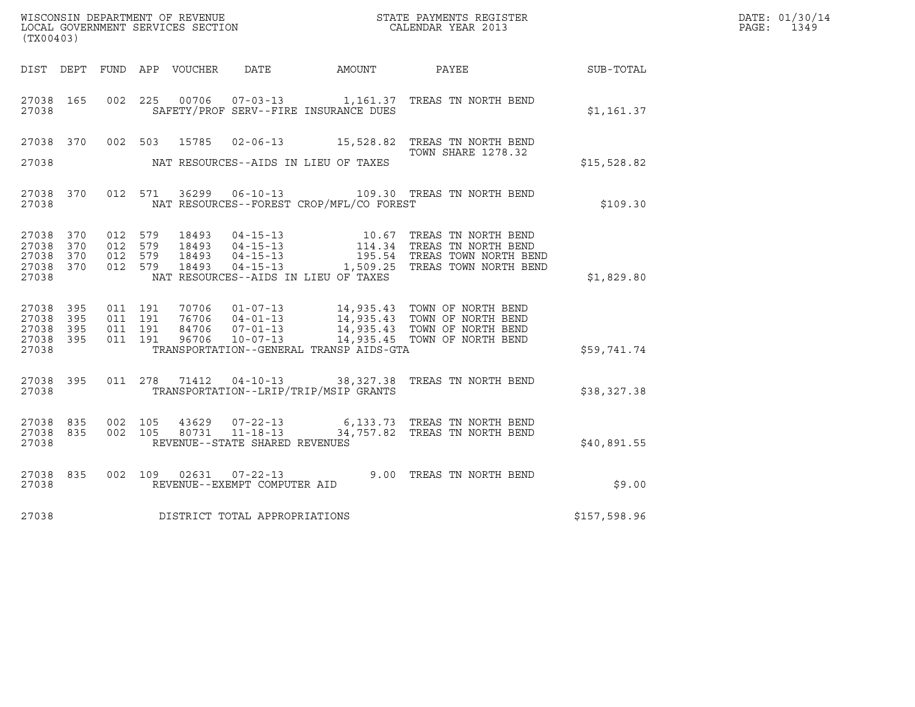WISCONSIN DEPARTMENT OF REVENUE
LOCAL GOVERNMENT SERVICES SECTION
(TX00403)

STATE PAYMENTS REGISTER
CALENDAR YEAR 2013

DATE: 01/30/14
PAGE: 1349

| DIST | DEPT | FUND | APP | VOUCHER | DATE | AMOUNT | PAYEE | SUB-TOTAL |
|---|---|---|---|---|---|---|---|---|
| 27038 | 165 | 002 | 225 | 00706 | 07-03-13 | 1,161.37 | TREAS TN NORTH BEND | |
| 27038 | | | | | SAFETY/PROF SERV--FIRE INSURANCE DUES | | | $1,161.37 |
| 27038 | 370 | 002 | 503 | 15785 | 02-06-13 | 15,528.82 | TREAS TN NORTH BEND TOWN SHARE 1278.32 | |
| 27038 | | | | | NAT RESOURCES--AIDS IN LIEU OF TAXES | | | $15,528.82 |
| 27038 | 370 | 012 | 571 | 36299 | 06-10-13 | 109.30 | TREAS TN NORTH BEND | |
| 27038 | | | | | NAT RESOURCES--FOREST CROP/MFL/CO FOREST | | | $109.30 |
| 27038 | 370 | 012 | 579 | 18493 | 04-15-13 | 10.67 | TREAS TN NORTH BEND | |
| 27038 | 370 | 012 | 579 | 18493 | 04-15-13 | 114.34 | TREAS TN NORTH BEND | |
| 27038 | 370 | 012 | 579 | 18493 | 04-15-13 | 195.54 | TREAS TOWN NORTH BEND | |
| 27038 | 370 | 012 | 579 | 18493 | 04-15-13 | 1,509.25 | TREAS TOWN NORTH BEND | |
| 27038 | | | | | NAT RESOURCES--AIDS IN LIEU OF TAXES | | | $1,829.80 |
| 27038 | 395 | 011 | 191 | 70706 | 01-07-13 | 14,935.43 | TOWN OF NORTH BEND | |
| 27038 | 395 | 011 | 191 | 76706 | 04-01-13 | 14,935.43 | TOWN OF NORTH BEND | |
| 27038 | 395 | 011 | 191 | 84706 | 07-01-13 | 14,935.43 | TOWN OF NORTH BEND | |
| 27038 | 395 | 011 | 191 | 96706 | 10-07-13 | 14,935.45 | TOWN OF NORTH BEND | |
| 27038 | | | | | TRANSPORTATION--GENERAL TRANSP AIDS-GTA | | | $59,741.74 |
| 27038 | 395 | 011 | 278 | 71412 | 04-10-13 | 38,327.38 | TREAS TN NORTH BEND | |
| 27038 | | | | | TRANSPORTATION--LRIP/TRIP/MSIP GRANTS | | | $38,327.38 |
| 27038 | 835 | 002 | 105 | 43629 | 07-22-13 | 6,133.73 | TREAS TN NORTH BEND | |
| 27038 | 835 | 002 | 105 | 80731 | 11-18-13 | 34,757.82 | TREAS TN NORTH BEND | |
| 27038 | | | | | REVENUE--STATE SHARED REVENUES | | | $40,891.55 |
| 27038 | 835 | 002 | 109 | 02631 | 07-22-13 | 9.00 | TREAS TN NORTH BEND | |
| 27038 | | | | | REVENUE--EXEMPT COMPUTER AID | | | $9.00 |
| 27038 | | | | | DISTRICT TOTAL APPROPRIATIONS | | | $157,598.96 |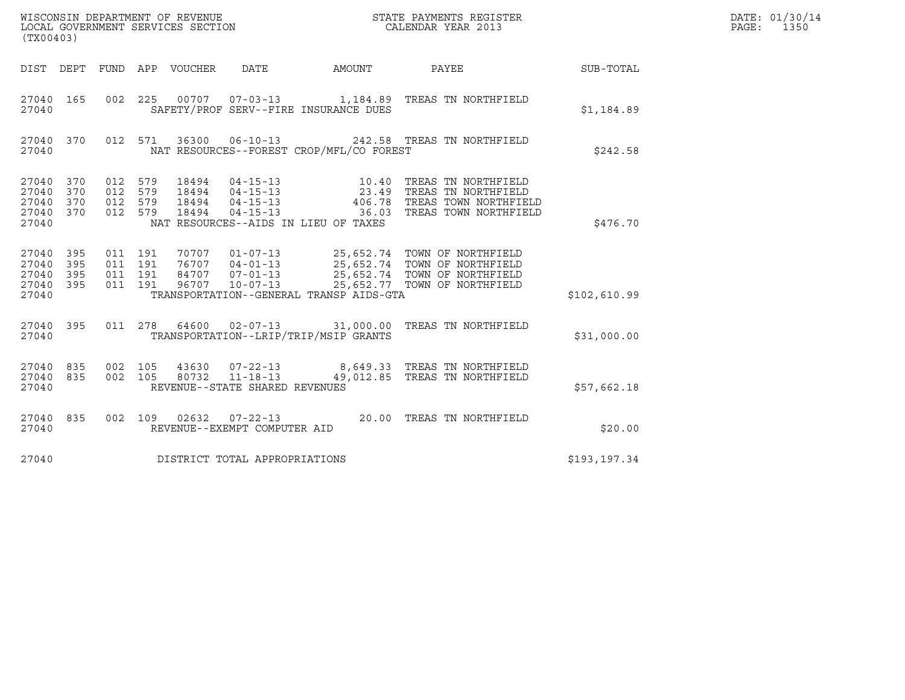WISCONSIN DEPARTMENT OF REVENUE
LOCAL GOVERNMENT SERVICES SECTION
(TX00403)

STATE PAYMENTS REGISTER
CALENDAR YEAR 2013

DATE: 01/30/14
PAGE: 1350

| DIST | DEPT | FUND | APP | VOUCHER | DATE | AMOUNT | PAYEE | SUB-TOTAL |
|---|---|---|---|---|---|---|---|---|
| 27040 | 165 | 002 | 225 | 00707 | 07-03-13 | 1,184.89 | TREAS TN NORTHFIELD | |
| 27040 | | | | | SAFETY/PROF SERV--FIRE INSURANCE DUES | | | $1,184.89 |
| 27040 | 370 | 012 | 571 | 36300 | 06-10-13 | 242.58 | TREAS TN NORTHFIELD | |
| 27040 | | | | | NAT RESOURCES--FOREST CROP/MFL/CO FOREST | | | $242.58 |
| 27040 | 370 | 012 | 579 | 18494 | 04-15-13 | 10.40 | TREAS TN NORTHFIELD | |
| 27040 | 370 | 012 | 579 | 18494 | 04-15-13 | 23.49 | TREAS TN NORTHFIELD | |
| 27040 | 370 | 012 | 579 | 18494 | 04-15-13 | 406.78 | TREAS TOWN NORTHFIELD | |
| 27040 | 370 | 012 | 579 | 18494 | 04-15-13 | 36.03 | TREAS TOWN NORTHFIELD | |
| 27040 | | | | | NAT RESOURCES--AIDS IN LIEU OF TAXES | | | $476.70 |
| 27040 | 395 | 011 | 191 | 70707 | 01-07-13 | 25,652.74 | TOWN OF NORTHFIELD | |
| 27040 | 395 | 011 | 191 | 76707 | 04-01-13 | 25,652.74 | TOWN OF NORTHFIELD | |
| 27040 | 395 | 011 | 191 | 84707 | 07-01-13 | 25,652.74 | TOWN OF NORTHFIELD | |
| 27040 | 395 | 011 | 191 | 96707 | 10-07-13 | 25,652.77 | TOWN OF NORTHFIELD | |
| 27040 | | | | | TRANSPORTATION--GENERAL TRANSP AIDS-GTA | | | $102,610.99 |
| 27040 | 395 | 011 | 278 | 64600 | 02-07-13 | 31,000.00 | TREAS TN NORTHFIELD | |
| 27040 | | | | | TRANSPORTATION--LRIP/TRIP/MSIP GRANTS | | | $31,000.00 |
| 27040 | 835 | 002 | 105 | 43630 | 07-22-13 | 8,649.33 | TREAS TN NORTHFIELD | |
| 27040 | 835 | 002 | 105 | 80732 | 11-18-13 | 49,012.85 | TREAS TN NORTHFIELD | |
| 27040 | | | | | REVENUE--STATE SHARED REVENUES | | | $57,662.18 |
| 27040 | 835 | 002 | 109 | 02632 | 07-22-13 | 20.00 | TREAS TN NORTHFIELD | |
| 27040 | | | | | REVENUE--EXEMPT COMPUTER AID | | | $20.00 |
| 27040 | | | | | DISTRICT TOTAL APPROPRIATIONS | | | $193,197.34 |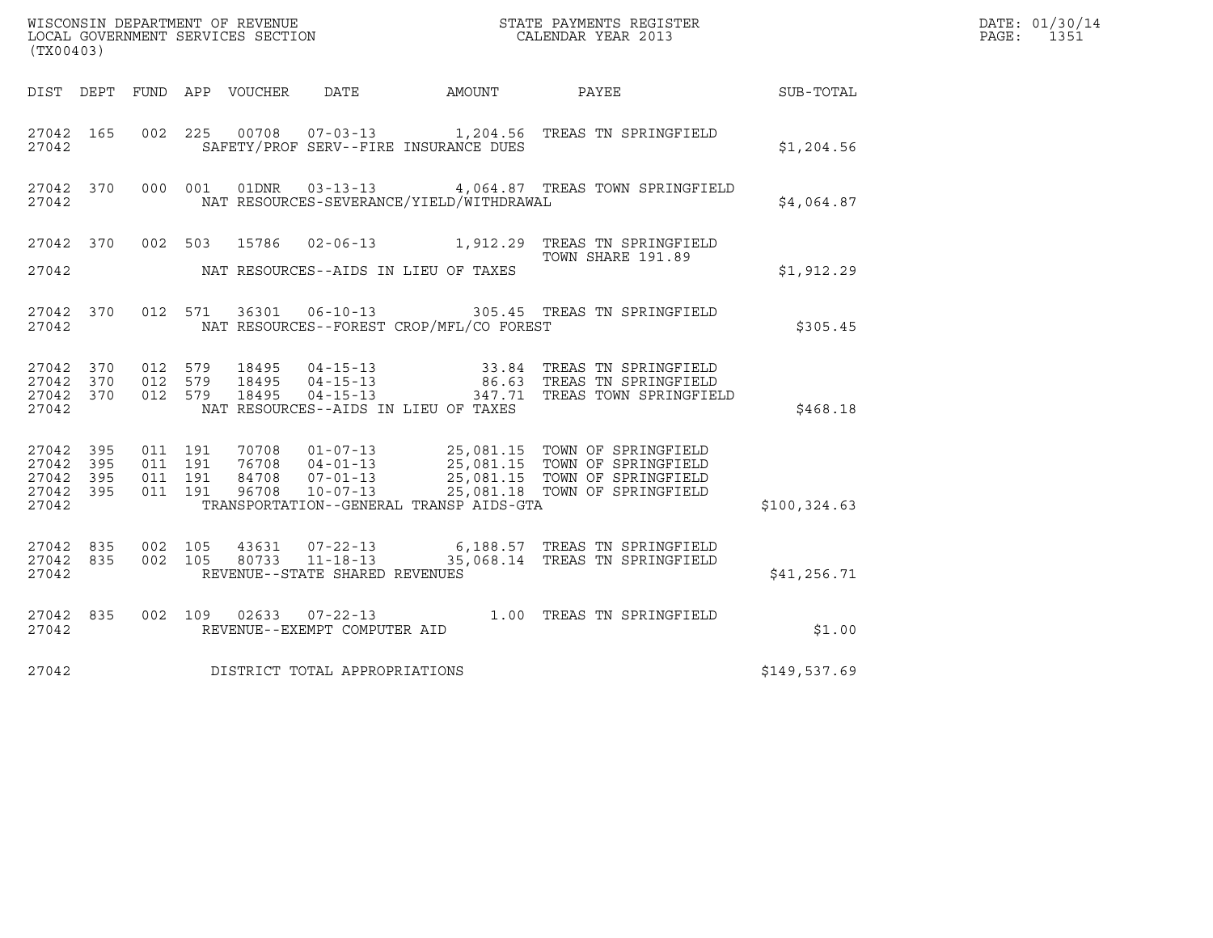WISCONSIN DEPARTMENT OF REVENUE
LOCAL GOVERNMENT SERVICES SECTION
(TX00403)

STATE PAYMENTS REGISTER
CALENDAR YEAR 2013

DATE: 01/30/14
PAGE: 1351

| DIST | DEPT | FUND | APP | VOUCHER | DATE | AMOUNT | PAYEE | SUB-TOTAL |
|---|---|---|---|---|---|---|---|---|
| 27042 | 165 | 002 | 225 | 00708 | 07-03-13 | 1,204.56 | TREAS TN SPRINGFIELD | |
| 27042 | | | | SAFETY/PROF SERV--FIRE INSURANCE DUES | | | | $1,204.56 |
| 27042 | 370 | 000 | 001 | 01DNR | 03-13-13 | 4,064.87 | TREAS TOWN SPRINGFIELD | |
| 27042 | | | | NAT RESOURCES-SEVERANCE/YIELD/WITHDRAWAL | | | | $4,064.87 |
| 27042 | 370 | 002 | 503 | 15786 | 02-06-13 | 1,912.29 | TREAS TN SPRINGFIELD TOWN SHARE 191.89 | |
| 27042 | | | | NAT RESOURCES--AIDS IN LIEU OF TAXES | | | | $1,912.29 |
| 27042 | 370 | 012 | 571 | 36301 | 06-10-13 | 305.45 | TREAS TN SPRINGFIELD | |
| 27042 | | | | NAT RESOURCES--FOREST CROP/MFL/CO FOREST | | | | $305.45 |
| 27042 | 370 | 012 | 579 | 18495 | 04-15-13 | 33.84 | TREAS TN SPRINGFIELD | |
| 27042 | 370 | 012 | 579 | 18495 | 04-15-13 | 86.63 | TREAS TN SPRINGFIELD | |
| 27042 | 370 | 012 | 579 | 18495 | 04-15-13 | 347.71 | TREAS TOWN SPRINGFIELD | |
| 27042 | | | | NAT RESOURCES--AIDS IN LIEU OF TAXES | | | | $468.18 |
| 27042 | 395 | 011 | 191 | 70708 | 01-07-13 | 25,081.15 | TOWN OF SPRINGFIELD | |
| 27042 | 395 | 011 | 191 | 76708 | 04-01-13 | 25,081.15 | TOWN OF SPRINGFIELD | |
| 27042 | 395 | 011 | 191 | 84708 | 07-01-13 | 25,081.15 | TOWN OF SPRINGFIELD | |
| 27042 | 395 | 011 | 191 | 96708 | 10-07-13 | 25,081.18 | TOWN OF SPRINGFIELD | |
| 27042 | | | | TRANSPORTATION--GENERAL TRANSP AIDS-GTA | | | | $100,324.63 |
| 27042 | 835 | 002 | 105 | 43631 | 07-22-13 | 6,188.57 | TREAS TN SPRINGFIELD | |
| 27042 | 835 | 002 | 105 | 80733 | 11-18-13 | 35,068.14 | TREAS TN SPRINGFIELD | |
| 27042 | | | | REVENUE--STATE SHARED REVENUES | | | | $41,256.71 |
| 27042 | 835 | 002 | 109 | 02633 | 07-22-13 | 1.00 | TREAS TN SPRINGFIELD | |
| 27042 | | | | REVENUE--EXEMPT COMPUTER AID | | | | $1.00 |
| 27042 | | | | DISTRICT TOTAL APPROPRIATIONS | | | | $149,537.69 |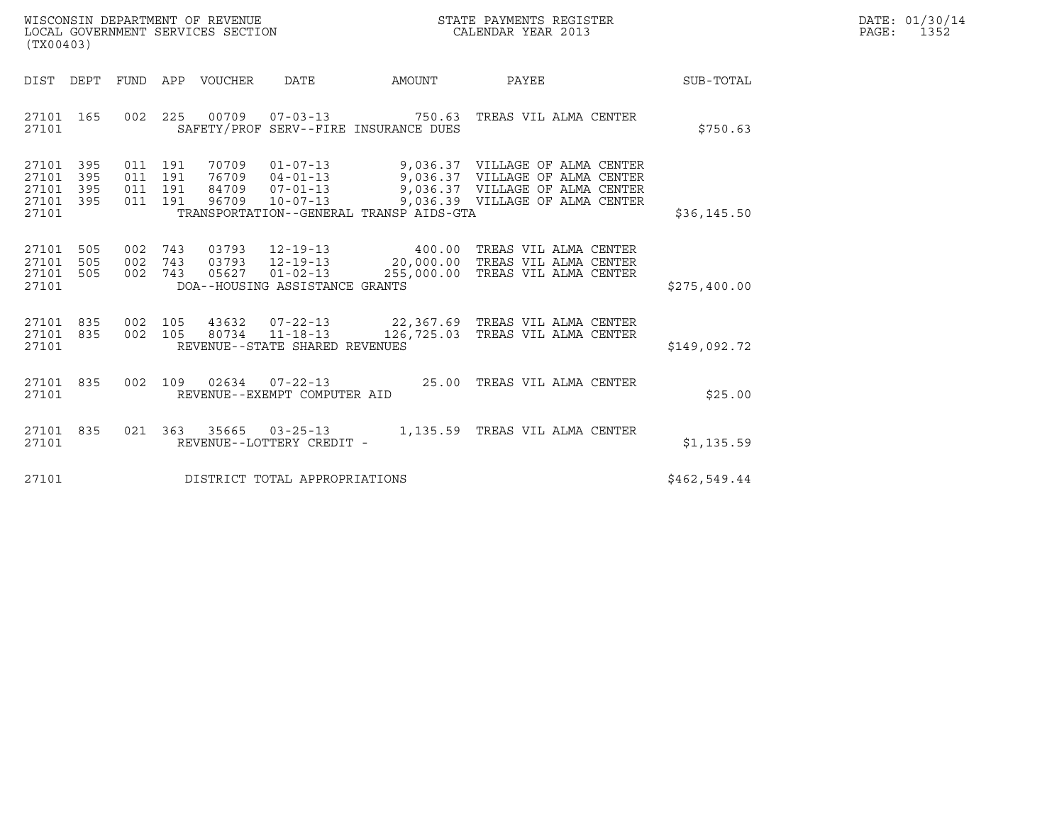WISCONSIN DEPARTMENT OF REVENUE
LOCAL GOVERNMENT SERVICES SECTION
(TX00403)

STATE PAYMENTS REGISTER
CALENDAR YEAR 2013

DATE: 01/30/14
PAGE: 1352

| DIST | DEPT | FUND | APP | VOUCHER | DATE | AMOUNT | PAYEE | SUB-TOTAL |
|---|---|---|---|---|---|---|---|---|
| 27101 | 165 | 002 | 225 | 00709 | 07-03-13 | 750.63 | TREAS VIL ALMA CENTER | |
| 27101 | | | | SAFETY/PROF SERV--FIRE INSURANCE DUES | | | | $750.63 |
| 27101 | 395 | 011 | 191 | 70709 | 01-07-13 | 9,036.37 | VILLAGE OF ALMA CENTER | |
| 27101 | 395 | 011 | 191 | 76709 | 04-01-13 | 9,036.37 | VILLAGE OF ALMA CENTER | |
| 27101 | 395 | 011 | 191 | 84709 | 07-01-13 | 9,036.37 | VILLAGE OF ALMA CENTER | |
| 27101 | 395 | 011 | 191 | 96709 | 10-07-13 | 9,036.39 | VILLAGE OF ALMA CENTER | |
| 27101 | | | | TRANSPORTATION--GENERAL TRANSP AIDS-GTA | | | | $36,145.50 |
| 27101 | 505 | 002 | 743 | 03793 | 12-19-13 | 400.00 | TREAS VIL ALMA CENTER | |
| 27101 | 505 | 002 | 743 | 03793 | 12-19-13 | 20,000.00 | TREAS VIL ALMA CENTER | |
| 27101 | 505 | 002 | 743 | 05627 | 01-02-13 | 255,000.00 | TREAS VIL ALMA CENTER | |
| 27101 | | | | DOA--HOUSING ASSISTANCE GRANTS | | | | $275,400.00 |
| 27101 | 835 | 002 | 105 | 43632 | 07-22-13 | 22,367.69 | TREAS VIL ALMA CENTER | |
| 27101 | 835 | 002 | 105 | 80734 | 11-18-13 | 126,725.03 | TREAS VIL ALMA CENTER | |
| 27101 | | | | REVENUE--STATE SHARED REVENUES | | | | $149,092.72 |
| 27101 | 835 | 002 | 109 | 02634 | 07-22-13 | 25.00 | TREAS VIL ALMA CENTER | |
| 27101 | | | | REVENUE--EXEMPT COMPUTER AID | | | | $25.00 |
| 27101 | 835 | 021 | 363 | 35665 | 03-25-13 | 1,135.59 | TREAS VIL ALMA CENTER | |
| 27101 | | | | REVENUE--LOTTERY CREDIT - | | | | $1,135.59 |
| 27101 | | | | DISTRICT TOTAL APPROPRIATIONS | | | | $462,549.44 |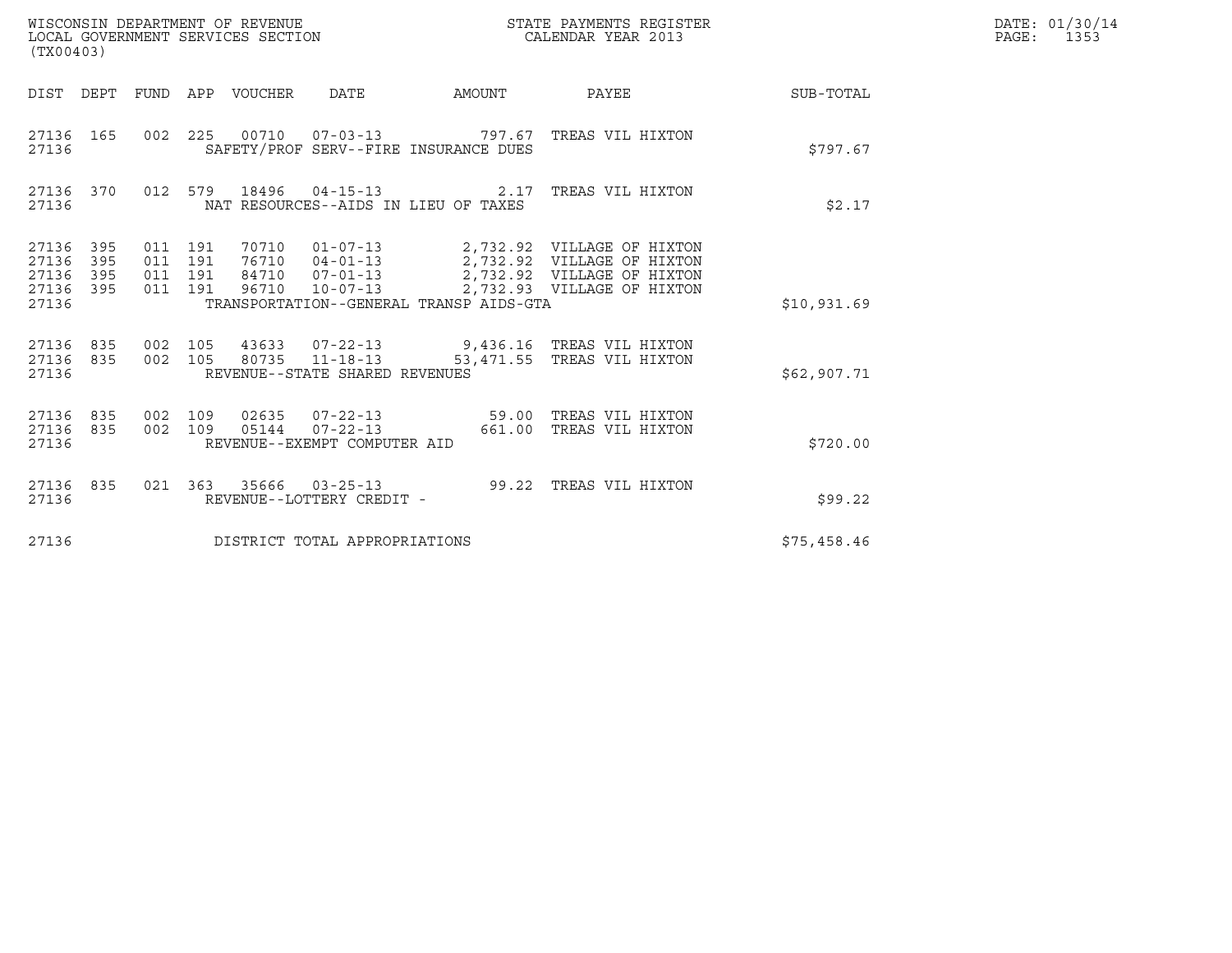WISCONSIN DEPARTMENT OF REVENUE
LOCAL GOVERNMENT SERVICES SECTION
(TX00403)

STATE PAYMENTS REGISTER
CALENDAR YEAR 2013

DATE: 01/30/14
PAGE: 1353

| DIST | DEPT | FUND | APP | VOUCHER | DATE | AMOUNT | PAYEE | SUB-TOTAL |
|---|---|---|---|---|---|---|---|---|
| 27136 | 165 | 002 | 225 | 00710 | 07-03-13 | 797.67 | TREAS VIL HIXTON | |
| 27136 | | | | SAFETY/PROF SERV--FIRE INSURANCE DUES | | | | $797.67 |
| 27136 | 370 | 012 | 579 | 18496 | 04-15-13 | 2.17 | TREAS VIL HIXTON | |
| 27136 | | | | NAT RESOURCES--AIDS IN LIEU OF TAXES | | | | $2.17 |
| 27136 | 395 | 011 | 191 | 70710 | 01-07-13 | 2,732.92 | VILLAGE OF HIXTON | |
| 27136 | 395 | 011 | 191 | 76710 | 04-01-13 | 2,732.92 | VILLAGE OF HIXTON | |
| 27136 | 395 | 011 | 191 | 84710 | 07-01-13 | 2,732.92 | VILLAGE OF HIXTON | |
| 27136 | 395 | 011 | 191 | 96710 | 10-07-13 | 2,732.93 | VILLAGE OF HIXTON | |
| 27136 | | | | TRANSPORTATION--GENERAL TRANSP AIDS-GTA | | | | $10,931.69 |
| 27136 | 835 | 002 | 105 | 43633 | 07-22-13 | 9,436.16 | TREAS VIL HIXTON | |
| 27136 | 835 | 002 | 105 | 80735 | 11-18-13 | 53,471.55 | TREAS VIL HIXTON | |
| 27136 | | | | REVENUE--STATE SHARED REVENUES | | | | $62,907.71 |
| 27136 | 835 | 002 | 109 | 02635 | 07-22-13 | 59.00 | TREAS VIL HIXTON | |
| 27136 | 835 | 002 | 109 | 05144 | 07-22-13 | 661.00 | TREAS VIL HIXTON | |
| 27136 | | | | REVENUE--EXEMPT COMPUTER AID | | | | $720.00 |
| 27136 | 835 | 021 | 363 | 35666 | 03-25-13 | 99.22 | TREAS VIL HIXTON | |
| 27136 | | | | REVENUE--LOTTERY CREDIT - | | | | $99.22 |
| 27136 | | | | DISTRICT TOTAL APPROPRIATIONS | | | | $75,458.46 |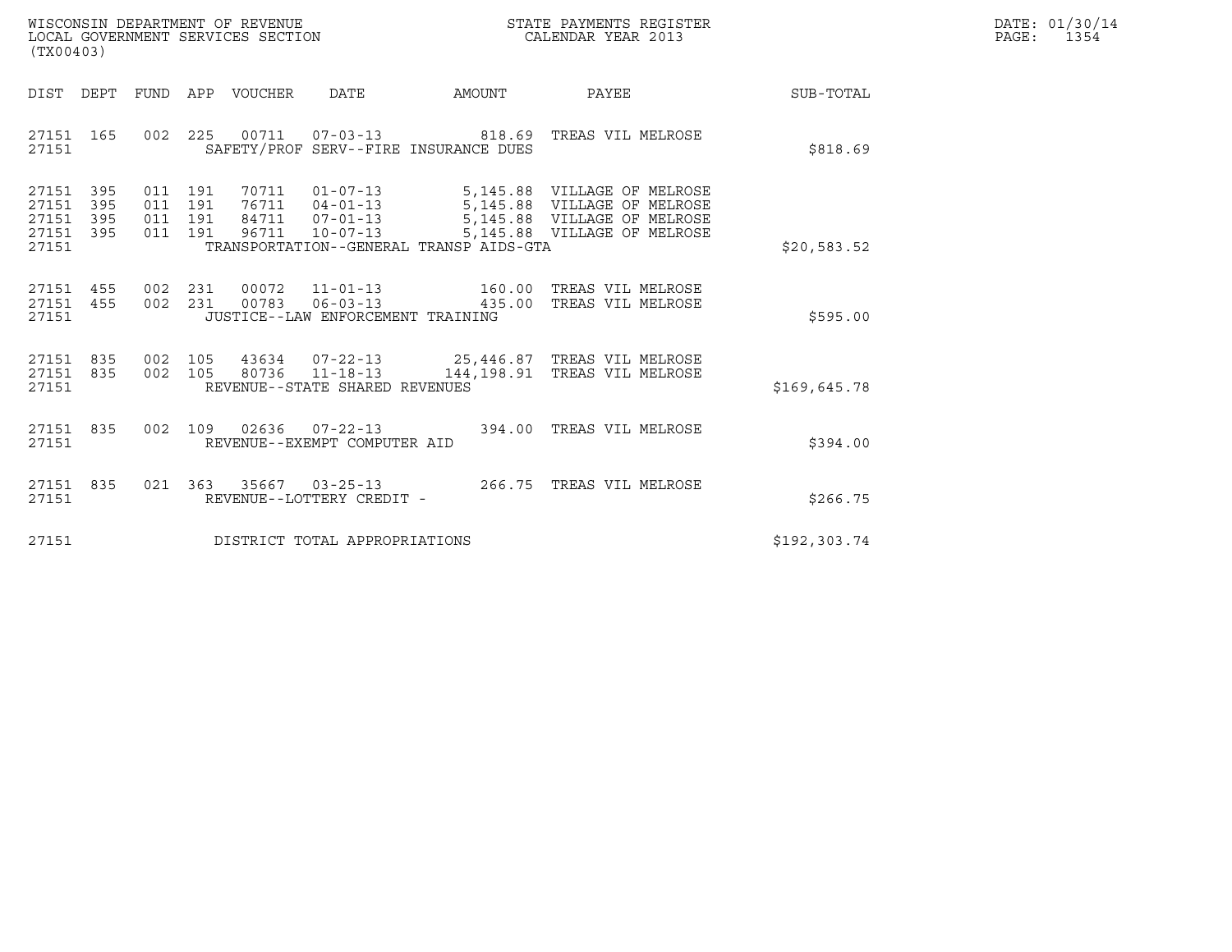WISCONSIN DEPARTMENT OF REVENUE
LOCAL GOVERNMENT SERVICES SECTION
(TX00403)

STATE PAYMENTS REGISTER
CALENDAR YEAR 2013

DATE: 01/30/14

| DIST | DEPT | FUND | APP | VOUCHER | DATE | AMOUNT | PAYEE | SUB-TOTAL |
|---|---|---|---|---|---|---|---|---|
| 27151 | 165 | 002 | 225 | 00711 | 07-03-13 | 818.69 | TREAS VIL MELROSE | |
| 27151 | | | | SAFETY/PROF SERV--FIRE INSURANCE DUES | | | | $818.69 |
| 27151 | 395 | 011 | 191 | 70711 | 01-07-13 | 5,145.88 | VILLAGE OF MELROSE | |
| 27151 | 395 | 011 | 191 | 76711 | 04-01-13 | 5,145.88 | VILLAGE OF MELROSE | |
| 27151 | 395 | 011 | 191 | 84711 | 07-01-13 | 5,145.88 | VILLAGE OF MELROSE | |
| 27151 | 395 | 011 | 191 | 96711 | 10-07-13 | 5,145.88 | VILLAGE OF MELROSE | |
| 27151 | | | | TRANSPORTATION--GENERAL TRANSP AIDS-GTA | | | | $20,583.52 |
| 27151 | 455 | 002 | 231 | 00072 | 11-01-13 | 160.00 | TREAS VIL MELROSE | |
| 27151 | 455 | 002 | 231 | 00783 | 06-03-13 | 435.00 | TREAS VIL MELROSE | |
| 27151 | | | | JUSTICE--LAW ENFORCEMENT TRAINING | | | | $595.00 |
| 27151 | 835 | 002 | 105 | 43634 | 07-22-13 | 25,446.87 | TREAS VIL MELROSE | |
| 27151 | 835 | 002 | 105 | 80736 | 11-18-13 | 144,198.91 | TREAS VIL MELROSE | |
| 27151 | | | | REVENUE--STATE SHARED REVENUES | | | | $169,645.78 |
| 27151 | 835 | 002 | 109 | 02636 | 07-22-13 | 394.00 | TREAS VIL MELROSE | |
| 27151 | | | | REVENUE--EXEMPT COMPUTER AID | | | | $394.00 |
| 27151 | 835 | 021 | 363 | 35667 | 03-25-13 | 266.75 | TREAS VIL MELROSE | |
| 27151 | | | | REVENUE--LOTTERY CREDIT - | | | | $266.75 |
| 27151 | | | | DISTRICT TOTAL APPROPRIATIONS | | | | $192,303.74 |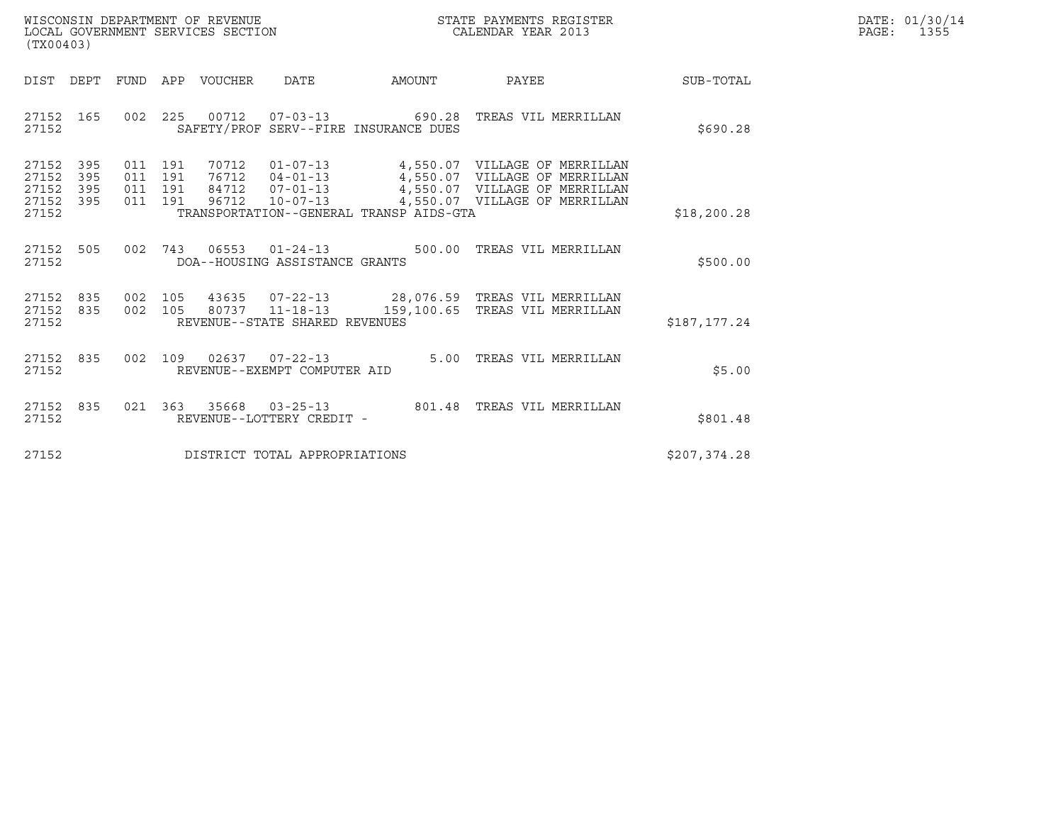WISCONSIN DEPARTMENT OF REVENUE
LOCAL GOVERNMENT SERVICES SECTION
(TX00403)

STATE PAYMENTS REGISTER
CALENDAR YEAR 2013

DATE: 01/30/14

| DIST | DEPT | FUND | APP | VOUCHER | DATE | AMOUNT | PAYEE | SUB-TOTAL |
|---|---|---|---|---|---|---|---|---|
| 27152 | 165 | 002 | 225 | 00712 | 07-03-13 | 690.28 | TREAS VIL MERRILLAN | |
| 27152 | | | | | SAFETY/PROF SERV--FIRE INSURANCE DUES | | | $690.28 |
| 27152 | 395 | 011 | 191 | 70712 | 01-07-13 | 4,550.07 | VILLAGE OF MERRILLAN | |
| 27152 | 395 | 011 | 191 | 76712 | 04-01-13 | 4,550.07 | VILLAGE OF MERRILLAN | |
| 27152 | 395 | 011 | 191 | 84712 | 07-01-13 | 4,550.07 | VILLAGE OF MERRILLAN | |
| 27152 | 395 | 011 | 191 | 96712 | 10-07-13 | 4,550.07 | VILLAGE OF MERRILLAN | |
| 27152 | | | | | TRANSPORTATION--GENERAL TRANSP AIDS-GTA | | | $18,200.28 |
| 27152 | 505 | 002 | 743 | 06553 | 01-24-13 | 500.00 | TREAS VIL MERRILLAN | |
| 27152 | | | | | DOA--HOUSING ASSISTANCE GRANTS | | | $500.00 |
| 27152 | 835 | 002 | 105 | 43635 | 07-22-13 | 28,076.59 | TREAS VIL MERRILLAN | |
| 27152 | 835 | 002 | 105 | 80737 | 11-18-13 | 159,100.65 | TREAS VIL MERRILLAN | |
| 27152 | | | | | REVENUE--STATE SHARED REVENUES | | | $187,177.24 |
| 27152 | 835 | 002 | 109 | 02637 | 07-22-13 | 5.00 | TREAS VIL MERRILLAN | |
| 27152 | | | | | REVENUE--EXEMPT COMPUTER AID | | | $5.00 |
| 27152 | 835 | 021 | 363 | 35668 | 03-25-13 | 801.48 | TREAS VIL MERRILLAN | |
| 27152 | | | | | REVENUE--LOTTERY CREDIT - | | | $801.48 |
| 27152 | | | | | DISTRICT TOTAL APPROPRIATIONS | | | $207,374.28 |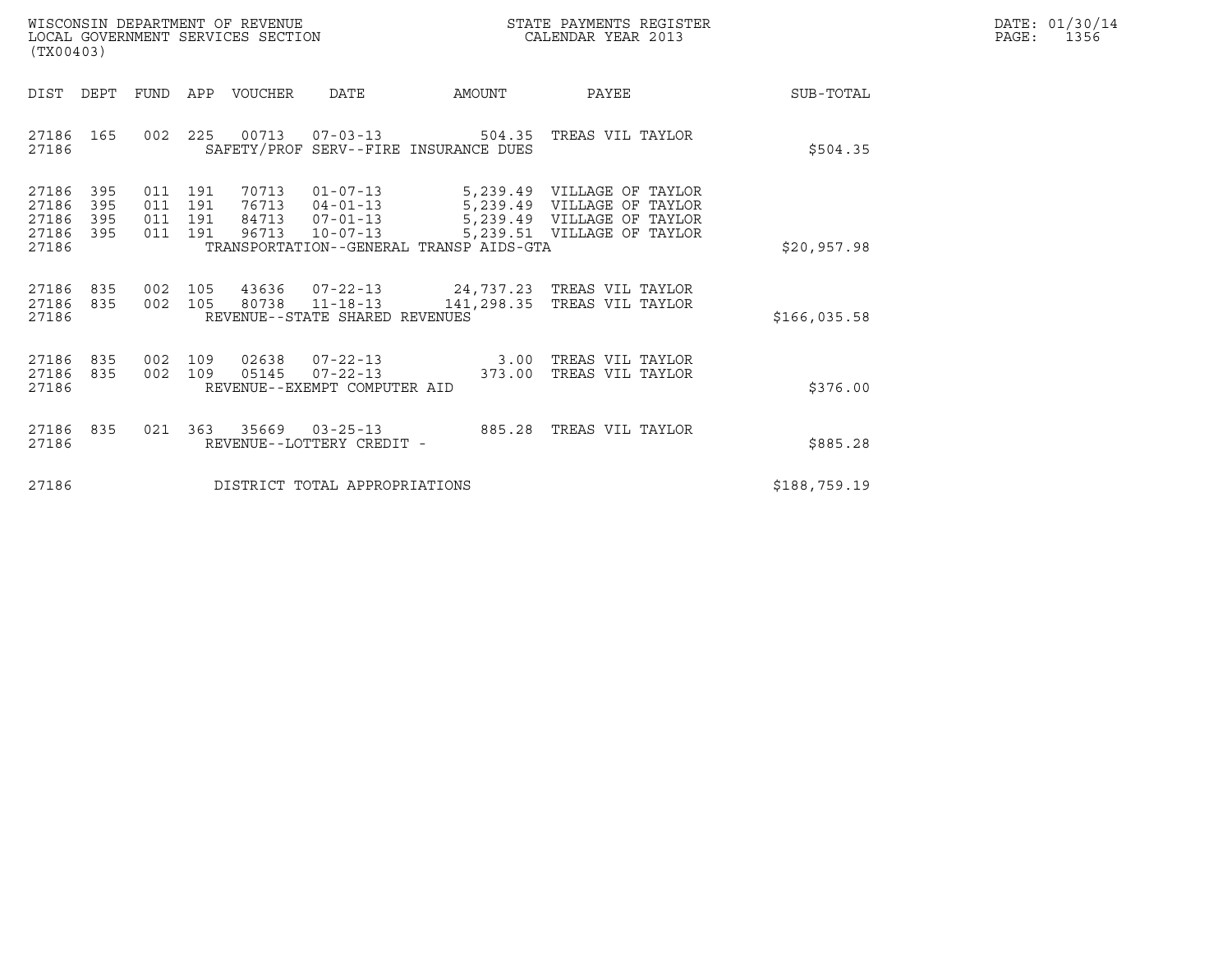WISCONSIN DEPARTMENT OF REVENUE
LOCAL GOVERNMENT SERVICES SECTION
(TX00403)

STATE PAYMENTS REGISTER
CALENDAR YEAR 2013

DATE: 01/30/14
PAGE: 1356

| DIST | DEPT | FUND | APP | VOUCHER | DATE | AMOUNT | PAYEE | SUB-TOTAL |
|---|---|---|---|---|---|---|---|---|
| 27186 | 165 | 002 | 225 | 00713 | 07-03-13 | 504.35 | TREAS VIL TAYLOR | |
| 27186 | | | | SAFETY/PROF SERV--FIRE INSURANCE DUES | | | | $504.35 |
| 27186 | 395 | 011 | 191 | 70713 | 01-07-13 | 5,239.49 | VILLAGE OF TAYLOR | |
| 27186 | 395 | 011 | 191 | 76713 | 04-01-13 | 5,239.49 | VILLAGE OF TAYLOR | |
| 27186 | 395 | 011 | 191 | 84713 | 07-01-13 | 5,239.49 | VILLAGE OF TAYLOR | |
| 27186 | 395 | 011 | 191 | 96713 | 10-07-13 | 5,239.51 | VILLAGE OF TAYLOR | |
| 27186 | | | | TRANSPORTATION--GENERAL TRANSP AIDS-GTA | | | | $20,957.98 |
| 27186 | 835 | 002 | 105 | 43636 | 07-22-13 | 24,737.23 | TREAS VIL TAYLOR | |
| 27186 | 835 | 002 | 105 | 80738 | 11-18-13 | 141,298.35 | TREAS VIL TAYLOR | |
| 27186 | | | | REVENUE--STATE SHARED REVENUES | | | | $166,035.58 |
| 27186 | 835 | 002 | 109 | 02638 | 07-22-13 | 3.00 | TREAS VIL TAYLOR | |
| 27186 | 835 | 002 | 109 | 05145 | 07-22-13 | 373.00 | TREAS VIL TAYLOR | |
| 27186 | | | | REVENUE--EXEMPT COMPUTER AID | | | | $376.00 |
| 27186 | 835 | 021 | 363 | 35669 | 03-25-13 | 885.28 | TREAS VIL TAYLOR | |
| 27186 | | | | REVENUE--LOTTERY CREDIT - | | | | $885.28 |
| 27186 | | | | DISTRICT TOTAL APPROPRIATIONS | | | | $188,759.19 |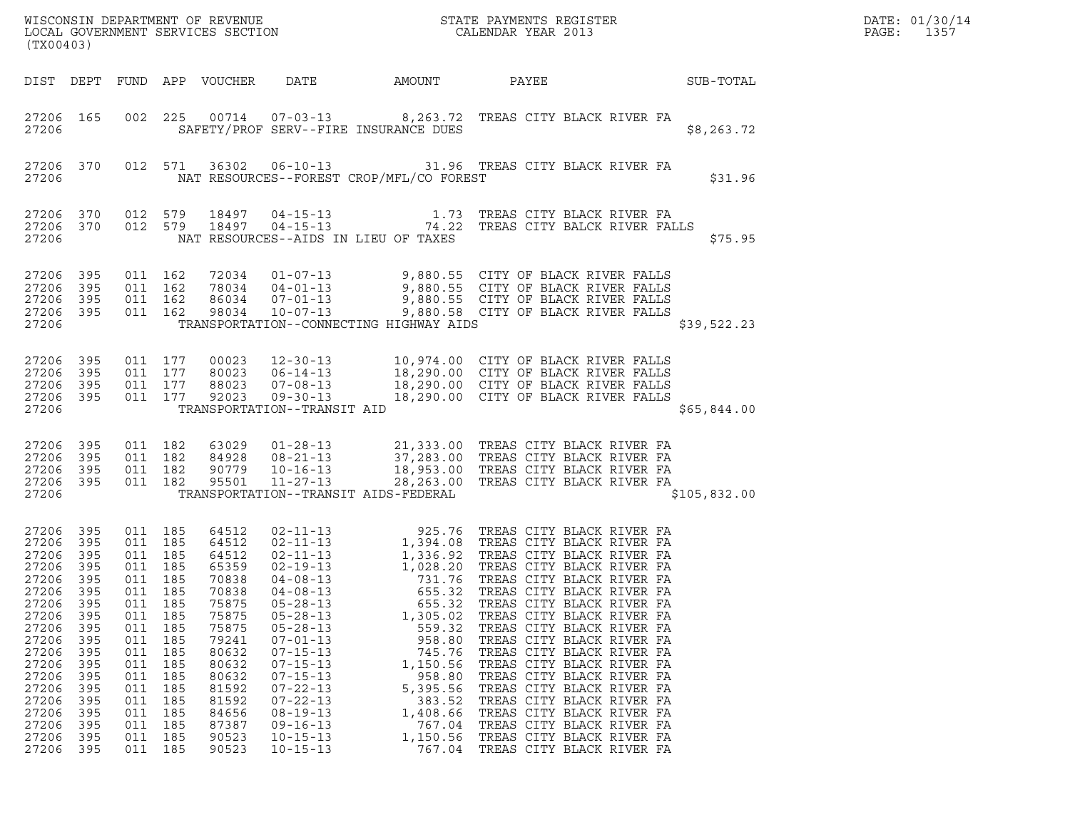WISCONSIN DEPARTMENT OF REVENUE
LOCAL GOVERNMENT SERVICES SECTION
(TX00403)

STATE PAYMENTS REGISTER
CALENDAR YEAR 2013

DATE: 01/30/14
PAGE: 1357

| DIST | DEPT | FUND | APP | VOUCHER | DATE | AMOUNT | PAYEE | SUB-TOTAL |
|---|---|---|---|---|---|---|---|---|
| 27206 | 165 | 002 | 225 | 00714 | 07-03-13 | 8,263.72 | TREAS CITY BLACK RIVER FA | |
| 27206 | | | | | SAFETY/PROF SERV--FIRE INSURANCE DUES | | | $8,263.72 |
| 27206 | 370 | 012 | 571 | 36302 | 06-10-13 | 31.96 | TREAS CITY BLACK RIVER FA | |
| 27206 | | | | | NAT RESOURCES--FOREST CROP/MFL/CO FOREST | | | $31.96 |
| 27206 | 370 | 012 | 579 | 18497 | 04-15-13 | 1.73 | TREAS CITY BLACK RIVER FA | |
| 27206 | 370 | 012 | 579 | 18497 | 04-15-13 | 74.22 | TREAS CITY BALCK RIVER FALLS | |
| 27206 | | | | | NAT RESOURCES--AIDS IN LIEU OF TAXES | | | $75.95 |
| 27206 | 395 | 011 | 162 | 72034 | 01-07-13 | 9,880.55 | CITY OF BLACK RIVER FALLS | |
| 27206 | 395 | 011 | 162 | 78034 | 04-01-13 | 9,880.55 | CITY OF BLACK RIVER FALLS | |
| 27206 | 395 | 011 | 162 | 86034 | 07-01-13 | 9,880.55 | CITY OF BLACK RIVER FALLS | |
| 27206 | 395 | 011 | 162 | 98034 | 10-07-13 | 9,880.58 | CITY OF BLACK RIVER FALLS | |
| 27206 | | | | | TRANSPORTATION--CONNECTING HIGHWAY AIDS | | | $39,522.23 |
| 27206 | 395 | 011 | 177 | 00023 | 12-30-13 | 10,974.00 | CITY OF BLACK RIVER FALLS | |
| 27206 | 395 | 011 | 177 | 80023 | 06-14-13 | 18,290.00 | CITY OF BLACK RIVER FALLS | |
| 27206 | 395 | 011 | 177 | 88023 | 07-08-13 | 18,290.00 | CITY OF BLACK RIVER FALLS | |
| 27206 | 395 | 011 | 177 | 92023 | 09-30-13 | 18,290.00 | CITY OF BLACK RIVER FALLS | |
| 27206 | | | | | TRANSPORTATION--TRANSIT AID | | | $65,844.00 |
| 27206 | 395 | 011 | 182 | 63029 | 01-28-13 | 21,333.00 | TREAS CITY BLACK RIVER FA | |
| 27206 | 395 | 011 | 182 | 84928 | 08-21-13 | 37,283.00 | TREAS CITY BLACK RIVER FA | |
| 27206 | 395 | 011 | 182 | 90779 | 10-16-13 | 18,953.00 | TREAS CITY BLACK RIVER FA | |
| 27206 | 395 | 011 | 182 | 95501 | 11-27-13 | 28,263.00 | TREAS CITY BLACK RIVER FA | |
| 27206 | | | | | TRANSPORTATION--TRANSIT AIDS-FEDERAL | | | $105,832.00 |
| 27206 | 395 | 011 | 185 | 64512 | 02-11-13 | 925.76 | TREAS CITY BLACK RIVER FA | |
| 27206 | 395 | 011 | 185 | 64512 | 02-11-13 | 1,394.08 | TREAS CITY BLACK RIVER FA | |
| 27206 | 395 | 011 | 185 | 64512 | 02-11-13 | 1,336.92 | TREAS CITY BLACK RIVER FA | |
| 27206 | 395 | 011 | 185 | 65359 | 02-19-13 | 1,028.20 | TREAS CITY BLACK RIVER FA | |
| 27206 | 395 | 011 | 185 | 70838 | 04-08-13 | 731.76 | TREAS CITY BLACK RIVER FA | |
| 27206 | 395 | 011 | 185 | 70838 | 04-08-13 | 655.32 | TREAS CITY BLACK RIVER FA | |
| 27206 | 395 | 011 | 185 | 75875 | 05-28-13 | 655.32 | TREAS CITY BLACK RIVER FA | |
| 27206 | 395 | 011 | 185 | 75875 | 05-28-13 | 1,305.02 | TREAS CITY BLACK RIVER FA | |
| 27206 | 395 | 011 | 185 | 75875 | 05-28-13 | 559.32 | TREAS CITY BLACK RIVER FA | |
| 27206 | 395 | 011 | 185 | 79241 | 07-01-13 | 958.80 | TREAS CITY BLACK RIVER FA | |
| 27206 | 395 | 011 | 185 | 80632 | 07-15-13 | 745.76 | TREAS CITY BLACK RIVER FA | |
| 27206 | 395 | 011 | 185 | 80632 | 07-15-13 | 1,150.56 | TREAS CITY BLACK RIVER FA | |
| 27206 | 395 | 011 | 185 | 80632 | 07-15-13 | 958.80 | TREAS CITY BLACK RIVER FA | |
| 27206 | 395 | 011 | 185 | 81592 | 07-22-13 | 5,395.56 | TREAS CITY BLACK RIVER FA | |
| 27206 | 395 | 011 | 185 | 81592 | 07-22-13 | 383.52 | TREAS CITY BLACK RIVER FA | |
| 27206 | 395 | 011 | 185 | 84656 | 08-19-13 | 1,408.66 | TREAS CITY BLACK RIVER FA | |
| 27206 | 395 | 011 | 185 | 87387 | 09-16-13 | 767.04 | TREAS CITY BLACK RIVER FA | |
| 27206 | 395 | 011 | 185 | 90523 | 10-15-13 | 1,150.56 | TREAS CITY BLACK RIVER FA | |
| 27206 | 395 | 011 | 185 | 90523 | 10-15-13 | 767.04 | TREAS CITY BLACK RIVER FA | |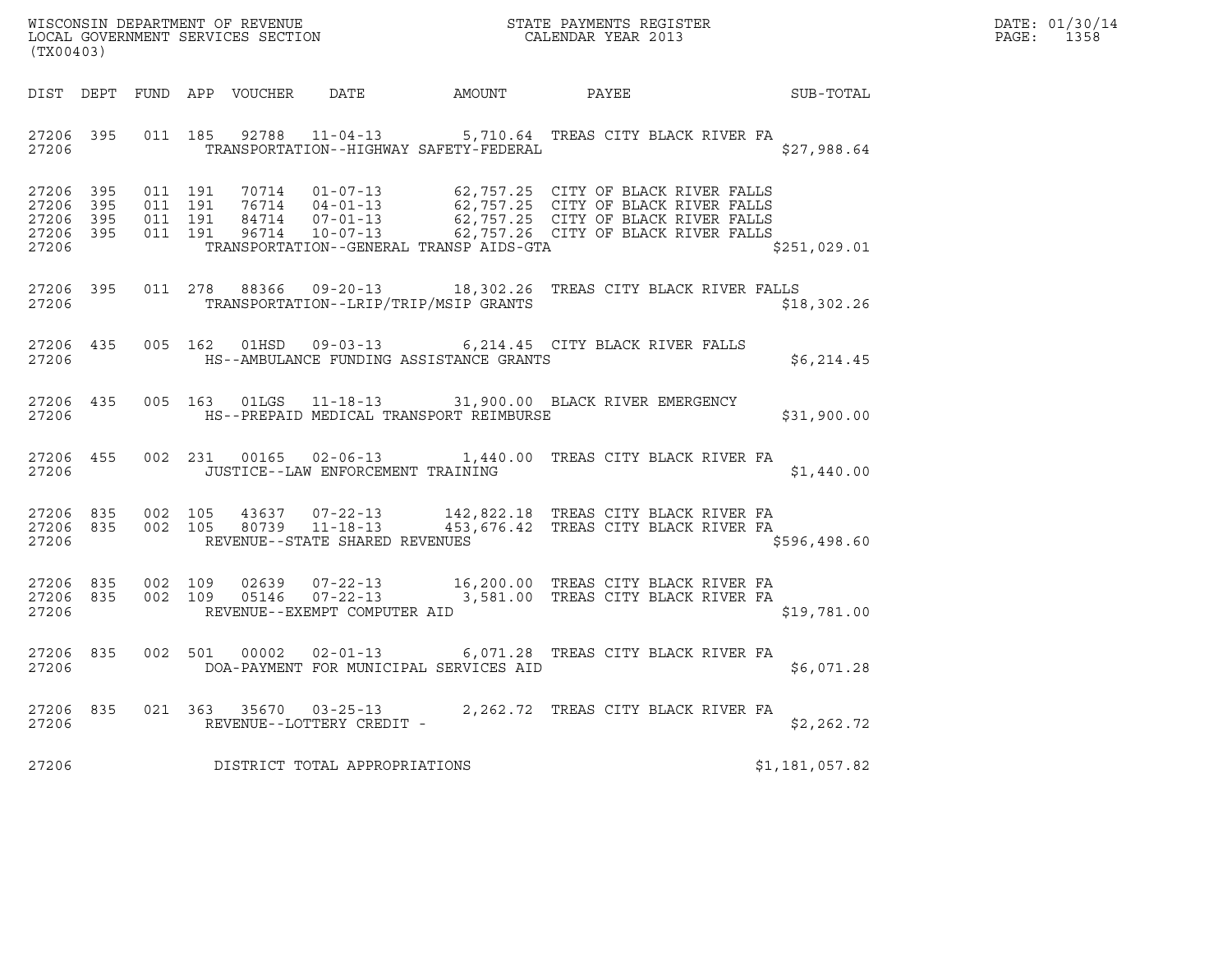WISCONSIN DEPARTMENT OF REVENUE
LOCAL GOVERNMENT SERVICES SECTION
(TX00403)

STATE PAYMENTS REGISTER
CALENDAR YEAR 2013

DATE: 01/30/14
PAGE: 1358

| DIST | DEPT | FUND | APP | VOUCHER | DATE | AMOUNT | PAYEE | SUB-TOTAL |
|---|---|---|---|---|---|---|---|---|
| 27206 | 395 | 011 | 185 | 92788 | 11-04-13 | 5,710.64 | TREAS CITY BLACK RIVER FA | |
| 27206 | | | | | TRANSPORTATION--HIGHWAY SAFETY-FEDERAL | | | $27,988.64 |
| 27206 | 395 | 011 | 191 | 70714 | 01-07-13 | 62,757.25 | CITY OF BLACK RIVER FALLS | |
| 27206 | 395 | 011 | 191 | 76714 | 04-01-13 | 62,757.25 | CITY OF BLACK RIVER FALLS | |
| 27206 | 395 | 011 | 191 | 84714 | 07-01-13 | 62,757.25 | CITY OF BLACK RIVER FALLS | |
| 27206 | 395 | 011 | 191 | 96714 | 10-07-13 | 62,757.26 | CITY OF BLACK RIVER FALLS | |
| 27206 | | | | | TRANSPORTATION--GENERAL TRANSP AIDS-GTA | | | $251,029.01 |
| 27206 | 395 | 011 | 278 | 88366 | 09-20-13 | 18,302.26 | TREAS CITY BLACK RIVER FALLS | |
| 27206 | | | | | TRANSPORTATION--LRIP/TRIP/MSIP GRANTS | | | $18,302.26 |
| 27206 | 435 | 005 | 162 | 01HSD | 09-03-13 | 6,214.45 | CITY BLACK RIVER FALLS | |
| 27206 | | | | | HS--AMBULANCE FUNDING ASSISTANCE GRANTS | | | $6,214.45 |
| 27206 | 435 | 005 | 163 | 01LGS | 11-18-13 | 31,900.00 | BLACK RIVER EMERGENCY | |
| 27206 | | | | | HS--PREPAID MEDICAL TRANSPORT REIMBURSE | | | $31,900.00 |
| 27206 | 455 | 002 | 231 | 00165 | 02-06-13 | 1,440.00 | TREAS CITY BLACK RIVER FA | |
| 27206 | | | | | JUSTICE--LAW ENFORCEMENT TRAINING | | | $1,440.00 |
| 27206 | 835 | 002 | 105 | 43637 | 07-22-13 | 142,822.18 | TREAS CITY BLACK RIVER FA | |
| 27206 | 835 | 002 | 105 | 80739 | 11-18-13 | 453,676.42 | TREAS CITY BLACK RIVER FA | |
| 27206 | | | | | REVENUE--STATE SHARED REVENUES | | | $596,498.60 |
| 27206 | 835 | 002 | 109 | 02639 | 07-22-13 | 16,200.00 | TREAS CITY BLACK RIVER FA | |
| 27206 | 835 | 002 | 109 | 05146 | 07-22-13 | 3,581.00 | TREAS CITY BLACK RIVER FA | |
| 27206 | | | | | REVENUE--EXEMPT COMPUTER AID | | | $19,781.00 |
| 27206 | 835 | 002 | 501 | 00002 | 02-01-13 | 6,071.28 | TREAS CITY BLACK RIVER FA | |
| 27206 | | | | | DOA-PAYMENT FOR MUNICIPAL SERVICES AID | | | $6,071.28 |
| 27206 | 835 | 021 | 363 | 35670 | 03-25-13 | 2,262.72 | TREAS CITY BLACK RIVER FA | |
| 27206 | | | | | REVENUE--LOTTERY CREDIT - | | | $2,262.72 |
| 27206 | | | | | DISTRICT TOTAL APPROPRIATIONS | | | $1,181,057.82 |